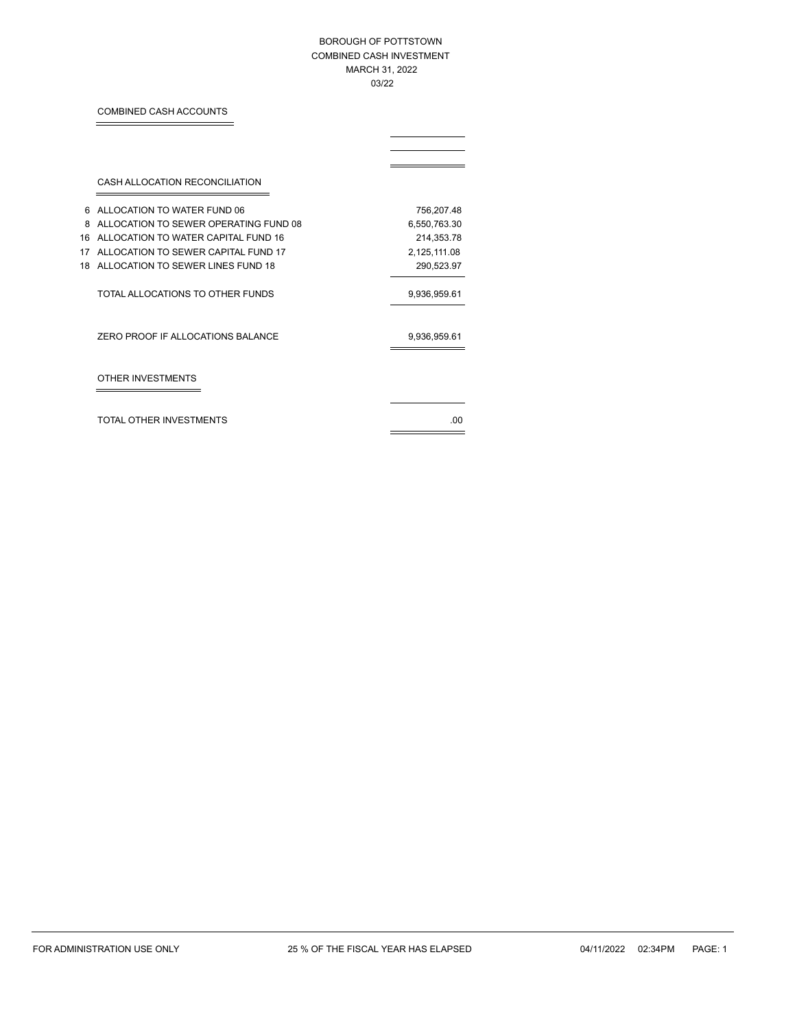BOROUGH OF POTTSTOWN
COMBINED CASH INVESTMENT
MARCH 31, 2022
03/22

## COMBINED CASH ACCOUNTS

## CASH ALLOCATION RECONCILIATION

| | | |
|---|---|---|
| 6 | ALLOCATION TO WATER FUND 06 | 756,207.48 |
| 8 | ALLOCATION TO SEWER OPERATING FUND 08 | 6,550,763.30 |
| 16 | ALLOCATION TO WATER CAPITAL FUND 16 | 214,353.78 |
| 17 | ALLOCATION TO SEWER CAPITAL FUND 17 | 2,125,111.08 |
| 18 | ALLOCATION TO SEWER LINES FUND 18 | 290,523.97 |
| | TOTAL ALLOCATIONS TO OTHER FUNDS | 9,936,959.61 |
| | ZERO PROOF IF ALLOCATIONS BALANCE | 9,936,959.61 |

## OTHER INVESTMENTS

| | |
|---|---|
| TOTAL OTHER INVESTMENTS | .00 |

FOR ADMINISTRATION USE ONLY 25 % OF THE FISCAL YEAR HAS ELAPSED 04/11/2022 02:34PM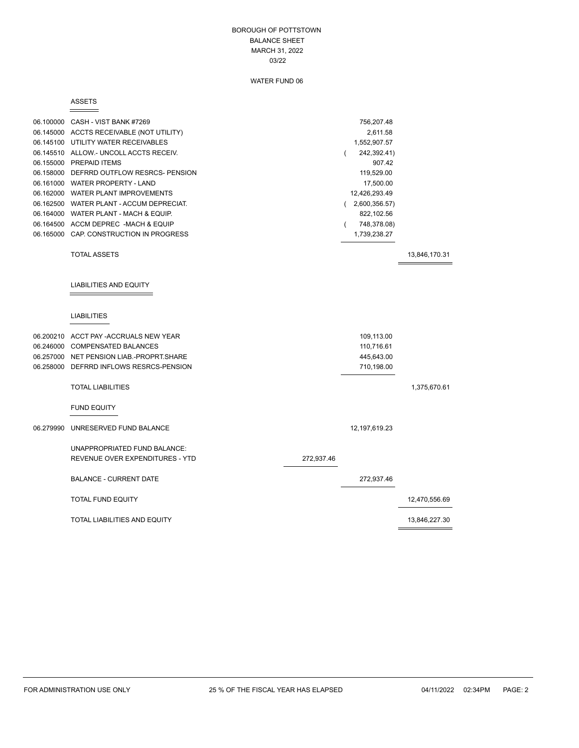# BOROUGH OF POTTSTOWN
## BALANCE SHEET
## MARCH 31, 2022
## 03/22

### WATER FUND 06

#### ASSETS

| | | | | |
|---|---|---|---|---|
| 06.100000 | CASH - VIST BANK #7269 | | 756,207.48 | |
| 06.145000 | ACCTS RECEIVABLE (NOT UTILITY) | | 2,611.58 | |
| 06.145100 | UTILITY WATER RECEIVABLES | | 1,552,907.57 | |
| 06.145510 | ALLOW.- UNCOLL ACCTS RECEIV. | | ( 242,392.41) | |
| 06.155000 | PREPAID ITEMS | | 907.42 | |
| 06.158000 | DEFRRD OUTFLOW RESRCS- PENSION | | 119,529.00 | |
| 06.161000 | WATER PROPERTY - LAND | | 17,500.00 | |
| 06.162000 | WATER PLANT IMPROVEMENTS | | 12,426,293.49 | |
| 06.162500 | WATER PLANT - ACCUM DEPRECIAT. | | ( 2,600,356.57) | |
| 06.164000 | WATER PLANT - MACH & EQUIP. | | 822,102.56 | |
| 06.164500 | ACCM DEPREC -MACH & EQUIP | | ( 748,378.08) | |
| 06.165000 | CAP. CONSTRUCTION IN PROGRESS | | 1,739,238.27 | |
| | TOTAL ASSETS | | | 13,846,170.31 |

#### LIABILITIES AND EQUITY

##### LIABILITIES

| | | | | |
|---|---|---|---|---|
| 06.200210 | ACCT PAY -ACCRUALS NEW YEAR | | 109,113.00 | |
| 06.246000 | COMPENSATED BALANCES | | 110,716.61 | |
| 06.257000 | NET PENSION LIAB.-PROPRT.SHARE | | 445,643.00 | |
| 06.258000 | DEFRRD INFLOWS RESRCS-PENSION | | 710,198.00 | |
| | TOTAL LIABILITIES | | | 1,375,670.61 |

##### FUND EQUITY

| | | | | |
|---|---|---|---|---|
| 06.279990 | UNRESERVED FUND BALANCE | | 12,197,619.23 | |
| | UNAPPROPRIATED FUND BALANCE: | | | |
| | REVENUE OVER EXPENDITURES - YTD | 272,937.46 | | |
| | BALANCE - CURRENT DATE | | 272,937.46 | |
| | TOTAL FUND EQUITY | | | 12,470,556.69 |
| | TOTAL LIABILITIES AND EQUITY | | | 13,846,227.30 |

FOR ADMINISTRATION USE ONLY 25 % OF THE FISCAL YEAR HAS ELAPSED 04/11/2022 02:34PM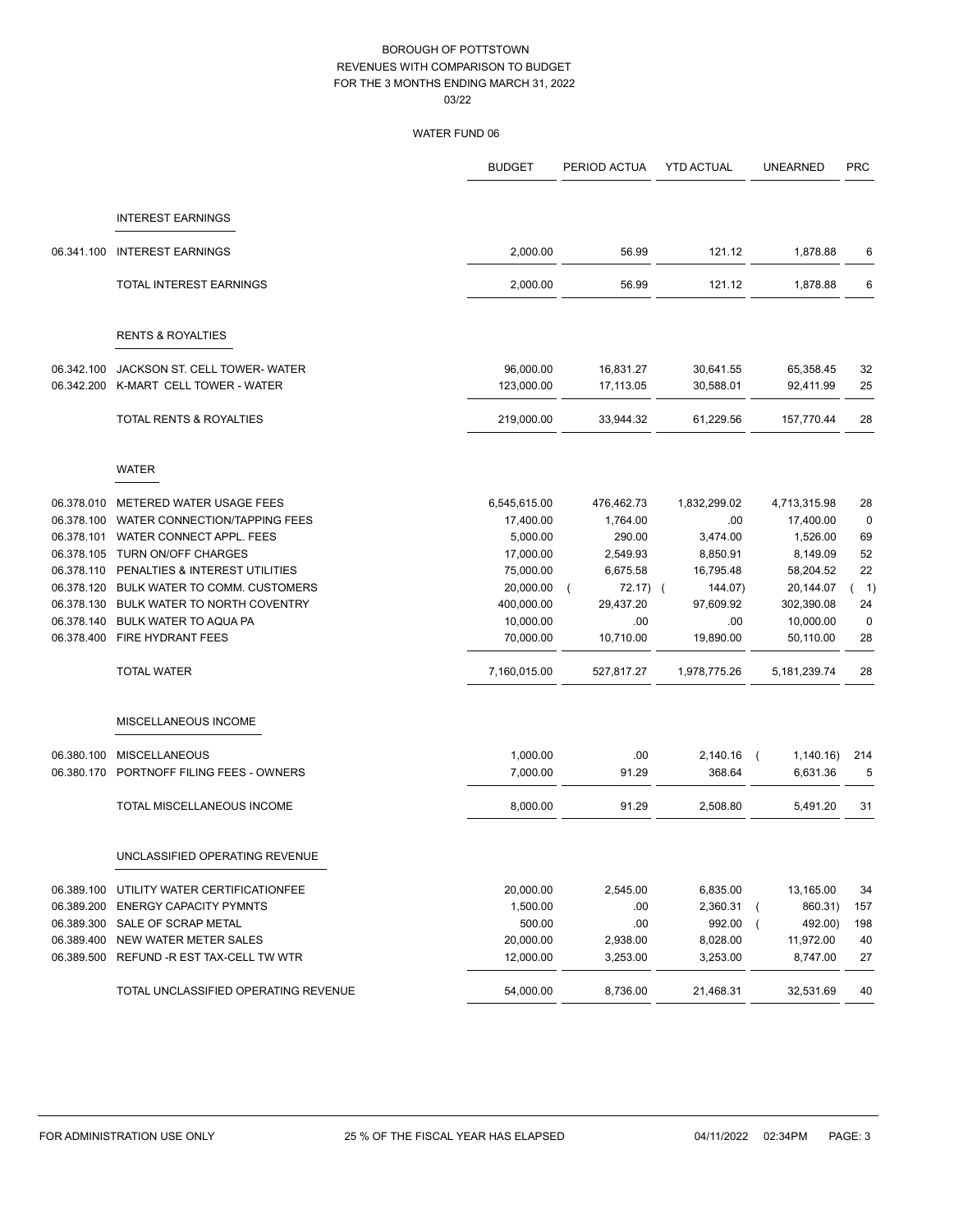# BOROUGH OF POTTSTOWN
## REVENUES WITH COMPARISON TO BUDGET
## FOR THE 3 MONTHS ENDING MARCH 31, 2022
03/22

### WATER FUND 06

| | | BUDGET | PERIOD ACTUA | YTD ACTUAL | UNEARNED | PRC |
|---|---|---|---|---|---|---|
| | **INTEREST EARNINGS** | | | | | |
| 06.341.100 | INTEREST EARNINGS | 2,000.00 | 56.99 | 121.12 | 1,878.88 | 6 |
| | TOTAL INTEREST EARNINGS | 2,000.00 | 56.99 | 121.12 | 1,878.88 | 6 |
| | **RENTS & ROYALTIES** | | | | | |
| 06.342.100 | JACKSON ST. CELL TOWER- WATER | 96,000.00 | 16,831.27 | 30,641.55 | 65,358.45 | 32 |
| 06.342.200 | K-MART CELL TOWER - WATER | 123,000.00 | 17,113.05 | 30,588.01 | 92,411.99 | 25 |
| | TOTAL RENTS & ROYALTIES | 219,000.00 | 33,944.32 | 61,229.56 | 157,770.44 | 28 |
| | **WATER** | | | | | |
| 06.378.010 | METERED WATER USAGE FEES | 6,545,615.00 | 476,462.73 | 1,832,299.02 | 4,713,315.98 | 28 |
| 06.378.100 | WATER CONNECTION/TAPPING FEES | 17,400.00 | 1,764.00 | .00 | 17,400.00 | 0 |
| 06.378.101 | WATER CONNECT APPL. FEES | 5,000.00 | 290.00 | 3,474.00 | 1,526.00 | 69 |
| 06.378.105 | TURN ON/OFF CHARGES | 17,000.00 | 2,549.93 | 8,850.91 | 8,149.09 | 52 |
| 06.378.110 | PENALTIES & INTEREST UTILITIES | 75,000.00 | 6,675.58 | 16,795.48 | 58,204.52 | 22 |
| 06.378.120 | BULK WATER TO COMM. CUSTOMERS | 20,000.00 | ( 72.17) | ( 144.07) | 20,144.07 | ( 1) |
| 06.378.130 | BULK WATER TO NORTH COVENTRY | 400,000.00 | 29,437.20 | 97,609.92 | 302,390.08 | 24 |
| 06.378.140 | BULK WATER TO AQUA PA | 10,000.00 | .00 | .00 | 10,000.00 | 0 |
| 06.378.400 | FIRE HYDRANT FEES | 70,000.00 | 10,710.00 | 19,890.00 | 50,110.00 | 28 |
| | TOTAL WATER | 7,160,015.00 | 527,817.27 | 1,978,775.26 | 5,181,239.74 | 28 |
| | **MISCELLANEOUS INCOME** | | | | | |
| 06.380.100 | MISCELLANEOUS | 1,000.00 | .00 | 2,140.16 | ( 1,140.16) | 214 |
| 06.380.170 | PORTNOFF FILING FEES - OWNERS | 7,000.00 | 91.29 | 368.64 | 6,631.36 | 5 |
| | TOTAL MISCELLANEOUS INCOME | 8,000.00 | 91.29 | 2,508.80 | 5,491.20 | 31 |
| | **UNCLASSIFIED OPERATING REVENUE** | | | | | |
| 06.389.100 | UTILITY WATER CERTIFICATIONFEE | 20,000.00 | 2,545.00 | 6,835.00 | 13,165.00 | 34 |
| 06.389.200 | ENERGY CAPACITY PYMNTS | 1,500.00 | .00 | 2,360.31 | ( 860.31) | 157 |
| 06.389.300 | SALE OF SCRAP METAL | 500.00 | .00 | 992.00 | ( 492.00) | 198 |
| 06.389.400 | NEW WATER METER SALES | 20,000.00 | 2,938.00 | 8,028.00 | 11,972.00 | 40 |
| 06.389.500 | REFUND -R EST TAX-CELL TW WTR | 12,000.00 | 3,253.00 | 3,253.00 | 8,747.00 | 27 |
| | TOTAL UNCLASSIFIED OPERATING REVENUE | 54,000.00 | 8,736.00 | 21,468.31 | 32,531.69 | 40 |

FOR ADMINISTRATION USE ONLY — 25 % OF THE FISCAL YEAR HAS ELAPSED — 04/11/2022 02:34PM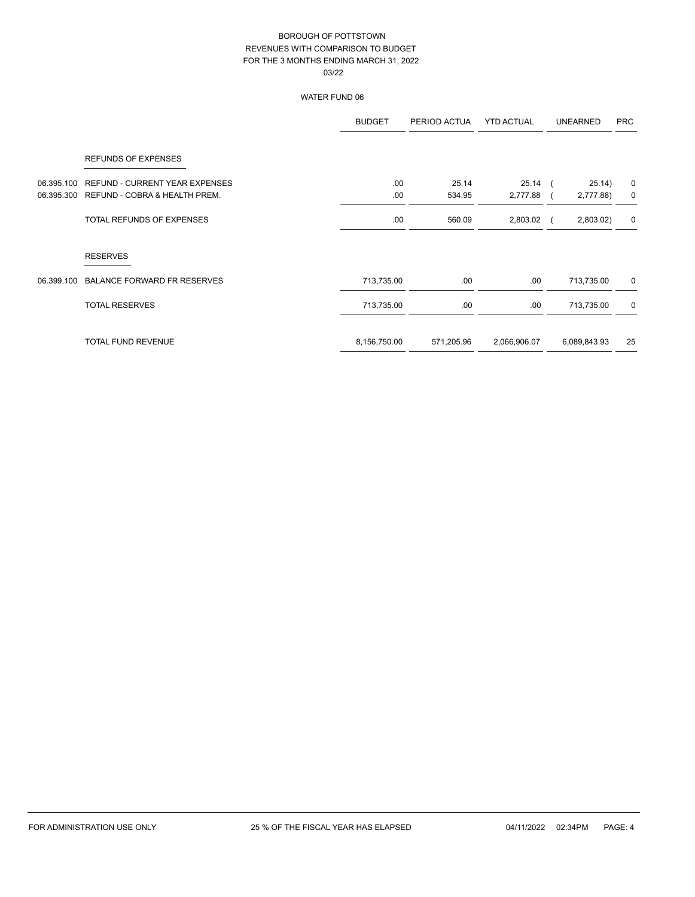BOROUGH OF POTTSTOWN
REVENUES WITH COMPARISON TO BUDGET
FOR THE 3 MONTHS ENDING MARCH 31, 2022
03/22

WATER FUND 06

| | | BUDGET | PERIOD ACTUA | YTD ACTUAL | UNEARNED | PRC |
|---|---|---|---|---|---|---|
| | REFUNDS OF EXPENSES | | | | | |
| 06.395.100 | REFUND - CURRENT YEAR EXPENSES | .00 | 25.14 | 25.14 | ( 25.14) | 0 |
| 06.395.300 | REFUND - COBRA & HEALTH PREM. | .00 | 534.95 | 2,777.88 | ( 2,777.88) | 0 |
| | TOTAL REFUNDS OF EXPENSES | .00 | 560.09 | 2,803.02 | ( 2,803.02) | 0 |
| | RESERVES | | | | | |
| 06.399.100 | BALANCE FORWARD FR RESERVES | 713,735.00 | .00 | .00 | 713,735.00 | 0 |
| | TOTAL RESERVES | 713,735.00 | .00 | .00 | 713,735.00 | 0 |
| | TOTAL FUND REVENUE | 8,156,750.00 | 571,205.96 | 2,066,906.07 | 6,089,843.93 | 25 |

FOR ADMINISTRATION USE ONLY 25 % OF THE FISCAL YEAR HAS ELAPSED 04/11/2022 02:34PM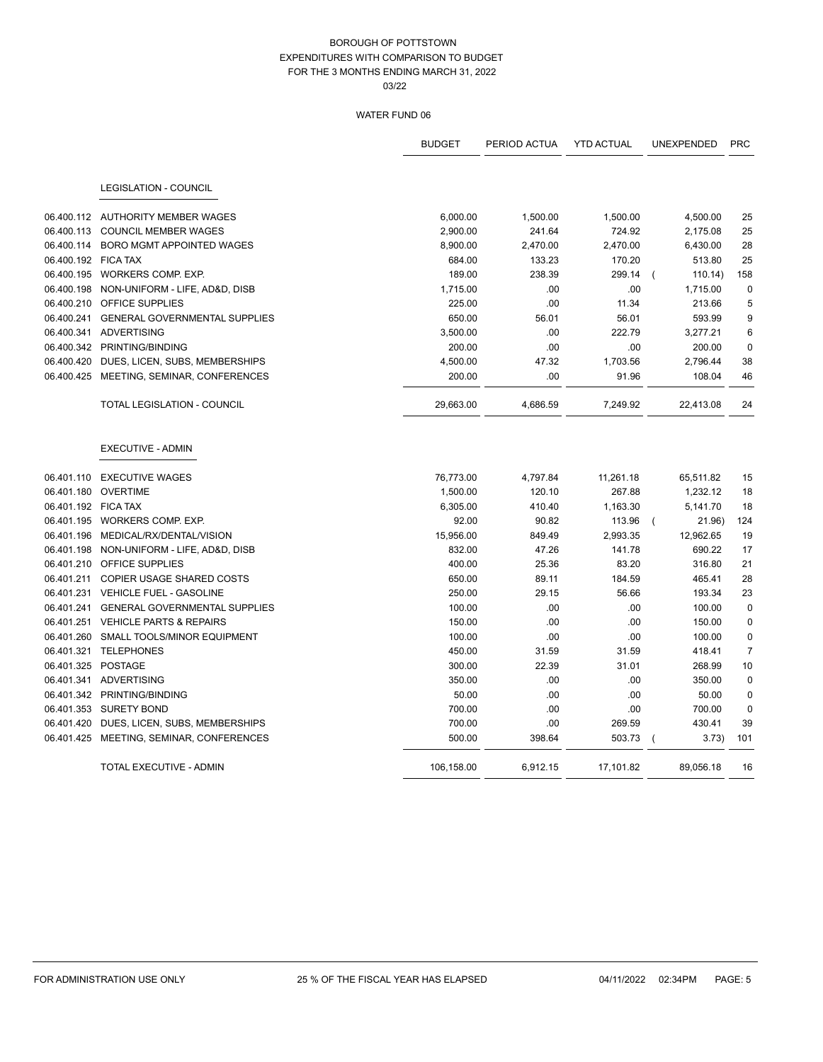# BOROUGH OF POTTSTOWN
## EXPENDITURES WITH COMPARISON TO BUDGET
## FOR THE 3 MONTHS ENDING MARCH 31, 2022
03/22

### WATER FUND 06

| | | BUDGET | PERIOD ACTUA | YTD ACTUAL | UNEXPENDED | PRC |
|---|---|---|---|---|---|---|
| | **LEGISLATION - COUNCIL** | | | | | |
| 06.400.112 | AUTHORITY MEMBER WAGES | 6,000.00 | 1,500.00 | 1,500.00 | 4,500.00 | 25 |
| 06.400.113 | COUNCIL MEMBER WAGES | 2,900.00 | 241.64 | 724.92 | 2,175.08 | 25 |
| 06.400.114 | BORO MGMT APPOINTED WAGES | 8,900.00 | 2,470.00 | 2,470.00 | 6,430.00 | 28 |
| 06.400.192 | FICA TAX | 684.00 | 133.23 | 170.20 | 513.80 | 25 |
| 06.400.195 | WORKERS COMP. EXP. | 189.00 | 238.39 | 299.14 | ( 110.14) | 158 |
| 06.400.198 | NON-UNIFORM - LIFE, AD&D, DISB | 1,715.00 | .00 | .00 | 1,715.00 | 0 |
| 06.400.210 | OFFICE SUPPLIES | 225.00 | .00 | 11.34 | 213.66 | 5 |
| 06.400.241 | GENERAL GOVERNMENTAL SUPPLIES | 650.00 | 56.01 | 56.01 | 593.99 | 9 |
| 06.400.341 | ADVERTISING | 3,500.00 | .00 | 222.79 | 3,277.21 | 6 |
| 06.400.342 | PRINTING/BINDING | 200.00 | .00 | .00 | 200.00 | 0 |
| 06.400.420 | DUES, LICEN, SUBS, MEMBERSHIPS | 4,500.00 | 47.32 | 1,703.56 | 2,796.44 | 38 |
| 06.400.425 | MEETING, SEMINAR, CONFERENCES | 200.00 | .00 | 91.96 | 108.04 | 46 |
| | TOTAL LEGISLATION - COUNCIL | 29,663.00 | 4,686.59 | 7,249.92 | 22,413.08 | 24 |
| | **EXECUTIVE - ADMIN** | | | | | |
| 06.401.110 | EXECUTIVE WAGES | 76,773.00 | 4,797.84 | 11,261.18 | 65,511.82 | 15 |
| 06.401.180 | OVERTIME | 1,500.00 | 120.10 | 267.88 | 1,232.12 | 18 |
| 06.401.192 | FICA TAX | 6,305.00 | 410.40 | 1,163.30 | 5,141.70 | 18 |
| 06.401.195 | WORKERS COMP. EXP. | 92.00 | 90.82 | 113.96 | ( 21.96) | 124 |
| 06.401.196 | MEDICAL/RX/DENTAL/VISION | 15,956.00 | 849.49 | 2,993.35 | 12,962.65 | 19 |
| 06.401.198 | NON-UNIFORM - LIFE, AD&D, DISB | 832.00 | 47.26 | 141.78 | 690.22 | 17 |
| 06.401.210 | OFFICE SUPPLIES | 400.00 | 25.36 | 83.20 | 316.80 | 21 |
| 06.401.211 | COPIER USAGE SHARED COSTS | 650.00 | 89.11 | 184.59 | 465.41 | 28 |
| 06.401.231 | VEHICLE FUEL - GASOLINE | 250.00 | 29.15 | 56.66 | 193.34 | 23 |
| 06.401.241 | GENERAL GOVERNMENTAL SUPPLIES | 100.00 | .00 | .00 | 100.00 | 0 |
| 06.401.251 | VEHICLE PARTS & REPAIRS | 150.00 | .00 | .00 | 150.00 | 0 |
| 06.401.260 | SMALL TOOLS/MINOR EQUIPMENT | 100.00 | .00 | .00 | 100.00 | 0 |
| 06.401.321 | TELEPHONES | 450.00 | 31.59 | 31.59 | 418.41 | 7 |
| 06.401.325 | POSTAGE | 300.00 | 22.39 | 31.01 | 268.99 | 10 |
| 06.401.341 | ADVERTISING | 350.00 | .00 | .00 | 350.00 | 0 |
| 06.401.342 | PRINTING/BINDING | 50.00 | .00 | .00 | 50.00 | 0 |
| 06.401.353 | SURETY BOND | 700.00 | .00 | .00 | 700.00 | 0 |
| 06.401.420 | DUES, LICEN, SUBS, MEMBERSHIPS | 700.00 | .00 | 269.59 | 430.41 | 39 |
| 06.401.425 | MEETING, SEMINAR, CONFERENCES | 500.00 | 398.64 | 503.73 | ( 3.73) | 101 |
| | TOTAL EXECUTIVE - ADMIN | 106,158.00 | 6,912.15 | 17,101.82 | 89,056.18 | 16 |

FOR ADMINISTRATION USE ONLY &nbsp;&nbsp;&nbsp; 25 % OF THE FISCAL YEAR HAS ELAPSED &nbsp;&nbsp;&nbsp; 04/11/2022 02:34PM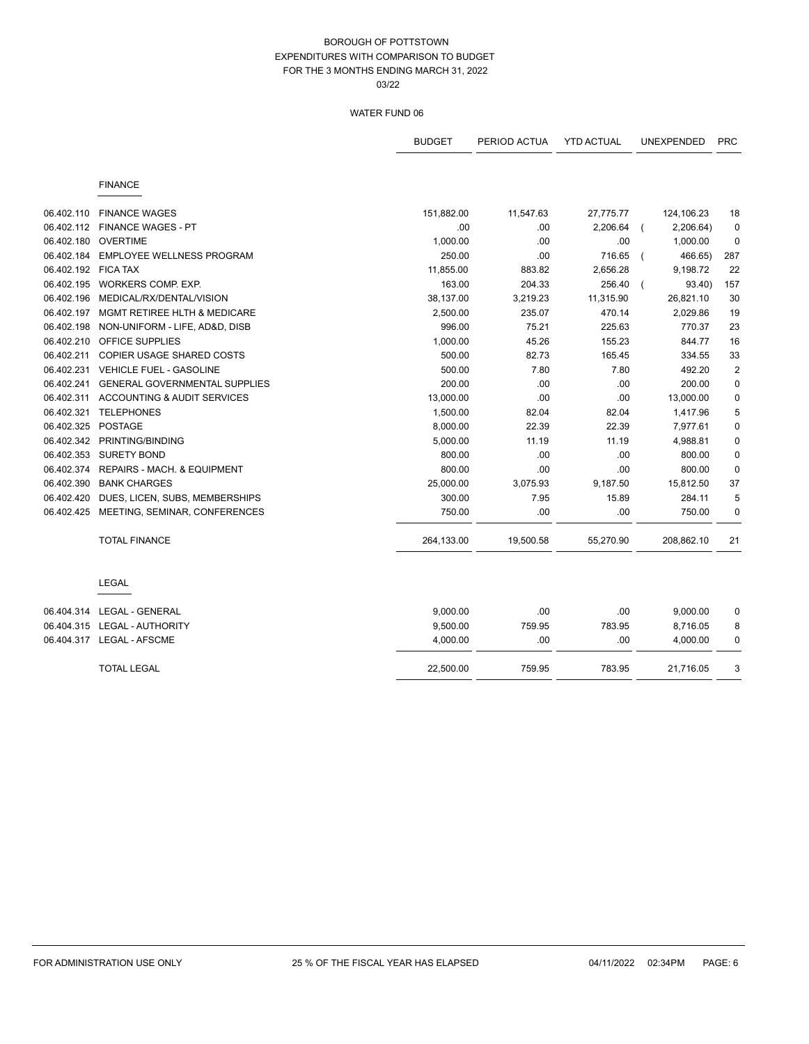# BOROUGH OF POTTSTOWN

## EXPENDITURES WITH COMPARISON TO BUDGET

## FOR THE 3 MONTHS ENDING MARCH 31, 2022

03/22

### WATER FUND 06

| | | BUDGET | PERIOD ACTUA | YTD ACTUAL | UNEXPENDED | PRC |
|---|---|---|---|---|---|---|
| | **FINANCE** | | | | | |
| 06.402.110 | FINANCE WAGES | 151,882.00 | 11,547.63 | 27,775.77 | 124,106.23 | 18 |
| 06.402.112 | FINANCE WAGES - PT | .00 | .00 | 2,206.64 | ( 2,206.64) | 0 |
| 06.402.180 | OVERTIME | 1,000.00 | .00 | .00 | 1,000.00 | 0 |
| 06.402.184 | EMPLOYEE WELLNESS PROGRAM | 250.00 | .00 | 716.65 | ( 466.65) | 287 |
| 06.402.192 | FICA TAX | 11,855.00 | 883.82 | 2,656.28 | 9,198.72 | 22 |
| 06.402.195 | WORKERS COMP. EXP. | 163.00 | 204.33 | 256.40 | ( 93.40) | 157 |
| 06.402.196 | MEDICAL/RX/DENTAL/VISION | 38,137.00 | 3,219.23 | 11,315.90 | 26,821.10 | 30 |
| 06.402.197 | MGMT RETIREE HLTH & MEDICARE | 2,500.00 | 235.07 | 470.14 | 2,029.86 | 19 |
| 06.402.198 | NON-UNIFORM - LIFE, AD&D, DISB | 996.00 | 75.21 | 225.63 | 770.37 | 23 |
| 06.402.210 | OFFICE SUPPLIES | 1,000.00 | 45.26 | 155.23 | 844.77 | 16 |
| 06.402.211 | COPIER USAGE SHARED COSTS | 500.00 | 82.73 | 165.45 | 334.55 | 33 |
| 06.402.231 | VEHICLE FUEL - GASOLINE | 500.00 | 7.80 | 7.80 | 492.20 | 2 |
| 06.402.241 | GENERAL GOVERNMENTAL SUPPLIES | 200.00 | .00 | .00 | 200.00 | 0 |
| 06.402.311 | ACCOUNTING & AUDIT SERVICES | 13,000.00 | .00 | .00 | 13,000.00 | 0 |
| 06.402.321 | TELEPHONES | 1,500.00 | 82.04 | 82.04 | 1,417.96 | 5 |
| 06.402.325 | POSTAGE | 8,000.00 | 22.39 | 22.39 | 7,977.61 | 0 |
| 06.402.342 | PRINTING/BINDING | 5,000.00 | 11.19 | 11.19 | 4,988.81 | 0 |
| 06.402.353 | SURETY BOND | 800.00 | .00 | .00 | 800.00 | 0 |
| 06.402.374 | REPAIRS - MACH. & EQUIPMENT | 800.00 | .00 | .00 | 800.00 | 0 |
| 06.402.390 | BANK CHARGES | 25,000.00 | 3,075.93 | 9,187.50 | 15,812.50 | 37 |
| 06.402.420 | DUES, LICEN, SUBS, MEMBERSHIPS | 300.00 | 7.95 | 15.89 | 284.11 | 5 |
| 06.402.425 | MEETING, SEMINAR, CONFERENCES | 750.00 | .00 | .00 | 750.00 | 0 |
| | TOTAL FINANCE | 264,133.00 | 19,500.58 | 55,270.90 | 208,862.10 | 21 |
| | **LEGAL** | | | | | |
| 06.404.314 | LEGAL - GENERAL | 9,000.00 | .00 | .00 | 9,000.00 | 0 |
| 06.404.315 | LEGAL - AUTHORITY | 9,500.00 | 759.95 | 783.95 | 8,716.05 | 8 |
| 06.404.317 | LEGAL - AFSCME | 4,000.00 | .00 | .00 | 4,000.00 | 0 |
| | TOTAL LEGAL | 22,500.00 | 759.95 | 783.95 | 21,716.05 | 3 |

FOR ADMINISTRATION USE ONLY　　25 % OF THE FISCAL YEAR HAS ELAPSED　　04/11/2022　02:34PM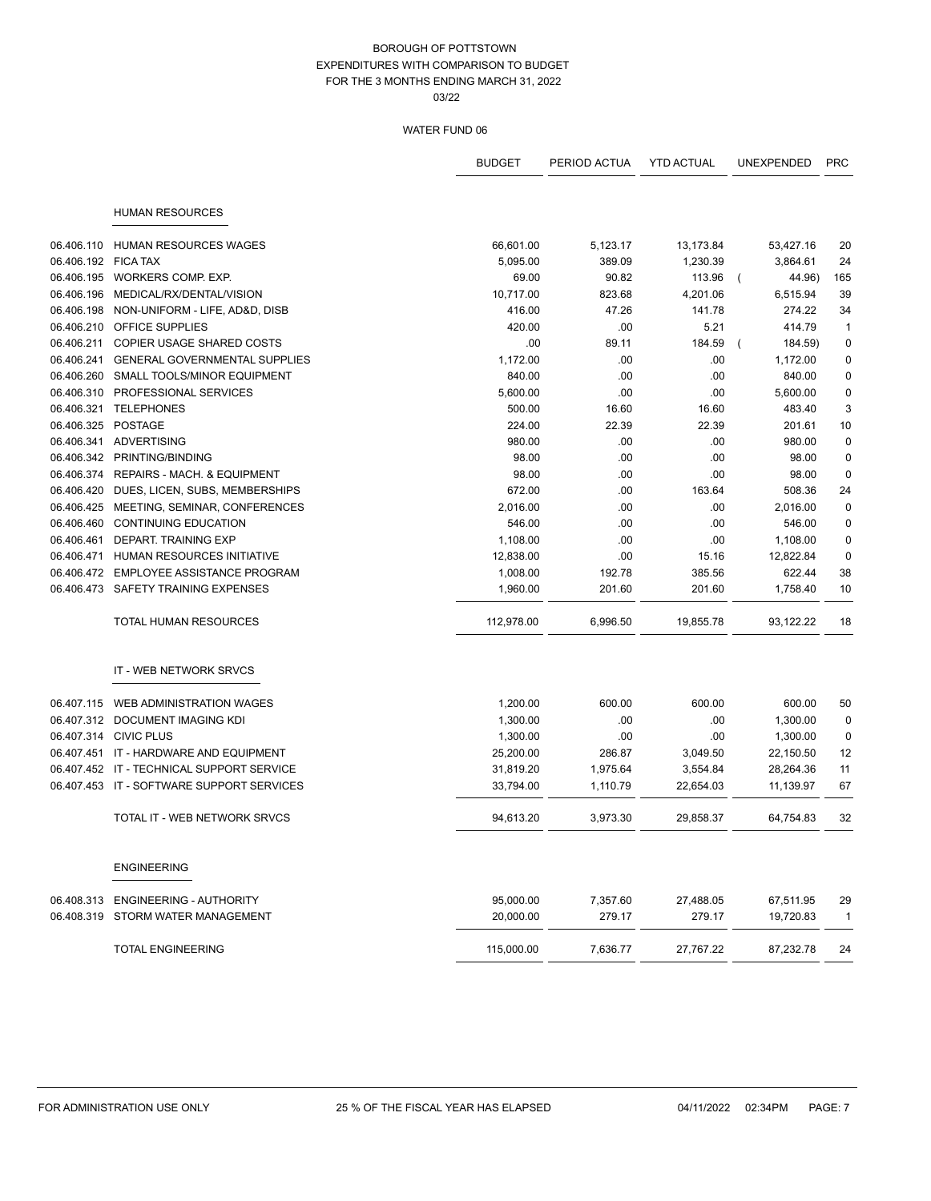# BOROUGH OF POTTSTOWN
## EXPENDITURES WITH COMPARISON TO BUDGET
## FOR THE 3 MONTHS ENDING MARCH 31, 2022
03/22

### WATER FUND 06

| | | BUDGET | PERIOD ACTUA | YTD ACTUAL | UNEXPENDED | PRC |
|---|---|---|---|---|---|---|
| | **HUMAN RESOURCES** | | | | | |
| 06.406.110 | HUMAN RESOURCES WAGES | 66,601.00 | 5,123.17 | 13,173.84 | 53,427.16 | 20 |
| 06.406.192 | FICA TAX | 5,095.00 | 389.09 | 1,230.39 | 3,864.61 | 24 |
| 06.406.195 | WORKERS COMP. EXP. | 69.00 | 90.82 | 113.96 | ( 44.96) | 165 |
| 06.406.196 | MEDICAL/RX/DENTAL/VISION | 10,717.00 | 823.68 | 4,201.06 | 6,515.94 | 39 |
| 06.406.198 | NON-UNIFORM - LIFE, AD&D, DISB | 416.00 | 47.26 | 141.78 | 274.22 | 34 |
| 06.406.210 | OFFICE SUPPLIES | 420.00 | .00 | 5.21 | 414.79 | 1 |
| 06.406.211 | COPIER USAGE SHARED COSTS | .00 | 89.11 | 184.59 | ( 184.59) | 0 |
| 06.406.241 | GENERAL GOVERNMENTAL SUPPLIES | 1,172.00 | .00 | .00 | 1,172.00 | 0 |
| 06.406.260 | SMALL TOOLS/MINOR EQUIPMENT | 840.00 | .00 | .00 | 840.00 | 0 |
| 06.406.310 | PROFESSIONAL SERVICES | 5,600.00 | .00 | .00 | 5,600.00 | 0 |
| 06.406.321 | TELEPHONES | 500.00 | 16.60 | 16.60 | 483.40 | 3 |
| 06.406.325 | POSTAGE | 224.00 | 22.39 | 22.39 | 201.61 | 10 |
| 06.406.341 | ADVERTISING | 980.00 | .00 | .00 | 980.00 | 0 |
| 06.406.342 | PRINTING/BINDING | 98.00 | .00 | .00 | 98.00 | 0 |
| 06.406.374 | REPAIRS - MACH. & EQUIPMENT | 98.00 | .00 | .00 | 98.00 | 0 |
| 06.406.420 | DUES, LICEN, SUBS, MEMBERSHIPS | 672.00 | .00 | 163.64 | 508.36 | 24 |
| 06.406.425 | MEETING, SEMINAR, CONFERENCES | 2,016.00 | .00 | .00 | 2,016.00 | 0 |
| 06.406.460 | CONTINUING EDUCATION | 546.00 | .00 | .00 | 546.00 | 0 |
| 06.406.461 | DEPART. TRAINING EXP | 1,108.00 | .00 | .00 | 1,108.00 | 0 |
| 06.406.471 | HUMAN RESOURCES INITIATIVE | 12,838.00 | .00 | 15.16 | 12,822.84 | 0 |
| 06.406.472 | EMPLOYEE ASSISTANCE PROGRAM | 1,008.00 | 192.78 | 385.56 | 622.44 | 38 |
| 06.406.473 | SAFETY TRAINING EXPENSES | 1,960.00 | 201.60 | 201.60 | 1,758.40 | 10 |
| | TOTAL HUMAN RESOURCES | 112,978.00 | 6,996.50 | 19,855.78 | 93,122.22 | 18 |
| | **IT - WEB NETWORK SRVCS** | | | | | |
| 06.407.115 | WEB ADMINISTRATION WAGES | 1,200.00 | 600.00 | 600.00 | 600.00 | 50 |
| 06.407.312 | DOCUMENT IMAGING KDI | 1,300.00 | .00 | .00 | 1,300.00 | 0 |
| 06.407.314 | CIVIC PLUS | 1,300.00 | .00 | .00 | 1,300.00 | 0 |
| 06.407.451 | IT - HARDWARE AND EQUIPMENT | 25,200.00 | 286.87 | 3,049.50 | 22,150.50 | 12 |
| 06.407.452 | IT - TECHNICAL SUPPORT SERVICE | 31,819.20 | 1,975.64 | 3,554.84 | 28,264.36 | 11 |
| 06.407.453 | IT - SOFTWARE SUPPORT SERVICES | 33,794.00 | 1,110.79 | 22,654.03 | 11,139.97 | 67 |
| | TOTAL IT - WEB NETWORK SRVCS | 94,613.20 | 3,973.30 | 29,858.37 | 64,754.83 | 32 |
| | **ENGINEERING** | | | | | |
| 06.408.313 | ENGINEERING - AUTHORITY | 95,000.00 | 7,357.60 | 27,488.05 | 67,511.95 | 29 |
| 06.408.319 | STORM WATER MANAGEMENT | 20,000.00 | 279.17 | 279.17 | 19,720.83 | 1 |
| | TOTAL ENGINEERING | 115,000.00 | 7,636.77 | 27,767.22 | 87,232.78 | 24 |

FOR ADMINISTRATION USE ONLY — 25 % OF THE FISCAL YEAR HAS ELAPSED — 04/11/2022 02:34PM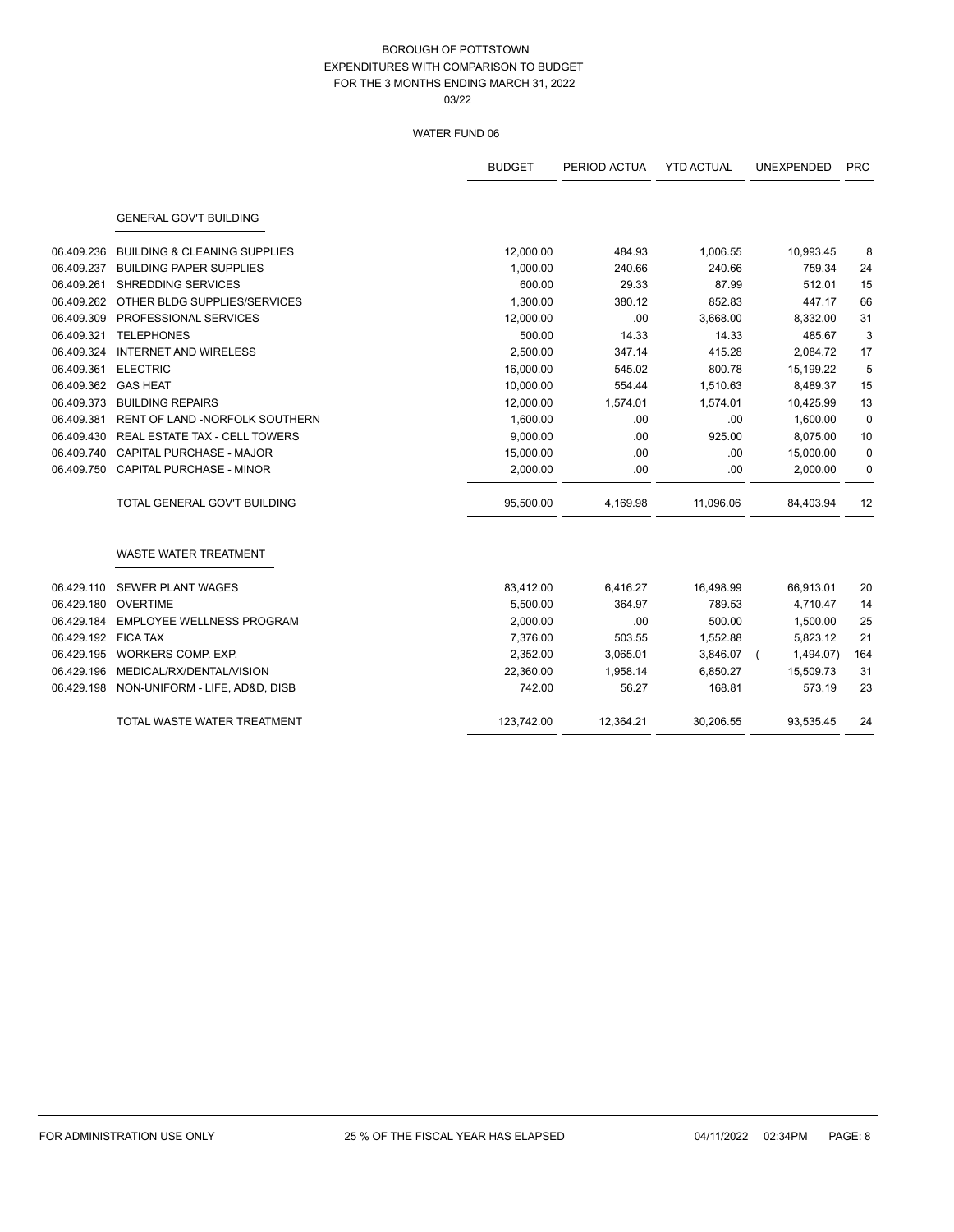BOROUGH OF POTTSTOWN
EXPENDITURES WITH COMPARISON TO BUDGET
FOR THE 3 MONTHS ENDING MARCH 31, 2022
03/22

WATER FUND 06

| | | BUDGET | PERIOD ACTUA | YTD ACTUAL | UNEXPENDED | PRC |
|---|---|---|---|---|---|---|
| | GENERAL GOV'T BUILDING | | | | | |
| 06.409.236 | BUILDING & CLEANING SUPPLIES | 12,000.00 | 484.93 | 1,006.55 | 10,993.45 | 8 |
| 06.409.237 | BUILDING PAPER SUPPLIES | 1,000.00 | 240.66 | 240.66 | 759.34 | 24 |
| 06.409.261 | SHREDDING SERVICES | 600.00 | 29.33 | 87.99 | 512.01 | 15 |
| 06.409.262 | OTHER BLDG SUPPLIES/SERVICES | 1,300.00 | 380.12 | 852.83 | 447.17 | 66 |
| 06.409.309 | PROFESSIONAL SERVICES | 12,000.00 | .00 | 3,668.00 | 8,332.00 | 31 |
| 06.409.321 | TELEPHONES | 500.00 | 14.33 | 14.33 | 485.67 | 3 |
| 06.409.324 | INTERNET AND WIRELESS | 2,500.00 | 347.14 | 415.28 | 2,084.72 | 17 |
| 06.409.361 | ELECTRIC | 16,000.00 | 545.02 | 800.78 | 15,199.22 | 5 |
| 06.409.362 | GAS HEAT | 10,000.00 | 554.44 | 1,510.63 | 8,489.37 | 15 |
| 06.409.373 | BUILDING REPAIRS | 12,000.00 | 1,574.01 | 1,574.01 | 10,425.99 | 13 |
| 06.409.381 | RENT OF LAND -NORFOLK SOUTHERN | 1,600.00 | .00 | .00 | 1,600.00 | 0 |
| 06.409.430 | REAL ESTATE TAX - CELL TOWERS | 9,000.00 | .00 | 925.00 | 8,075.00 | 10 |
| 06.409.740 | CAPITAL PURCHASE - MAJOR | 15,000.00 | .00 | .00 | 15,000.00 | 0 |
| 06.409.750 | CAPITAL PURCHASE - MINOR | 2,000.00 | .00 | .00 | 2,000.00 | 0 |
| | TOTAL GENERAL GOV'T BUILDING | 95,500.00 | 4,169.98 | 11,096.06 | 84,403.94 | 12 |
| | WASTE WATER TREATMENT | | | | | |
| 06.429.110 | SEWER PLANT WAGES | 83,412.00 | 6,416.27 | 16,498.99 | 66,913.01 | 20 |
| 06.429.180 | OVERTIME | 5,500.00 | 364.97 | 789.53 | 4,710.47 | 14 |
| 06.429.184 | EMPLOYEE WELLNESS PROGRAM | 2,000.00 | .00 | 500.00 | 1,500.00 | 25 |
| 06.429.192 | FICA TAX | 7,376.00 | 503.55 | 1,552.88 | 5,823.12 | 21 |
| 06.429.195 | WORKERS COMP. EXP. | 2,352.00 | 3,065.01 | 3,846.07 | ( 1,494.07) | 164 |
| 06.429.196 | MEDICAL/RX/DENTAL/VISION | 22,360.00 | 1,958.14 | 6,850.27 | 15,509.73 | 31 |
| 06.429.198 | NON-UNIFORM - LIFE, AD&D, DISB | 742.00 | 56.27 | 168.81 | 573.19 | 23 |
| | TOTAL WASTE WATER TREATMENT | 123,742.00 | 12,364.21 | 30,206.55 | 93,535.45 | 24 |

FOR ADMINISTRATION USE ONLY    25 % OF THE FISCAL YEAR HAS ELAPSED    04/11/2022 02:34PM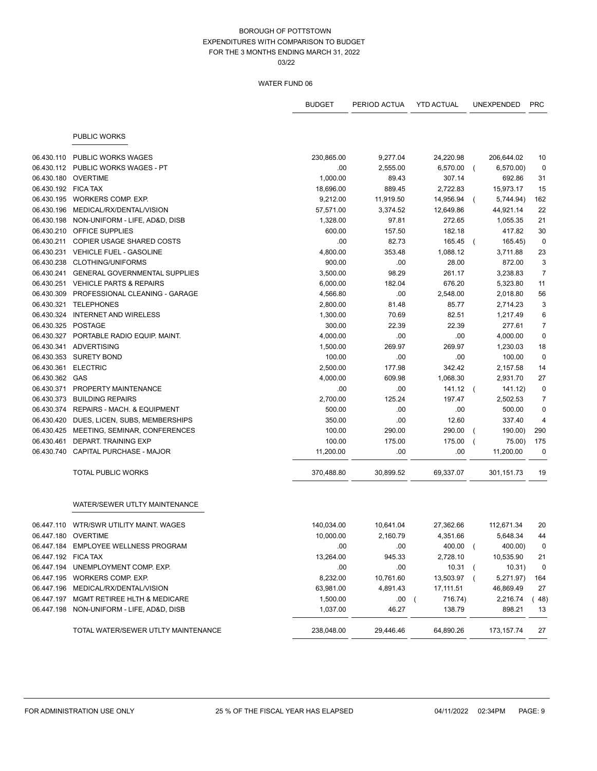BOROUGH OF POTTSTOWN
EXPENDITURES WITH COMPARISON TO BUDGET
FOR THE 3 MONTHS ENDING MARCH 31, 2022
03/22

WATER FUND 06

| | | BUDGET | PERIOD ACTUA | YTD ACTUAL | UNEXPENDED | PRC |
|---|---|---|---|---|---|---|
| | **PUBLIC WORKS** | | | | | |
| 06.430.110 | PUBLIC WORKS WAGES | 230,865.00 | 9,277.04 | 24,220.98 | 206,644.02 | 10 |
| 06.430.112 | PUBLIC WORKS WAGES - PT | .00 | 2,555.00 | 6,570.00 | ( 6,570.00) | 0 |
| 06.430.180 | OVERTIME | 1,000.00 | 89.43 | 307.14 | 692.86 | 31 |
| 06.430.192 | FICA TAX | 18,696.00 | 889.45 | 2,722.83 | 15,973.17 | 15 |
| 06.430.195 | WORKERS COMP. EXP. | 9,212.00 | 11,919.50 | 14,956.94 | ( 5,744.94) | 162 |
| 06.430.196 | MEDICAL/RX/DENTAL/VISION | 57,571.00 | 3,374.52 | 12,649.86 | 44,921.14 | 22 |
| 06.430.198 | NON-UNIFORM - LIFE, AD&D, DISB | 1,328.00 | 97.81 | 272.65 | 1,055.35 | 21 |
| 06.430.210 | OFFICE SUPPLIES | 600.00 | 157.50 | 182.18 | 417.82 | 30 |
| 06.430.211 | COPIER USAGE SHARED COSTS | .00 | 82.73 | 165.45 | ( 165.45) | 0 |
| 06.430.231 | VEHICLE FUEL - GASOLINE | 4,800.00 | 353.48 | 1,088.12 | 3,711.88 | 23 |
| 06.430.238 | CLOTHING/UNIFORMS | 900.00 | .00 | 28.00 | 872.00 | 3 |
| 06.430.241 | GENERAL GOVERNMENTAL SUPPLIES | 3,500.00 | 98.29 | 261.17 | 3,238.83 | 7 |
| 06.430.251 | VEHICLE PARTS & REPAIRS | 6,000.00 | 182.04 | 676.20 | 5,323.80 | 11 |
| 06.430.309 | PROFESSIONAL CLEANING - GARAGE | 4,566.80 | .00 | 2,548.00 | 2,018.80 | 56 |
| 06.430.321 | TELEPHONES | 2,800.00 | 81.48 | 85.77 | 2,714.23 | 3 |
| 06.430.324 | INTERNET AND WIRELESS | 1,300.00 | 70.69 | 82.51 | 1,217.49 | 6 |
| 06.430.325 | POSTAGE | 300.00 | 22.39 | 22.39 | 277.61 | 7 |
| 06.430.327 | PORTABLE RADIO EQUIP. MAINT. | 4,000.00 | .00 | .00 | 4,000.00 | 0 |
| 06.430.341 | ADVERTISING | 1,500.00 | 269.97 | 269.97 | 1,230.03 | 18 |
| 06.430.353 | SURETY BOND | 100.00 | .00 | .00 | 100.00 | 0 |
| 06.430.361 | ELECTRIC | 2,500.00 | 177.98 | 342.42 | 2,157.58 | 14 |
| 06.430.362 | GAS | 4,000.00 | 609.98 | 1,068.30 | 2,931.70 | 27 |
| 06.430.371 | PROPERTY MAINTENANCE | .00 | .00 | 141.12 | ( 141.12) | 0 |
| 06.430.373 | BUILDING REPAIRS | 2,700.00 | 125.24 | 197.47 | 2,502.53 | 7 |
| 06.430.374 | REPAIRS - MACH. & EQUIPMENT | 500.00 | .00 | .00 | 500.00 | 0 |
| 06.430.420 | DUES, LICEN, SUBS, MEMBERSHIPS | 350.00 | .00 | 12.60 | 337.40 | 4 |
| 06.430.425 | MEETING, SEMINAR, CONFERENCES | 100.00 | 290.00 | 290.00 | ( 190.00) | 290 |
| 06.430.461 | DEPART. TRAINING EXP | 100.00 | 175.00 | 175.00 | ( 75.00) | 175 |
| 06.430.740 | CAPITAL PURCHASE - MAJOR | 11,200.00 | .00 | .00 | 11,200.00 | 0 |
| | TOTAL PUBLIC WORKS | 370,488.80 | 30,899.52 | 69,337.07 | 301,151.73 | 19 |
| | **WATER/SEWER UTLTY MAINTENANCE** | | | | | |
| 06.447.110 | WTR/SWR UTILITY MAINT. WAGES | 140,034.00 | 10,641.04 | 27,362.66 | 112,671.34 | 20 |
| 06.447.180 | OVERTIME | 10,000.00 | 2,160.79 | 4,351.66 | 5,648.34 | 44 |
| 06.447.184 | EMPLOYEE WELLNESS PROGRAM | .00 | .00 | 400.00 | ( 400.00) | 0 |
| 06.447.192 | FICA TAX | 13,264.00 | 945.33 | 2,728.10 | 10,535.90 | 21 |
| 06.447.194 | UNEMPLOYMENT COMP. EXP. | .00 | .00 | 10.31 | ( 10.31) | 0 |
| 06.447.195 | WORKERS COMP. EXP. | 8,232.00 | 10,761.60 | 13,503.97 | ( 5,271.97) | 164 |
| 06.447.196 | MEDICAL/RX/DENTAL/VISION | 63,981.00 | 4,891.43 | 17,111.51 | 46,869.49 | 27 |
| 06.447.197 | MGMT RETIREE HLTH & MEDICARE | 1,500.00 | .00 | ( 716.74) | 2,216.74 | ( 48) |
| 06.447.198 | NON-UNIFORM - LIFE, AD&D, DISB | 1,037.00 | 46.27 | 138.79 | 898.21 | 13 |
| | TOTAL WATER/SEWER UTLTY MAINTENANCE | 238,048.00 | 29,446.46 | 64,890.26 | 173,157.74 | 27 |

FOR ADMINISTRATION USE ONLY    25 % OF THE FISCAL YEAR HAS ELAPSED    04/11/2022 02:34PM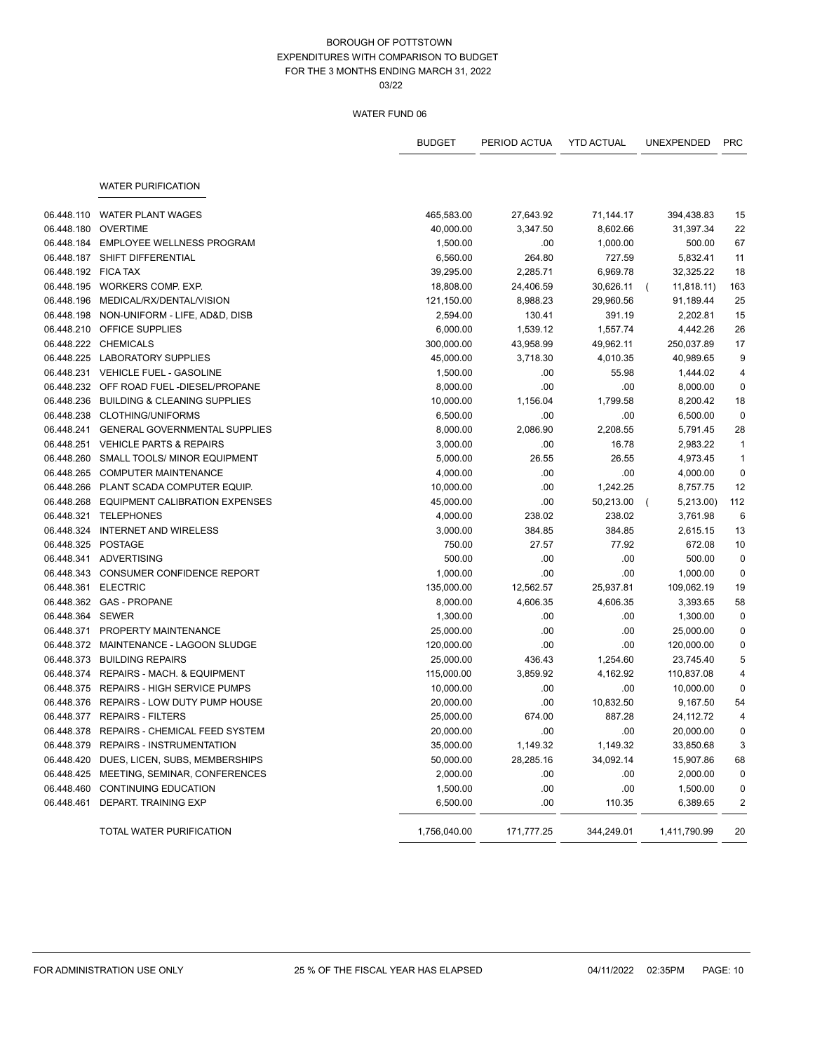BOROUGH OF POTTSTOWN
EXPENDITURES WITH COMPARISON TO BUDGET
FOR THE 3 MONTHS ENDING MARCH 31, 2022
03/22

WATER FUND 06

| | | BUDGET | PERIOD ACTUA | YTD ACTUAL | UNEXPENDED | PRC |
|---|---|---|---|---|---|---|
| | WATER PURIFICATION | | | | | |
| 06.448.110 | WATER PLANT WAGES | 465,583.00 | 27,643.92 | 71,144.17 | 394,438.83 | 15 |
| 06.448.180 | OVERTIME | 40,000.00 | 3,347.50 | 8,602.66 | 31,397.34 | 22 |
| 06.448.184 | EMPLOYEE WELLNESS PROGRAM | 1,500.00 | .00 | 1,000.00 | 500.00 | 67 |
| 06.448.187 | SHIFT DIFFERENTIAL | 6,560.00 | 264.80 | 727.59 | 5,832.41 | 11 |
| 06.448.192 | FICA TAX | 39,295.00 | 2,285.71 | 6,969.78 | 32,325.22 | 18 |
| 06.448.195 | WORKERS COMP. EXP. | 18,808.00 | 24,406.59 | 30,626.11 | ( 11,818.11) | 163 |
| 06.448.196 | MEDICAL/RX/DENTAL/VISION | 121,150.00 | 8,988.23 | 29,960.56 | 91,189.44 | 25 |
| 06.448.198 | NON-UNIFORM - LIFE, AD&D, DISB | 2,594.00 | 130.41 | 391.19 | 2,202.81 | 15 |
| 06.448.210 | OFFICE SUPPLIES | 6,000.00 | 1,539.12 | 1,557.74 | 4,442.26 | 26 |
| 06.448.222 | CHEMICALS | 300,000.00 | 43,958.99 | 49,962.11 | 250,037.89 | 17 |
| 06.448.225 | LABORATORY SUPPLIES | 45,000.00 | 3,718.30 | 4,010.35 | 40,989.65 | 9 |
| 06.448.231 | VEHICLE FUEL - GASOLINE | 1,500.00 | .00 | 55.98 | 1,444.02 | 4 |
| 06.448.232 | OFF ROAD FUEL -DIESEL/PROPANE | 8,000.00 | .00 | .00 | 8,000.00 | 0 |
| 06.448.236 | BUILDING & CLEANING SUPPLIES | 10,000.00 | 1,156.04 | 1,799.58 | 8,200.42 | 18 |
| 06.448.238 | CLOTHING/UNIFORMS | 6,500.00 | .00 | .00 | 6,500.00 | 0 |
| 06.448.241 | GENERAL GOVERNMENTAL SUPPLIES | 8,000.00 | 2,086.90 | 2,208.55 | 5,791.45 | 28 |
| 06.448.251 | VEHICLE PARTS & REPAIRS | 3,000.00 | .00 | 16.78 | 2,983.22 | 1 |
| 06.448.260 | SMALL TOOLS/ MINOR EQUIPMENT | 5,000.00 | 26.55 | 26.55 | 4,973.45 | 1 |
| 06.448.265 | COMPUTER MAINTENANCE | 4,000.00 | .00 | .00 | 4,000.00 | 0 |
| 06.448.266 | PLANT SCADA COMPUTER EQUIP. | 10,000.00 | .00 | 1,242.25 | 8,757.75 | 12 |
| 06.448.268 | EQUIPMENT CALIBRATION EXPENSES | 45,000.00 | .00 | 50,213.00 | ( 5,213.00) | 112 |
| 06.448.321 | TELEPHONES | 4,000.00 | 238.02 | 238.02 | 3,761.98 | 6 |
| 06.448.324 | INTERNET AND WIRELESS | 3,000.00 | 384.85 | 384.85 | 2,615.15 | 13 |
| 06.448.325 | POSTAGE | 750.00 | 27.57 | 77.92 | 672.08 | 10 |
| 06.448.341 | ADVERTISING | 500.00 | .00 | .00 | 500.00 | 0 |
| 06.448.343 | CONSUMER CONFIDENCE REPORT | 1,000.00 | .00 | .00 | 1,000.00 | 0 |
| 06.448.361 | ELECTRIC | 135,000.00 | 12,562.57 | 25,937.81 | 109,062.19 | 19 |
| 06.448.362 | GAS - PROPANE | 8,000.00 | 4,606.35 | 4,606.35 | 3,393.65 | 58 |
| 06.448.364 | SEWER | 1,300.00 | .00 | .00 | 1,300.00 | 0 |
| 06.448.371 | PROPERTY MAINTENANCE | 25,000.00 | .00 | .00 | 25,000.00 | 0 |
| 06.448.372 | MAINTENANCE - LAGOON SLUDGE | 120,000.00 | .00 | .00 | 120,000.00 | 0 |
| 06.448.373 | BUILDING REPAIRS | 25,000.00 | 436.43 | 1,254.60 | 23,745.40 | 5 |
| 06.448.374 | REPAIRS - MACH. & EQUIPMENT | 115,000.00 | 3,859.92 | 4,162.92 | 110,837.08 | 4 |
| 06.448.375 | REPAIRS - HIGH SERVICE PUMPS | 10,000.00 | .00 | .00 | 10,000.00 | 0 |
| 06.448.376 | REPAIRS - LOW DUTY PUMP HOUSE | 20,000.00 | .00 | 10,832.50 | 9,167.50 | 54 |
| 06.448.377 | REPAIRS - FILTERS | 25,000.00 | 674.00 | 887.28 | 24,112.72 | 4 |
| 06.448.378 | REPAIRS - CHEMICAL FEED SYSTEM | 20,000.00 | .00 | .00 | 20,000.00 | 0 |
| 06.448.379 | REPAIRS - INSTRUMENTATION | 35,000.00 | 1,149.32 | 1,149.32 | 33,850.68 | 3 |
| 06.448.420 | DUES, LICEN, SUBS, MEMBERSHIPS | 50,000.00 | 28,285.16 | 34,092.14 | 15,907.86 | 68 |
| 06.448.425 | MEETING, SEMINAR, CONFERENCES | 2,000.00 | .00 | .00 | 2,000.00 | 0 |
| 06.448.460 | CONTINUING EDUCATION | 1,500.00 | .00 | .00 | 1,500.00 | 0 |
| 06.448.461 | DEPART. TRAINING EXP | 6,500.00 | .00 | 110.35 | 6,389.65 | 2 |
| | TOTAL WATER PURIFICATION | 1,756,040.00 | 171,777.25 | 344,249.01 | 1,411,790.99 | 20 |

FOR ADMINISTRATION USE ONLY 25 % OF THE FISCAL YEAR HAS ELAPSED 04/11/2022 02:35PM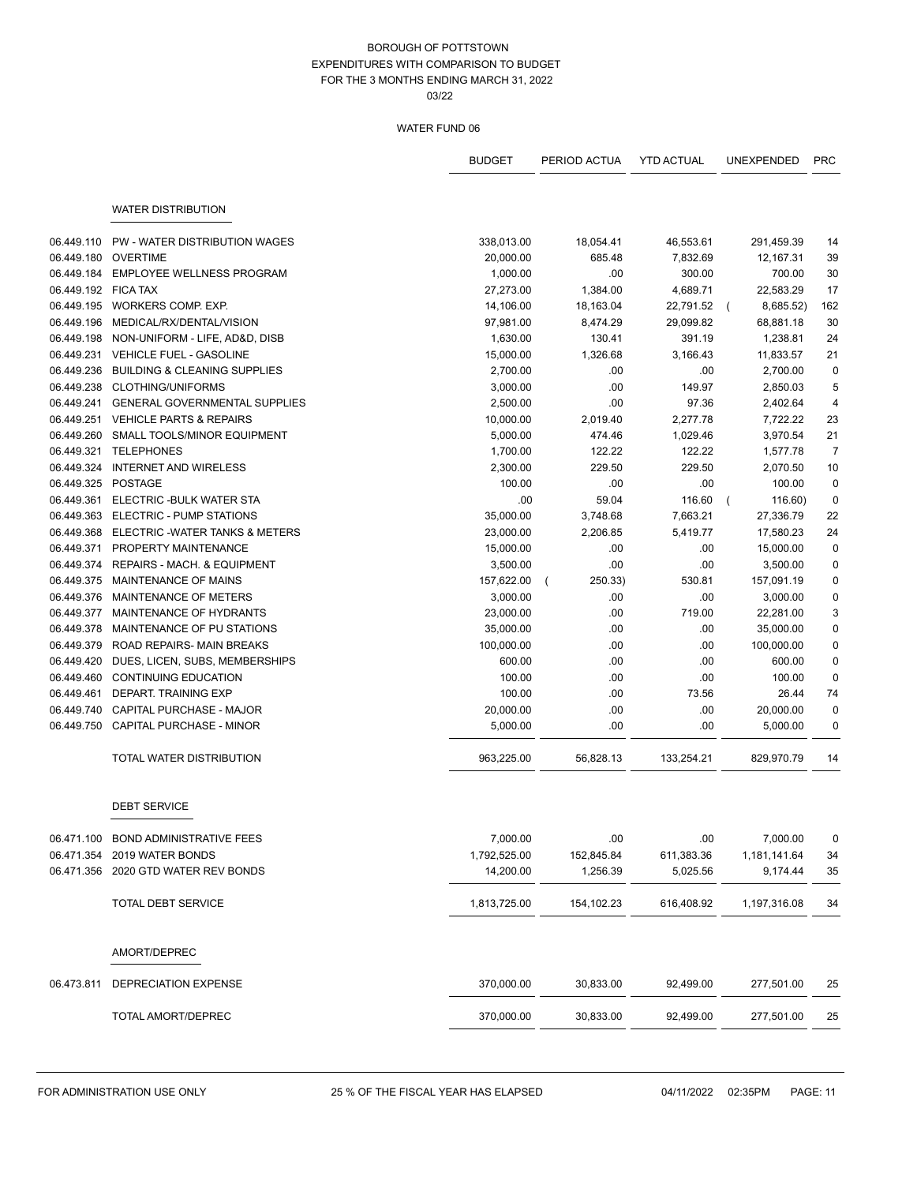BOROUGH OF POTTSTOWN
EXPENDITURES WITH COMPARISON TO BUDGET
FOR THE 3 MONTHS ENDING MARCH 31, 2022
03/22

WATER FUND 06

| | | BUDGET | PERIOD ACTUA | YTD ACTUAL | UNEXPENDED | PRC |
|---|---|---|---|---|---|---|
| | **WATER DISTRIBUTION** | | | | | |
| 06.449.110 | PW - WATER DISTRIBUTION WAGES | 338,013.00 | 18,054.41 | 46,553.61 | 291,459.39 | 14 |
| 06.449.180 | OVERTIME | 20,000.00 | 685.48 | 7,832.69 | 12,167.31 | 39 |
| 06.449.184 | EMPLOYEE WELLNESS PROGRAM | 1,000.00 | .00 | 300.00 | 700.00 | 30 |
| 06.449.192 | FICA TAX | 27,273.00 | 1,384.00 | 4,689.71 | 22,583.29 | 17 |
| 06.449.195 | WORKERS COMP. EXP. | 14,106.00 | 18,163.04 | 22,791.52 | ( 8,685.52) | 162 |
| 06.449.196 | MEDICAL/RX/DENTAL/VISION | 97,981.00 | 8,474.29 | 29,099.82 | 68,881.18 | 30 |
| 06.449.198 | NON-UNIFORM - LIFE, AD&D, DISB | 1,630.00 | 130.41 | 391.19 | 1,238.81 | 24 |
| 06.449.231 | VEHICLE FUEL - GASOLINE | 15,000.00 | 1,326.68 | 3,166.43 | 11,833.57 | 21 |
| 06.449.236 | BUILDING & CLEANING SUPPLIES | 2,700.00 | .00 | .00 | 2,700.00 | 0 |
| 06.449.238 | CLOTHING/UNIFORMS | 3,000.00 | .00 | 149.97 | 2,850.03 | 5 |
| 06.449.241 | GENERAL GOVERNMENTAL SUPPLIES | 2,500.00 | .00 | 97.36 | 2,402.64 | 4 |
| 06.449.251 | VEHICLE PARTS & REPAIRS | 10,000.00 | 2,019.40 | 2,277.78 | 7,722.22 | 23 |
| 06.449.260 | SMALL TOOLS/MINOR EQUIPMENT | 5,000.00 | 474.46 | 1,029.46 | 3,970.54 | 21 |
| 06.449.321 | TELEPHONES | 1,700.00 | 122.22 | 122.22 | 1,577.78 | 7 |
| 06.449.324 | INTERNET AND WIRELESS | 2,300.00 | 229.50 | 229.50 | 2,070.50 | 10 |
| 06.449.325 | POSTAGE | 100.00 | .00 | .00 | 100.00 | 0 |
| 06.449.361 | ELECTRIC -BULK WATER STA | .00 | 59.04 | 116.60 | ( 116.60) | 0 |
| 06.449.363 | ELECTRIC - PUMP STATIONS | 35,000.00 | 3,748.68 | 7,663.21 | 27,336.79 | 22 |
| 06.449.368 | ELECTRIC -WATER TANKS & METERS | 23,000.00 | 2,206.85 | 5,419.77 | 17,580.23 | 24 |
| 06.449.371 | PROPERTY MAINTENANCE | 15,000.00 | .00 | .00 | 15,000.00 | 0 |
| 06.449.374 | REPAIRS - MACH. & EQUIPMENT | 3,500.00 | .00 | .00 | 3,500.00 | 0 |
| 06.449.375 | MAINTENANCE OF MAINS | 157,622.00 | ( 250.33) | 530.81 | 157,091.19 | 0 |
| 06.449.376 | MAINTENANCE OF METERS | 3,000.00 | .00 | .00 | 3,000.00 | 0 |
| 06.449.377 | MAINTENANCE OF HYDRANTS | 23,000.00 | .00 | 719.00 | 22,281.00 | 3 |
| 06.449.378 | MAINTENANCE OF PU STATIONS | 35,000.00 | .00 | .00 | 35,000.00 | 0 |
| 06.449.379 | ROAD REPAIRS- MAIN BREAKS | 100,000.00 | .00 | .00 | 100,000.00 | 0 |
| 06.449.420 | DUES, LICEN, SUBS, MEMBERSHIPS | 600.00 | .00 | .00 | 600.00 | 0 |
| 06.449.460 | CONTINUING EDUCATION | 100.00 | .00 | .00 | 100.00 | 0 |
| 06.449.461 | DEPART. TRAINING EXP | 100.00 | .00 | 73.56 | 26.44 | 74 |
| 06.449.740 | CAPITAL PURCHASE - MAJOR | 20,000.00 | .00 | .00 | 20,000.00 | 0 |
| 06.449.750 | CAPITAL PURCHASE - MINOR | 5,000.00 | .00 | .00 | 5,000.00 | 0 |
| | TOTAL WATER DISTRIBUTION | 963,225.00 | 56,828.13 | 133,254.21 | 829,970.79 | 14 |
| | **DEBT SERVICE** | | | | | |
| 06.471.100 | BOND ADMINISTRATIVE FEES | 7,000.00 | .00 | .00 | 7,000.00 | 0 |
| 06.471.354 | 2019 WATER BONDS | 1,792,525.00 | 152,845.84 | 611,383.36 | 1,181,141.64 | 34 |
| 06.471.356 | 2020 GTD WATER REV BONDS | 14,200.00 | 1,256.39 | 5,025.56 | 9,174.44 | 35 |
| | TOTAL DEBT SERVICE | 1,813,725.00 | 154,102.23 | 616,408.92 | 1,197,316.08 | 34 |
| | **AMORT/DEPREC** | | | | | |
| 06.473.811 | DEPRECIATION EXPENSE | 370,000.00 | 30,833.00 | 92,499.00 | 277,501.00 | 25 |
| | TOTAL AMORT/DEPREC | 370,000.00 | 30,833.00 | 92,499.00 | 277,501.00 | 25 |

FOR ADMINISTRATION USE ONLY — 25 % OF THE FISCAL YEAR HAS ELAPSED — 04/11/2022 02:35PM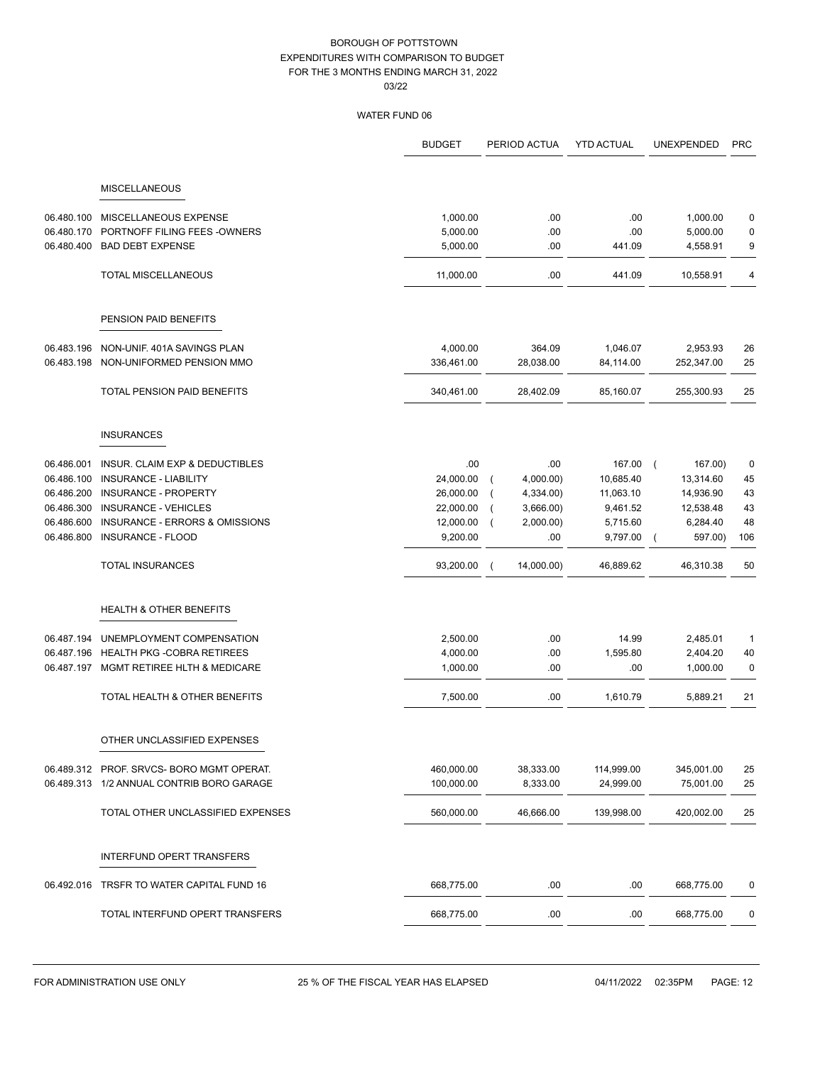# BOROUGH OF POTTSTOWN
## EXPENDITURES WITH COMPARISON TO BUDGET
## FOR THE 3 MONTHS ENDING MARCH 31, 2022
03/22

### WATER FUND 06

| | | BUDGET | PERIOD ACTUA | YTD ACTUAL | UNEXPENDED | PRC |
|---|---|---|---|---|---|---|
| | **MISCELLANEOUS** | | | | | |
| 06.480.100 | MISCELLANEOUS EXPENSE | 1,000.00 | .00 | .00 | 1,000.00 | 0 |
| 06.480.170 | PORTNOFF FILING FEES -OWNERS | 5,000.00 | .00 | .00 | 5,000.00 | 0 |
| 06.480.400 | BAD DEBT EXPENSE | 5,000.00 | .00 | 441.09 | 4,558.91 | 9 |
| | TOTAL MISCELLANEOUS | 11,000.00 | .00 | 441.09 | 10,558.91 | 4 |
| | **PENSION PAID BENEFITS** | | | | | |
| 06.483.196 | NON-UNIF. 401A SAVINGS PLAN | 4,000.00 | 364.09 | 1,046.07 | 2,953.93 | 26 |
| 06.483.198 | NON-UNIFORMED PENSION MMO | 336,461.00 | 28,038.00 | 84,114.00 | 252,347.00 | 25 |
| | TOTAL PENSION PAID BENEFITS | 340,461.00 | 28,402.09 | 85,160.07 | 255,300.93 | 25 |
| | **INSURANCES** | | | | | |
| 06.486.001 | INSUR. CLAIM EXP & DEDUCTIBLES | .00 | .00 | 167.00 | ( 167.00) | 0 |
| 06.486.100 | INSURANCE - LIABILITY | 24,000.00 | ( 4,000.00) | 10,685.40 | 13,314.60 | 45 |
| 06.486.200 | INSURANCE - PROPERTY | 26,000.00 | ( 4,334.00) | 11,063.10 | 14,936.90 | 43 |
| 06.486.300 | INSURANCE - VEHICLES | 22,000.00 | ( 3,666.00) | 9,461.52 | 12,538.48 | 43 |
| 06.486.600 | INSURANCE - ERRORS & OMISSIONS | 12,000.00 | ( 2,000.00) | 5,715.60 | 6,284.40 | 48 |
| 06.486.800 | INSURANCE - FLOOD | 9,200.00 | .00 | 9,797.00 | ( 597.00) | 106 |
| | TOTAL INSURANCES | 93,200.00 | ( 14,000.00) | 46,889.62 | 46,310.38 | 50 |
| | **HEALTH & OTHER BENEFITS** | | | | | |
| 06.487.194 | UNEMPLOYMENT COMPENSATION | 2,500.00 | .00 | 14.99 | 2,485.01 | 1 |
| 06.487.196 | HEALTH PKG -COBRA RETIREES | 4,000.00 | .00 | 1,595.80 | 2,404.20 | 40 |
| 06.487.197 | MGMT RETIREE HLTH & MEDICARE | 1,000.00 | .00 | .00 | 1,000.00 | 0 |
| | TOTAL HEALTH & OTHER BENEFITS | 7,500.00 | .00 | 1,610.79 | 5,889.21 | 21 |
| | **OTHER UNCLASSIFIED EXPENSES** | | | | | |
| 06.489.312 | PROF. SRVCS- BORO MGMT OPERAT. | 460,000.00 | 38,333.00 | 114,999.00 | 345,001.00 | 25 |
| 06.489.313 | 1/2 ANNUAL CONTRIB BORO GARAGE | 100,000.00 | 8,333.00 | 24,999.00 | 75,001.00 | 25 |
| | TOTAL OTHER UNCLASSIFIED EXPENSES | 560,000.00 | 46,666.00 | 139,998.00 | 420,002.00 | 25 |
| | **INTERFUND OPERT TRANSFERS** | | | | | |
| 06.492.016 | TRSFR TO WATER CAPITAL FUND 16 | 668,775.00 | .00 | .00 | 668,775.00 | 0 |
| | TOTAL INTERFUND OPERT TRANSFERS | 668,775.00 | .00 | .00 | 668,775.00 | 0 |

FOR ADMINISTRATION USE ONLY — 25 % OF THE FISCAL YEAR HAS ELAPSED — 04/11/2022 02:35PM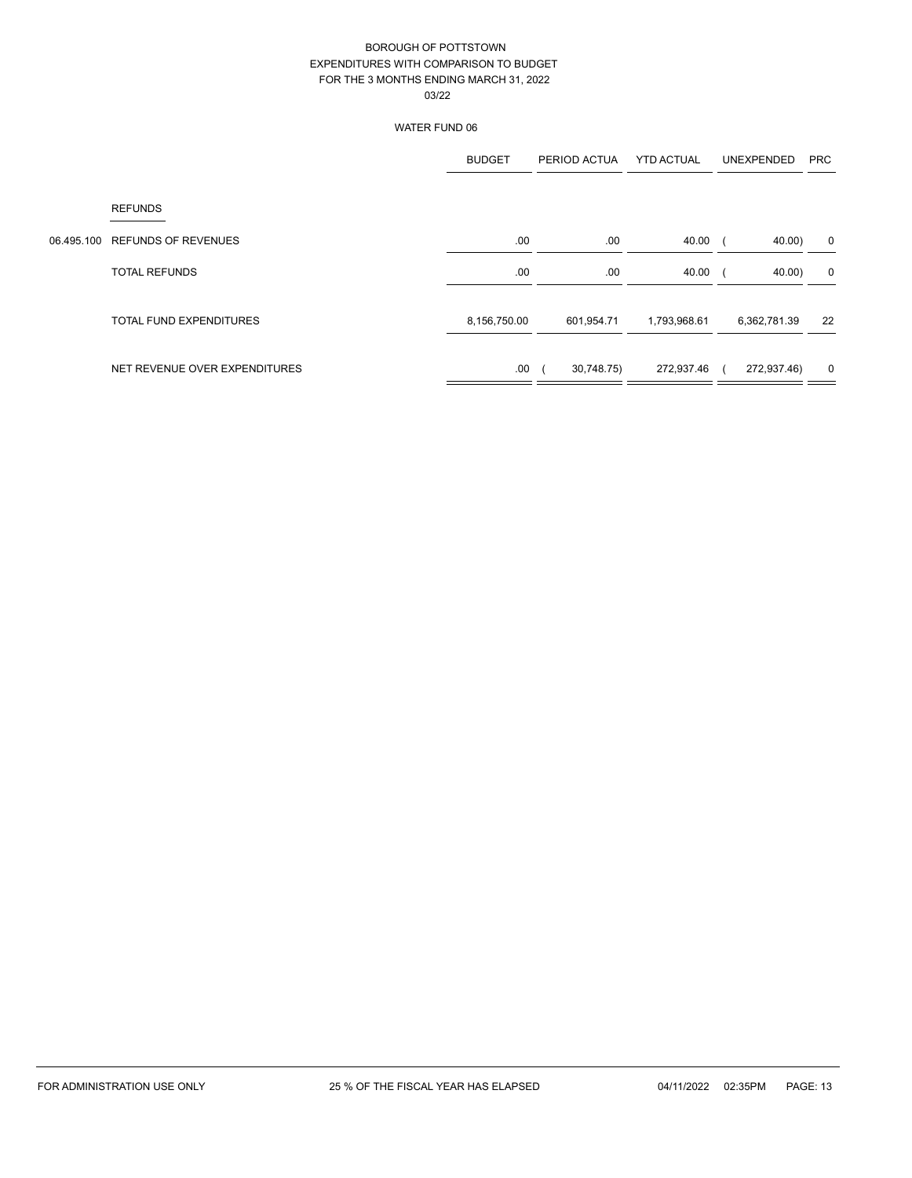BOROUGH OF POTTSTOWN
EXPENDITURES WITH COMPARISON TO BUDGET
FOR THE 3 MONTHS ENDING MARCH 31, 2022
03/22

WATER FUND 06

| | | BUDGET | PERIOD ACTUA | YTD ACTUAL | UNEXPENDED | PRC |
|---|---|---|---|---|---|---|
| | REFUNDS | | | | | |
| 06.495.100 | REFUNDS OF REVENUES | .00 | .00 | 40.00 | ( 40.00) | 0 |
| | TOTAL REFUNDS | .00 | .00 | 40.00 | ( 40.00) | 0 |
| | TOTAL FUND EXPENDITURES | 8,156,750.00 | 601,954.71 | 1,793,968.61 | 6,362,781.39 | 22 |
| | NET REVENUE OVER EXPENDITURES | .00 | ( 30,748.75) | 272,937.46 | ( 272,937.46) | 0 |

FOR ADMINISTRATION USE ONLY    25 % OF THE FISCAL YEAR HAS ELAPSED    04/11/2022 02:35PM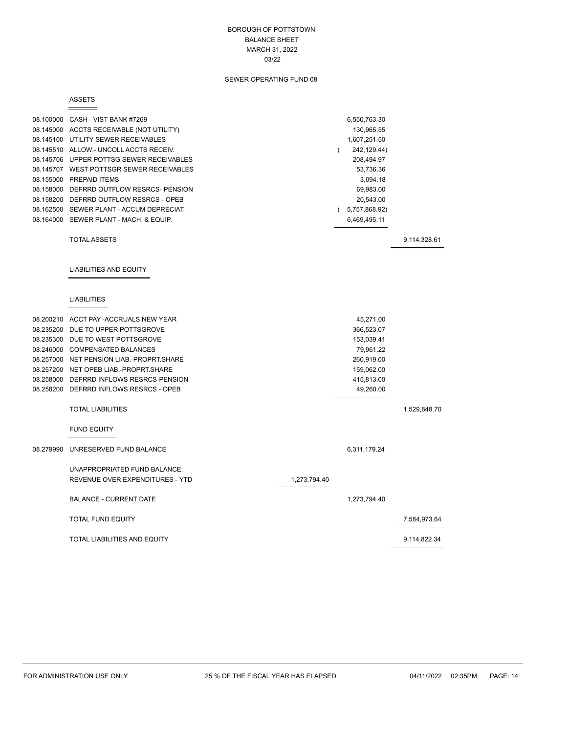BOROUGH OF POTTSTOWN
BALANCE SHEET
MARCH 31, 2022
03/22

SEWER OPERATING FUND 08

## ASSETS

| | | | | |
|---|---|---|---|---|
| 08.100000 | CASH - VIST BANK #7269 | | 6,550,763.30 | |
| 08.145000 | ACCTS RECEIVABLE (NOT UTILITY) | | 130,965.55 | |
| 08.145100 | UTILITY SEWER RECEIVABLES | | 1,607,251.50 | |
| 08.145510 | ALLOW.- UNCOLL ACCTS RECEIV. | | ( 242,129.44) | |
| 08.145706 | UPPER POTTSG SEWER RECEIVABLES | | 208,494.97 | |
| 08.145707 | WEST POTTSGR SEWER RECEIVABLES | | 53,736.36 | |
| 08.155000 | PREPAID ITEMS | | 3,094.18 | |
| 08.158000 | DEFRRD OUTFLOW RESRCS- PENSION | | 69,983.00 | |
| 08.158200 | DEFRRD OUTFLOW RESRCS - OPEB | | 20,543.00 | |
| 08.162500 | SEWER PLANT - ACCUM DEPRECIAT. | | ( 5,757,868.92) | |
| 08.164000 | SEWER PLANT - MACH. & EQUIP. | | 6,469,495.11 | |
| | TOTAL ASSETS | | | 9,114,328.61 |

## LIABILITIES AND EQUITY

### LIABILITIES

| | | | | |
|---|---|---|---|---|
| 08.200210 | ACCT PAY -ACCRUALS NEW YEAR | | 45,271.00 | |
| 08.235200 | DUE TO UPPER POTTSGROVE | | 366,523.07 | |
| 08.235300 | DUE TO WEST POTTSGROVE | | 153,039.41 | |
| 08.246000 | COMPENSATED BALANCES | | 79,961.22 | |
| 08.257000 | NET PENSION LIAB.-PROPRT.SHARE | | 260,919.00 | |
| 08.257200 | NET OPEB LIAB.-PROPRT.SHARE | | 159,062.00 | |
| 08.258000 | DEFRRD INFLOWS RESRCS-PENSION | | 415,813.00 | |
| 08.258200 | DEFRRD INFLOWS RESRCS - OPEB | | 49,260.00 | |
| | TOTAL LIABILITIES | | | 1,529,848.70 |

### FUND EQUITY

| | | | | |
|---|---|---|---|---|
| 08.279990 | UNRESERVED FUND BALANCE | | 6,311,179.24 | |
| | UNAPPROPRIATED FUND BALANCE: | | | |
| | REVENUE OVER EXPENDITURES - YTD | 1,273,794.40 | | |
| | BALANCE - CURRENT DATE | | 1,273,794.40 | |
| | TOTAL FUND EQUITY | | | 7,584,973.64 |
| | TOTAL LIABILITIES AND EQUITY | | | 9,114,822.34 |

FOR ADMINISTRATION USE ONLY — 25 % OF THE FISCAL YEAR HAS ELAPSED — 04/11/2022 02:35PM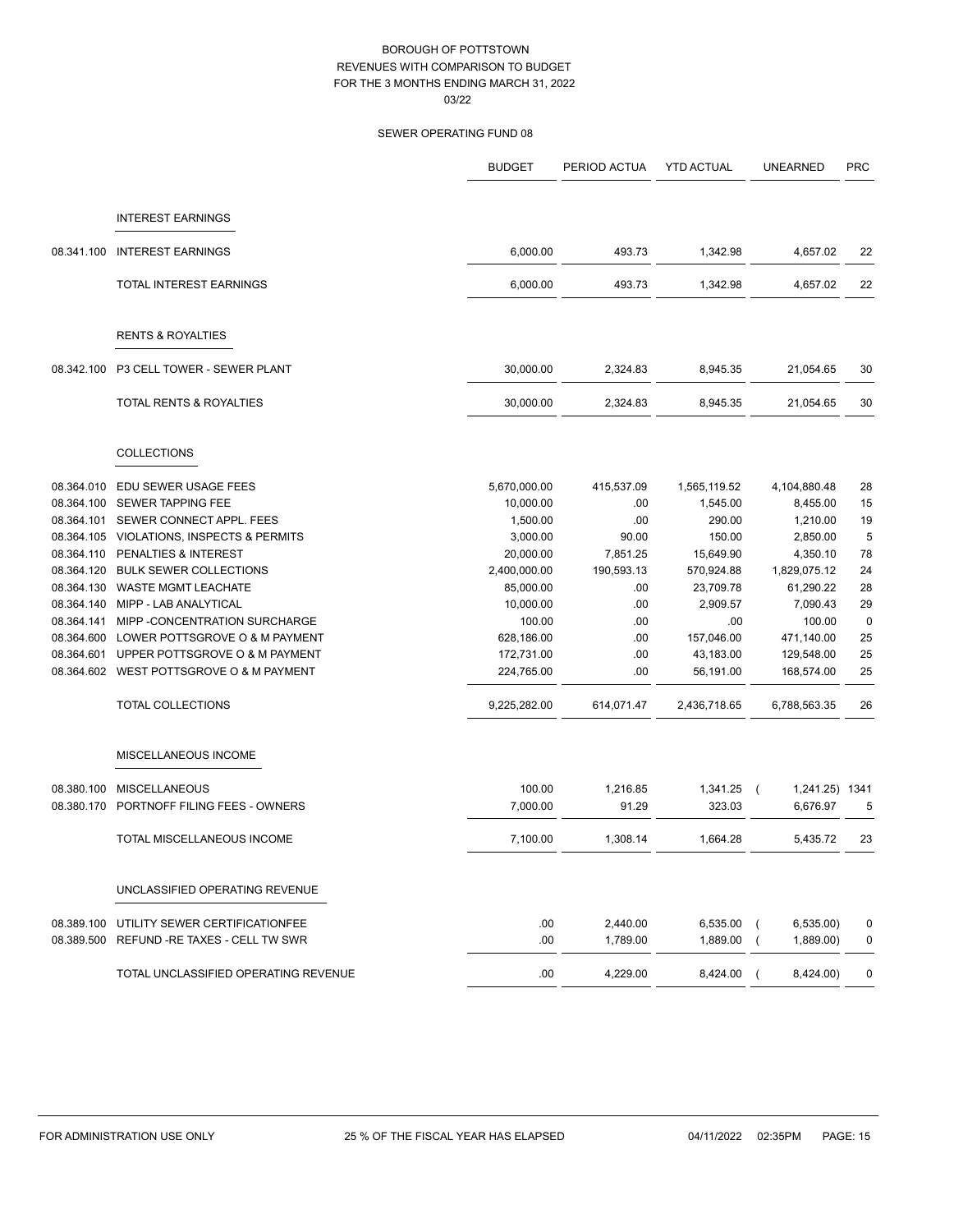BOROUGH OF POTTSTOWN
REVENUES WITH COMPARISON TO BUDGET
FOR THE 3 MONTHS ENDING MARCH 31, 2022
03/22

SEWER OPERATING FUND 08

| | | BUDGET | PERIOD ACTUA | YTD ACTUAL | UNEARNED | PRC |
|---|---|---|---|---|---|---|
| | **INTEREST EARNINGS** | | | | | |
| 08.341.100 | INTEREST EARNINGS | 6,000.00 | 493.73 | 1,342.98 | 4,657.02 | 22 |
| | TOTAL INTEREST EARNINGS | 6,000.00 | 493.73 | 1,342.98 | 4,657.02 | 22 |
| | **RENTS & ROYALTIES** | | | | | |
| 08.342.100 | P3 CELL TOWER - SEWER PLANT | 30,000.00 | 2,324.83 | 8,945.35 | 21,054.65 | 30 |
| | TOTAL RENTS & ROYALTIES | 30,000.00 | 2,324.83 | 8,945.35 | 21,054.65 | 30 |
| | **COLLECTIONS** | | | | | |
| 08.364.010 | EDU SEWER USAGE FEES | 5,670,000.00 | 415,537.09 | 1,565,119.52 | 4,104,880.48 | 28 |
| 08.364.100 | SEWER TAPPING FEE | 10,000.00 | .00 | 1,545.00 | 8,455.00 | 15 |
| 08.364.101 | SEWER CONNECT APPL. FEES | 1,500.00 | .00 | 290.00 | 1,210.00 | 19 |
| 08.364.105 | VIOLATIONS, INSPECTS & PERMITS | 3,000.00 | 90.00 | 150.00 | 2,850.00 | 5 |
| 08.364.110 | PENALTIES & INTEREST | 20,000.00 | 7,851.25 | 15,649.90 | 4,350.10 | 78 |
| 08.364.120 | BULK SEWER COLLECTIONS | 2,400,000.00 | 190,593.13 | 570,924.88 | 1,829,075.12 | 24 |
| 08.364.130 | WASTE MGMT LEACHATE | 85,000.00 | .00 | 23,709.78 | 61,290.22 | 28 |
| 08.364.140 | MIPP - LAB ANALYTICAL | 10,000.00 | .00 | 2,909.57 | 7,090.43 | 29 |
| 08.364.141 | MIPP -CONCENTRATION SURCHARGE | 100.00 | .00 | .00 | 100.00 | 0 |
| 08.364.600 | LOWER POTTSGROVE O & M PAYMENT | 628,186.00 | .00 | 157,046.00 | 471,140.00 | 25 |
| 08.364.601 | UPPER POTTSGROVE O & M PAYMENT | 172,731.00 | .00 | 43,183.00 | 129,548.00 | 25 |
| 08.364.602 | WEST POTTSGROVE O & M PAYMENT | 224,765.00 | .00 | 56,191.00 | 168,574.00 | 25 |
| | TOTAL COLLECTIONS | 9,225,282.00 | 614,071.47 | 2,436,718.65 | 6,788,563.35 | 26 |
| | **MISCELLANEOUS INCOME** | | | | | |
| 08.380.100 | MISCELLANEOUS | 100.00 | 1,216.85 | 1,341.25 | ( 1,241.25) | 1341 |
| 08.380.170 | PORTNOFF FILING FEES - OWNERS | 7,000.00 | 91.29 | 323.03 | 6,676.97 | 5 |
| | TOTAL MISCELLANEOUS INCOME | 7,100.00 | 1,308.14 | 1,664.28 | 5,435.72 | 23 |
| | **UNCLASSIFIED OPERATING REVENUE** | | | | | |
| 08.389.100 | UTILITY SEWER CERTIFICATIONFEE | .00 | 2,440.00 | 6,535.00 | ( 6,535.00) | 0 |
| 08.389.500 | REFUND -RE TAXES - CELL TW SWR | .00 | 1,789.00 | 1,889.00 | ( 1,889.00) | 0 |
| | TOTAL UNCLASSIFIED OPERATING REVENUE | .00 | 4,229.00 | 8,424.00 | ( 8,424.00) | 0 |

FOR ADMINISTRATION USE ONLY    25 % OF THE FISCAL YEAR HAS ELAPSED    04/11/2022 02:35PM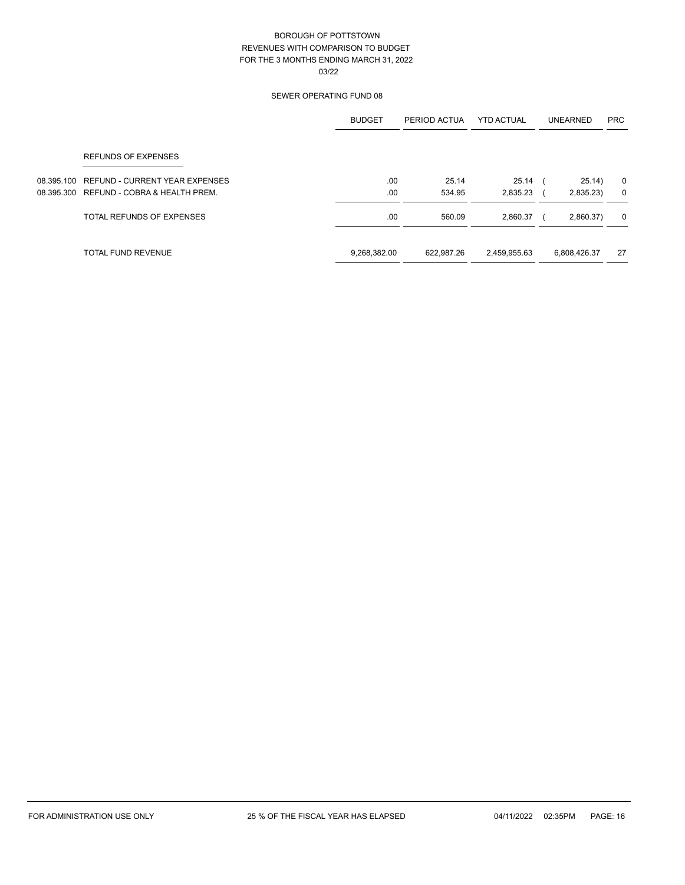BOROUGH OF POTTSTOWN
REVENUES WITH COMPARISON TO BUDGET
FOR THE 3 MONTHS ENDING MARCH 31, 2022
03/22

SEWER OPERATING FUND 08

| | | BUDGET | PERIOD ACTUA | YTD ACTUAL | UNEARNED | PRC |
|---|---|---|---|---|---|---|
| | REFUNDS OF EXPENSES | | | | | |
| 08.395.100 | REFUND - CURRENT YEAR EXPENSES | .00 | 25.14 | 25.14 | ( 25.14) | 0 |
| 08.395.300 | REFUND - COBRA & HEALTH PREM. | .00 | 534.95 | 2,835.23 | ( 2,835.23) | 0 |
| | TOTAL REFUNDS OF EXPENSES | .00 | 560.09 | 2,860.37 | ( 2,860.37) | 0 |
| | TOTAL FUND REVENUE | 9,268,382.00 | 622,987.26 | 2,459,955.63 | 6,808,426.37 | 27 |

FOR ADMINISTRATION USE ONLY 25 % OF THE FISCAL YEAR HAS ELAPSED 04/11/2022 02:35PM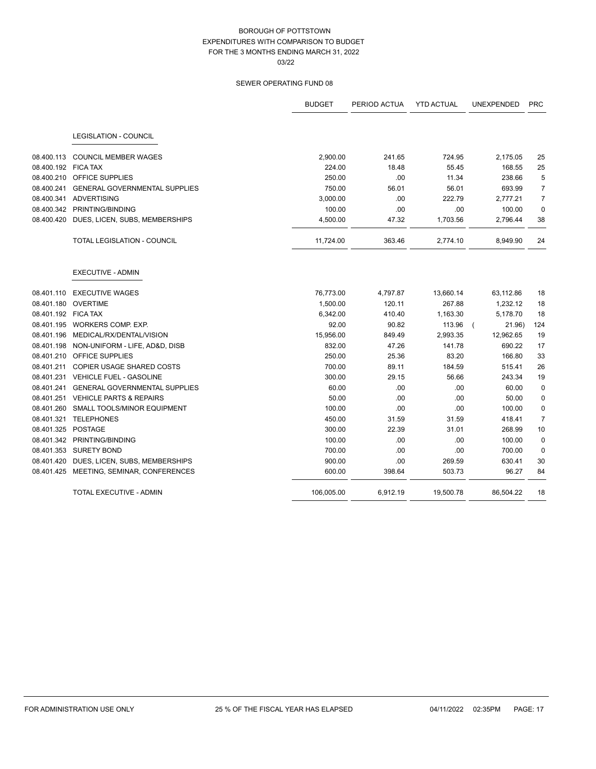# BOROUGH OF POTTSTOWN
## EXPENDITURES WITH COMPARISON TO BUDGET
## FOR THE 3 MONTHS ENDING MARCH 31, 2022
03/22

### SEWER OPERATING FUND 08

| | | BUDGET | PERIOD ACTUA | YTD ACTUAL | UNEXPENDED | PRC |
|---|---|---|---|---|---|---|
| | **LEGISLATION - COUNCIL** | | | | | |
| 08.400.113 | COUNCIL MEMBER WAGES | 2,900.00 | 241.65 | 724.95 | 2,175.05 | 25 |
| 08.400.192 | FICA TAX | 224.00 | 18.48 | 55.45 | 168.55 | 25 |
| 08.400.210 | OFFICE SUPPLIES | 250.00 | .00 | 11.34 | 238.66 | 5 |
| 08.400.241 | GENERAL GOVERNMENTAL SUPPLIES | 750.00 | 56.01 | 56.01 | 693.99 | 7 |
| 08.400.341 | ADVERTISING | 3,000.00 | .00 | 222.79 | 2,777.21 | 7 |
| 08.400.342 | PRINTING/BINDING | 100.00 | .00 | .00 | 100.00 | 0 |
| 08.400.420 | DUES, LICEN, SUBS, MEMBERSHIPS | 4,500.00 | 47.32 | 1,703.56 | 2,796.44 | 38 |
| | TOTAL LEGISLATION - COUNCIL | 11,724.00 | 363.46 | 2,774.10 | 8,949.90 | 24 |
| | **EXECUTIVE - ADMIN** | | | | | |
| 08.401.110 | EXECUTIVE WAGES | 76,773.00 | 4,797.87 | 13,660.14 | 63,112.86 | 18 |
| 08.401.180 | OVERTIME | 1,500.00 | 120.11 | 267.88 | 1,232.12 | 18 |
| 08.401.192 | FICA TAX | 6,342.00 | 410.40 | 1,163.30 | 5,178.70 | 18 |
| 08.401.195 | WORKERS COMP. EXP. | 92.00 | 90.82 | 113.96 | ( 21.96) | 124 |
| 08.401.196 | MEDICAL/RX/DENTAL/VISION | 15,956.00 | 849.49 | 2,993.35 | 12,962.65 | 19 |
| 08.401.198 | NON-UNIFORM - LIFE, AD&D, DISB | 832.00 | 47.26 | 141.78 | 690.22 | 17 |
| 08.401.210 | OFFICE SUPPLIES | 250.00 | 25.36 | 83.20 | 166.80 | 33 |
| 08.401.211 | COPIER USAGE SHARED COSTS | 700.00 | 89.11 | 184.59 | 515.41 | 26 |
| 08.401.231 | VEHICLE FUEL - GASOLINE | 300.00 | 29.15 | 56.66 | 243.34 | 19 |
| 08.401.241 | GENERAL GOVERNMENTAL SUPPLIES | 60.00 | .00 | .00 | 60.00 | 0 |
| 08.401.251 | VEHICLE PARTS & REPAIRS | 50.00 | .00 | .00 | 50.00 | 0 |
| 08.401.260 | SMALL TOOLS/MINOR EQUIPMENT | 100.00 | .00 | .00 | 100.00 | 0 |
| 08.401.321 | TELEPHONES | 450.00 | 31.59 | 31.59 | 418.41 | 7 |
| 08.401.325 | POSTAGE | 300.00 | 22.39 | 31.01 | 268.99 | 10 |
| 08.401.342 | PRINTING/BINDING | 100.00 | .00 | .00 | 100.00 | 0 |
| 08.401.353 | SURETY BOND | 700.00 | .00 | .00 | 700.00 | 0 |
| 08.401.420 | DUES, LICEN, SUBS, MEMBERSHIPS | 900.00 | .00 | 269.59 | 630.41 | 30 |
| 08.401.425 | MEETING, SEMINAR, CONFERENCES | 600.00 | 398.64 | 503.73 | 96.27 | 84 |
| | TOTAL EXECUTIVE - ADMIN | 106,005.00 | 6,912.19 | 19,500.78 | 86,504.22 | 18 |

FOR ADMINISTRATION USE ONLY — 25 % OF THE FISCAL YEAR HAS ELAPSED — 04/11/2022 02:35PM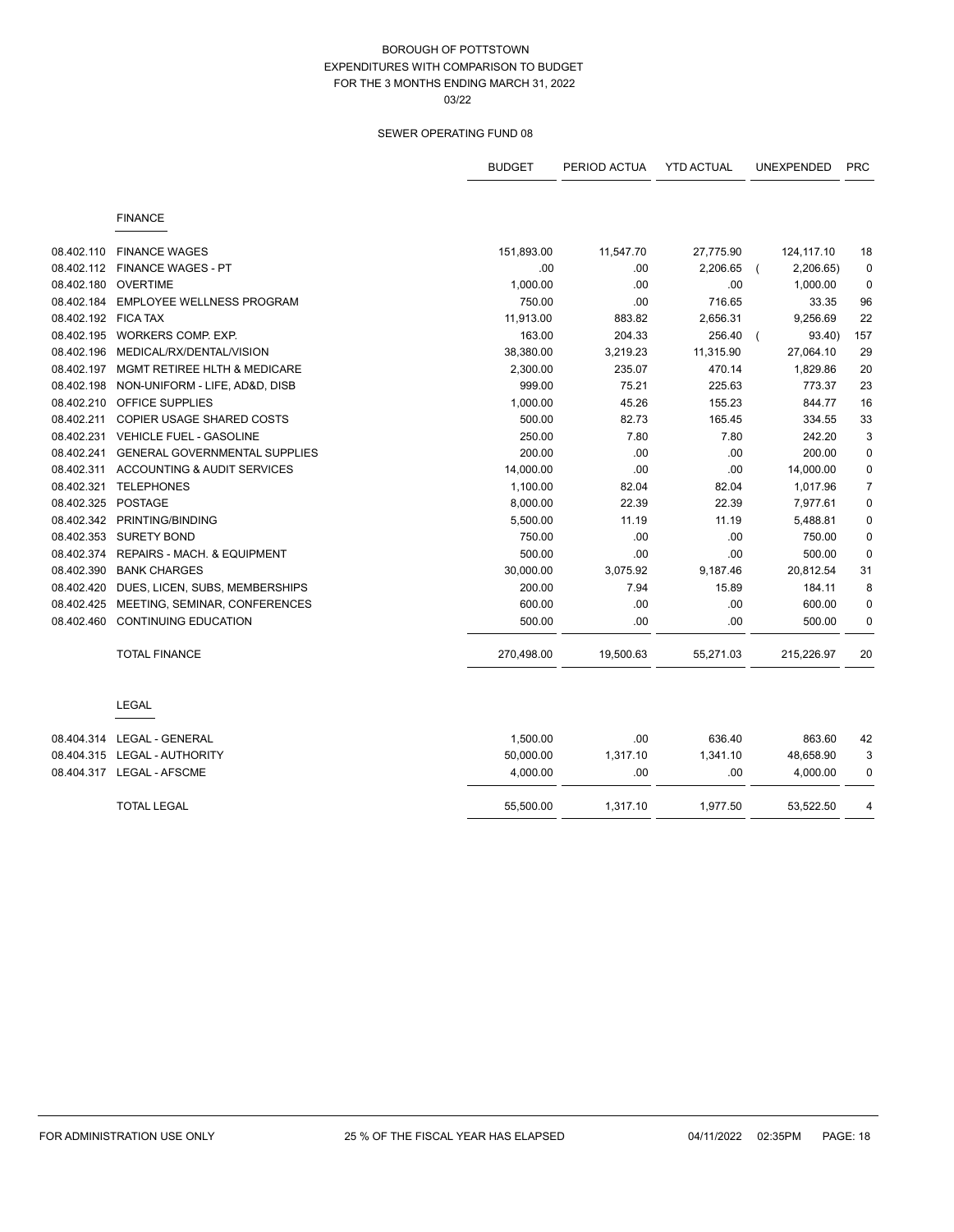# BOROUGH OF POTTSTOWN
## EXPENDITURES WITH COMPARISON TO BUDGET
## FOR THE 3 MONTHS ENDING MARCH 31, 2022
03/22

### SEWER OPERATING FUND 08

| | | BUDGET | PERIOD ACTUA | YTD ACTUAL | UNEXPENDED | PRC |
|---|---|---|---|---|---|---|
| | **FINANCE** | | | | | |
| 08.402.110 | FINANCE WAGES | 151,893.00 | 11,547.70 | 27,775.90 | 124,117.10 | 18 |
| 08.402.112 | FINANCE WAGES - PT | .00 | .00 | 2,206.65 | ( 2,206.65) | 0 |
| 08.402.180 | OVERTIME | 1,000.00 | .00 | .00 | 1,000.00 | 0 |
| 08.402.184 | EMPLOYEE WELLNESS PROGRAM | 750.00 | .00 | 716.65 | 33.35 | 96 |
| 08.402.192 | FICA TAX | 11,913.00 | 883.82 | 2,656.31 | 9,256.69 | 22 |
| 08.402.195 | WORKERS COMP. EXP. | 163.00 | 204.33 | 256.40 | ( 93.40) | 157 |
| 08.402.196 | MEDICAL/RX/DENTAL/VISION | 38,380.00 | 3,219.23 | 11,315.90 | 27,064.10 | 29 |
| 08.402.197 | MGMT RETIREE HLTH & MEDICARE | 2,300.00 | 235.07 | 470.14 | 1,829.86 | 20 |
| 08.402.198 | NON-UNIFORM - LIFE, AD&D, DISB | 999.00 | 75.21 | 225.63 | 773.37 | 23 |
| 08.402.210 | OFFICE SUPPLIES | 1,000.00 | 45.26 | 155.23 | 844.77 | 16 |
| 08.402.211 | COPIER USAGE SHARED COSTS | 500.00 | 82.73 | 165.45 | 334.55 | 33 |
| 08.402.231 | VEHICLE FUEL - GASOLINE | 250.00 | 7.80 | 7.80 | 242.20 | 3 |
| 08.402.241 | GENERAL GOVERNMENTAL SUPPLIES | 200.00 | .00 | .00 | 200.00 | 0 |
| 08.402.311 | ACCOUNTING & AUDIT SERVICES | 14,000.00 | .00 | .00 | 14,000.00 | 0 |
| 08.402.321 | TELEPHONES | 1,100.00 | 82.04 | 82.04 | 1,017.96 | 7 |
| 08.402.325 | POSTAGE | 8,000.00 | 22.39 | 22.39 | 7,977.61 | 0 |
| 08.402.342 | PRINTING/BINDING | 5,500.00 | 11.19 | 11.19 | 5,488.81 | 0 |
| 08.402.353 | SURETY BOND | 750.00 | .00 | .00 | 750.00 | 0 |
| 08.402.374 | REPAIRS - MACH. & EQUIPMENT | 500.00 | .00 | .00 | 500.00 | 0 |
| 08.402.390 | BANK CHARGES | 30,000.00 | 3,075.92 | 9,187.46 | 20,812.54 | 31 |
| 08.402.420 | DUES, LICEN, SUBS, MEMBERSHIPS | 200.00 | 7.94 | 15.89 | 184.11 | 8 |
| 08.402.425 | MEETING, SEMINAR, CONFERENCES | 600.00 | .00 | .00 | 600.00 | 0 |
| 08.402.460 | CONTINUING EDUCATION | 500.00 | .00 | .00 | 500.00 | 0 |
| | TOTAL FINANCE | 270,498.00 | 19,500.63 | 55,271.03 | 215,226.97 | 20 |
| | **LEGAL** | | | | | |
| 08.404.314 | LEGAL - GENERAL | 1,500.00 | .00 | 636.40 | 863.60 | 42 |
| 08.404.315 | LEGAL - AUTHORITY | 50,000.00 | 1,317.10 | 1,341.10 | 48,658.90 | 3 |
| 08.404.317 | LEGAL - AFSCME | 4,000.00 | .00 | .00 | 4,000.00 | 0 |
| | TOTAL LEGAL | 55,500.00 | 1,317.10 | 1,977.50 | 53,522.50 | 4 |

FOR ADMINISTRATION USE ONLY    25 % OF THE FISCAL YEAR HAS ELAPSED    04/11/2022 02:35PM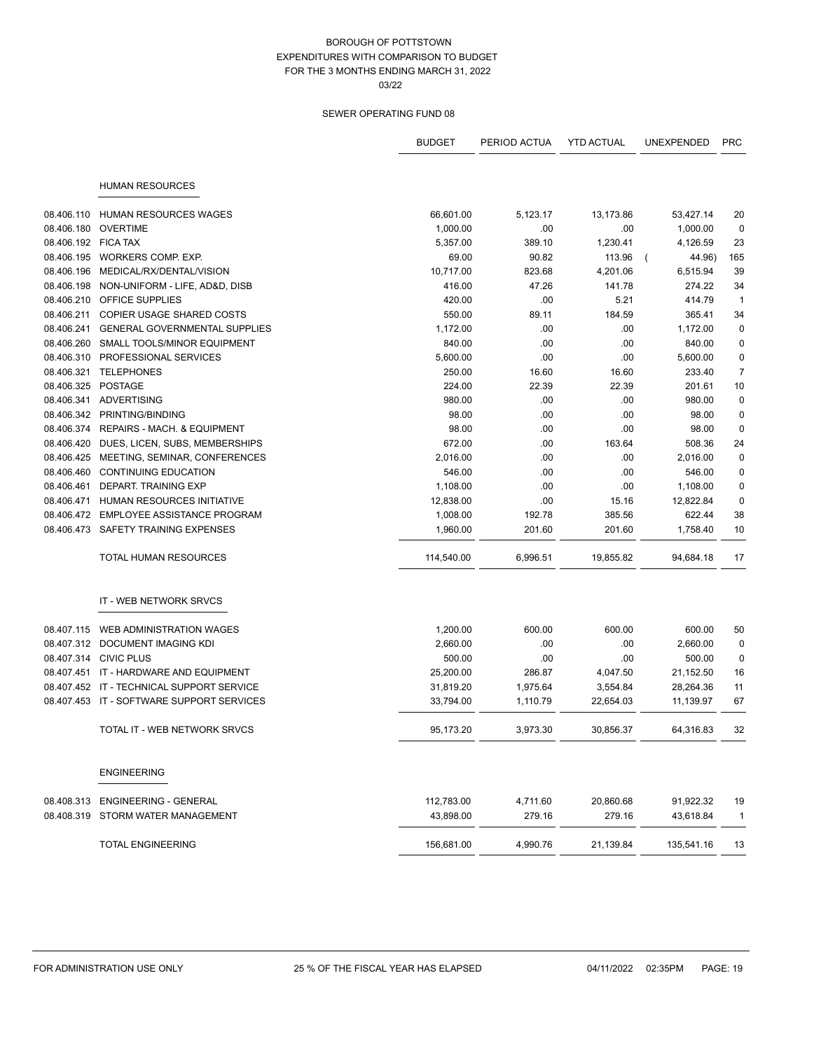BOROUGH OF POTTSTOWN
EXPENDITURES WITH COMPARISON TO BUDGET
FOR THE 3 MONTHS ENDING MARCH 31, 2022
03/22

SEWER OPERATING FUND 08

| | | BUDGET | PERIOD ACTUA | YTD ACTUAL | UNEXPENDED | PRC |
|---|---|---|---|---|---|---|
| | HUMAN RESOURCES | | | | | |
| 08.406.110 | HUMAN RESOURCES WAGES | 66,601.00 | 5,123.17 | 13,173.86 | 53,427.14 | 20 |
| 08.406.180 | OVERTIME | 1,000.00 | .00 | .00 | 1,000.00 | 0 |
| 08.406.192 | FICA TAX | 5,357.00 | 389.10 | 1,230.41 | 4,126.59 | 23 |
| 08.406.195 | WORKERS COMP. EXP. | 69.00 | 90.82 | 113.96 | ( 44.96) | 165 |
| 08.406.196 | MEDICAL/RX/DENTAL/VISION | 10,717.00 | 823.68 | 4,201.06 | 6,515.94 | 39 |
| 08.406.198 | NON-UNIFORM - LIFE, AD&D, DISB | 416.00 | 47.26 | 141.78 | 274.22 | 34 |
| 08.406.210 | OFFICE SUPPLIES | 420.00 | .00 | 5.21 | 414.79 | 1 |
| 08.406.211 | COPIER USAGE SHARED COSTS | 550.00 | 89.11 | 184.59 | 365.41 | 34 |
| 08.406.241 | GENERAL GOVERNMENTAL SUPPLIES | 1,172.00 | .00 | .00 | 1,172.00 | 0 |
| 08.406.260 | SMALL TOOLS/MINOR EQUIPMENT | 840.00 | .00 | .00 | 840.00 | 0 |
| 08.406.310 | PROFESSIONAL SERVICES | 5,600.00 | .00 | .00 | 5,600.00 | 0 |
| 08.406.321 | TELEPHONES | 250.00 | 16.60 | 16.60 | 233.40 | 7 |
| 08.406.325 | POSTAGE | 224.00 | 22.39 | 22.39 | 201.61 | 10 |
| 08.406.341 | ADVERTISING | 980.00 | .00 | .00 | 980.00 | 0 |
| 08.406.342 | PRINTING/BINDING | 98.00 | .00 | .00 | 98.00 | 0 |
| 08.406.374 | REPAIRS - MACH. & EQUIPMENT | 98.00 | .00 | .00 | 98.00 | 0 |
| 08.406.420 | DUES, LICEN, SUBS, MEMBERSHIPS | 672.00 | .00 | 163.64 | 508.36 | 24 |
| 08.406.425 | MEETING, SEMINAR, CONFERENCES | 2,016.00 | .00 | .00 | 2,016.00 | 0 |
| 08.406.460 | CONTINUING EDUCATION | 546.00 | .00 | .00 | 546.00 | 0 |
| 08.406.461 | DEPART. TRAINING EXP | 1,108.00 | .00 | .00 | 1,108.00 | 0 |
| 08.406.471 | HUMAN RESOURCES INITIATIVE | 12,838.00 | .00 | 15.16 | 12,822.84 | 0 |
| 08.406.472 | EMPLOYEE ASSISTANCE PROGRAM | 1,008.00 | 192.78 | 385.56 | 622.44 | 38 |
| 08.406.473 | SAFETY TRAINING EXPENSES | 1,960.00 | 201.60 | 201.60 | 1,758.40 | 10 |
| | TOTAL HUMAN RESOURCES | 114,540.00 | 6,996.51 | 19,855.82 | 94,684.18 | 17 |
| | IT - WEB NETWORK SRVCS | | | | | |
| 08.407.115 | WEB ADMINISTRATION WAGES | 1,200.00 | 600.00 | 600.00 | 600.00 | 50 |
| 08.407.312 | DOCUMENT IMAGING KDI | 2,660.00 | .00 | .00 | 2,660.00 | 0 |
| 08.407.314 | CIVIC PLUS | 500.00 | .00 | .00 | 500.00 | 0 |
| 08.407.451 | IT - HARDWARE AND EQUIPMENT | 25,200.00 | 286.87 | 4,047.50 | 21,152.50 | 16 |
| 08.407.452 | IT - TECHNICAL SUPPORT SERVICE | 31,819.20 | 1,975.64 | 3,554.84 | 28,264.36 | 11 |
| 08.407.453 | IT - SOFTWARE SUPPORT SERVICES | 33,794.00 | 1,110.79 | 22,654.03 | 11,139.97 | 67 |
| | TOTAL IT - WEB NETWORK SRVCS | 95,173.20 | 3,973.30 | 30,856.37 | 64,316.83 | 32 |
| | ENGINEERING | | | | | |
| 08.408.313 | ENGINEERING - GENERAL | 112,783.00 | 4,711.60 | 20,860.68 | 91,922.32 | 19 |
| 08.408.319 | STORM WATER MANAGEMENT | 43,898.00 | 279.16 | 279.16 | 43,618.84 | 1 |
| | TOTAL ENGINEERING | 156,681.00 | 4,990.76 | 21,139.84 | 135,541.16 | 13 |

FOR ADMINISTRATION USE ONLY    25 % OF THE FISCAL YEAR HAS ELAPSED    04/11/2022 02:35PM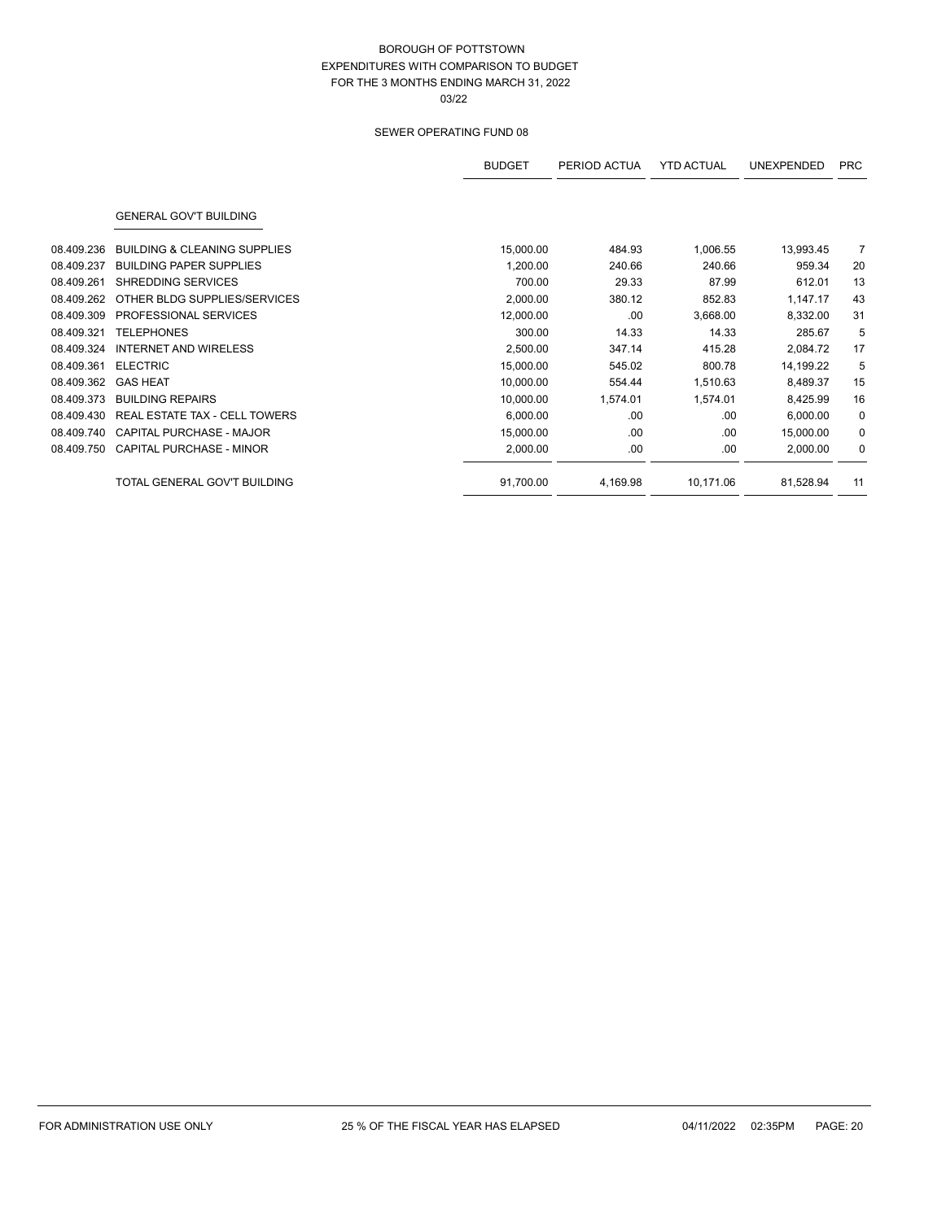# BOROUGH OF POTTSTOWN
## EXPENDITURES WITH COMPARISON TO BUDGET
## FOR THE 3 MONTHS ENDING MARCH 31, 2022
03/22

### SEWER OPERATING FUND 08

| | | BUDGET | PERIOD ACTUA | YTD ACTUAL | UNEXPENDED | PRC |
|---|---|---|---|---|---|---|
| | **GENERAL GOV'T BUILDING** | | | | | |
| 08.409.236 | BUILDING & CLEANING SUPPLIES | 15,000.00 | 484.93 | 1,006.55 | 13,993.45 | 7 |
| 08.409.237 | BUILDING PAPER SUPPLIES | 1,200.00 | 240.66 | 240.66 | 959.34 | 20 |
| 08.409.261 | SHREDDING SERVICES | 700.00 | 29.33 | 87.99 | 612.01 | 13 |
| 08.409.262 | OTHER BLDG SUPPLIES/SERVICES | 2,000.00 | 380.12 | 852.83 | 1,147.17 | 43 |
| 08.409.309 | PROFESSIONAL SERVICES | 12,000.00 | .00 | 3,668.00 | 8,332.00 | 31 |
| 08.409.321 | TELEPHONES | 300.00 | 14.33 | 14.33 | 285.67 | 5 |
| 08.409.324 | INTERNET AND WIRELESS | 2,500.00 | 347.14 | 415.28 | 2,084.72 | 17 |
| 08.409.361 | ELECTRIC | 15,000.00 | 545.02 | 800.78 | 14,199.22 | 5 |
| 08.409.362 | GAS HEAT | 10,000.00 | 554.44 | 1,510.63 | 8,489.37 | 15 |
| 08.409.373 | BUILDING REPAIRS | 10,000.00 | 1,574.01 | 1,574.01 | 8,425.99 | 16 |
| 08.409.430 | REAL ESTATE TAX - CELL TOWERS | 6,000.00 | .00 | .00 | 6,000.00 | 0 |
| 08.409.740 | CAPITAL PURCHASE - MAJOR | 15,000.00 | .00 | .00 | 15,000.00 | 0 |
| 08.409.750 | CAPITAL PURCHASE - MINOR | 2,000.00 | .00 | .00 | 2,000.00 | 0 |
| | TOTAL GENERAL GOV'T BUILDING | 91,700.00 | 4,169.98 | 10,171.06 | 81,528.94 | 11 |

FOR ADMINISTRATION USE ONLY | 25 % OF THE FISCAL YEAR HAS ELAPSED | 04/11/2022 02:35PM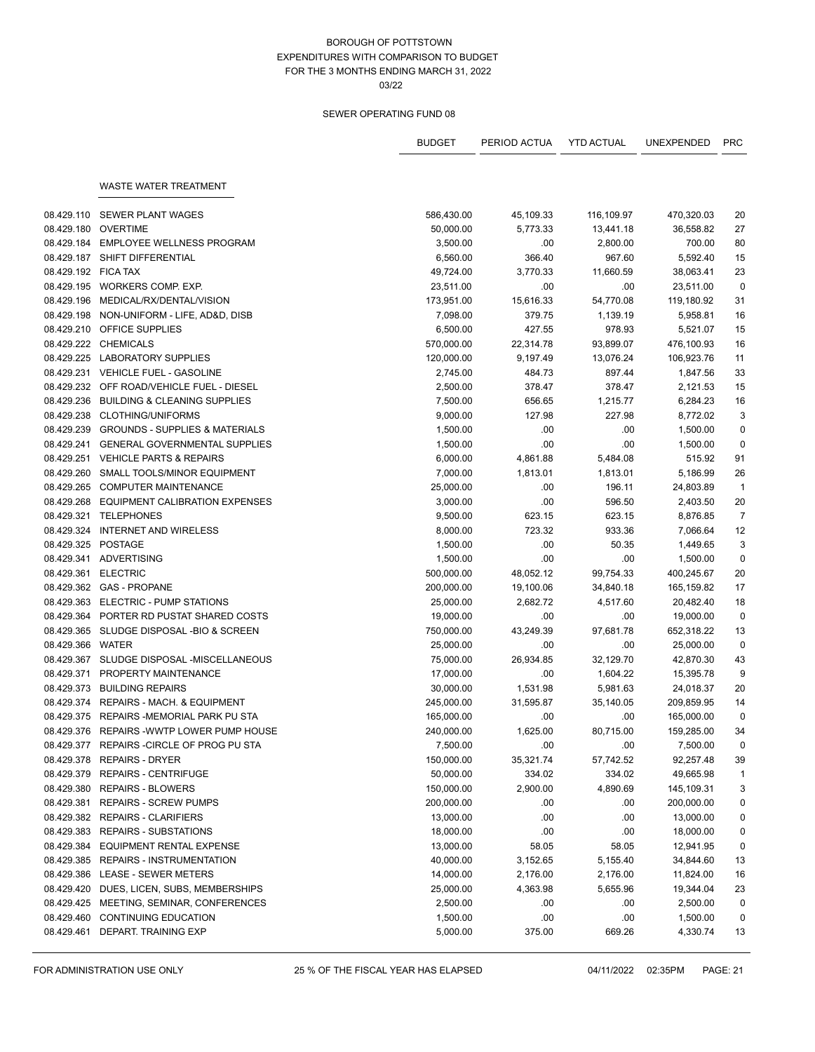BOROUGH OF POTTSTOWN
EXPENDITURES WITH COMPARISON TO BUDGET
FOR THE 3 MONTHS ENDING MARCH 31, 2022
03/22

SEWER OPERATING FUND 08

| | | BUDGET | PERIOD ACTUA | YTD ACTUAL | UNEXPENDED | PRC |
|---|---|---|---|---|---|---|
| | WASTE WATER TREATMENT | | | | | |
| 08.429.110 | SEWER PLANT WAGES | 586,430.00 | 45,109.33 | 116,109.97 | 470,320.03 | 20 |
| 08.429.180 | OVERTIME | 50,000.00 | 5,773.33 | 13,441.18 | 36,558.82 | 27 |
| 08.429.184 | EMPLOYEE WELLNESS PROGRAM | 3,500.00 | .00 | 2,800.00 | 700.00 | 80 |
| 08.429.187 | SHIFT DIFFERENTIAL | 6,560.00 | 366.40 | 967.60 | 5,592.40 | 15 |
| 08.429.192 | FICA TAX | 49,724.00 | 3,770.33 | 11,660.59 | 38,063.41 | 23 |
| 08.429.195 | WORKERS COMP. EXP. | 23,511.00 | .00 | .00 | 23,511.00 | 0 |
| 08.429.196 | MEDICAL/RX/DENTAL/VISION | 173,951.00 | 15,616.33 | 54,770.08 | 119,180.92 | 31 |
| 08.429.198 | NON-UNIFORM - LIFE, AD&D, DISB | 7,098.00 | 379.75 | 1,139.19 | 5,958.81 | 16 |
| 08.429.210 | OFFICE SUPPLIES | 6,500.00 | 427.55 | 978.93 | 5,521.07 | 15 |
| 08.429.222 | CHEMICALS | 570,000.00 | 22,314.78 | 93,899.07 | 476,100.93 | 16 |
| 08.429.225 | LABORATORY SUPPLIES | 120,000.00 | 9,197.49 | 13,076.24 | 106,923.76 | 11 |
| 08.429.231 | VEHICLE FUEL - GASOLINE | 2,745.00 | 484.73 | 897.44 | 1,847.56 | 33 |
| 08.429.232 | OFF ROAD/VEHICLE FUEL - DIESEL | 2,500.00 | 378.47 | 378.47 | 2,121.53 | 15 |
| 08.429.236 | BUILDING & CLEANING SUPPLIES | 7,500.00 | 656.65 | 1,215.77 | 6,284.23 | 16 |
| 08.429.238 | CLOTHING/UNIFORMS | 9,000.00 | 127.98 | 227.98 | 8,772.02 | 3 |
| 08.429.239 | GROUNDS - SUPPLIES & MATERIALS | 1,500.00 | .00 | .00 | 1,500.00 | 0 |
| 08.429.241 | GENERAL GOVERNMENTAL SUPPLIES | 1,500.00 | .00 | .00 | 1,500.00 | 0 |
| 08.429.251 | VEHICLE PARTS & REPAIRS | 6,000.00 | 4,861.88 | 5,484.08 | 515.92 | 91 |
| 08.429.260 | SMALL TOOLS/MINOR EQUIPMENT | 7,000.00 | 1,813.01 | 1,813.01 | 5,186.99 | 26 |
| 08.429.265 | COMPUTER MAINTENANCE | 25,000.00 | .00 | 196.11 | 24,803.89 | 1 |
| 08.429.268 | EQUIPMENT CALIBRATION EXPENSES | 3,000.00 | .00 | 596.50 | 2,403.50 | 20 |
| 08.429.321 | TELEPHONES | 9,500.00 | 623.15 | 623.15 | 8,876.85 | 7 |
| 08.429.324 | INTERNET AND WIRELESS | 8,000.00 | 723.32 | 933.36 | 7,066.64 | 12 |
| 08.429.325 | POSTAGE | 1,500.00 | .00 | 50.35 | 1,449.65 | 3 |
| 08.429.341 | ADVERTISING | 1,500.00 | .00 | .00 | 1,500.00 | 0 |
| 08.429.361 | ELECTRIC | 500,000.00 | 48,052.12 | 99,754.33 | 400,245.67 | 20 |
| 08.429.362 | GAS - PROPANE | 200,000.00 | 19,100.06 | 34,840.18 | 165,159.82 | 17 |
| 08.429.363 | ELECTRIC - PUMP STATIONS | 25,000.00 | 2,682.72 | 4,517.60 | 20,482.40 | 18 |
| 08.429.364 | PORTER RD PUSTAT SHARED COSTS | 19,000.00 | .00 | .00 | 19,000.00 | 0 |
| 08.429.365 | SLUDGE DISPOSAL -BIO & SCREEN | 750,000.00 | 43,249.39 | 97,681.78 | 652,318.22 | 13 |
| 08.429.366 | WATER | 25,000.00 | .00 | .00 | 25,000.00 | 0 |
| 08.429.367 | SLUDGE DISPOSAL -MISCELLANEOUS | 75,000.00 | 26,934.85 | 32,129.70 | 42,870.30 | 43 |
| 08.429.371 | PROPERTY MAINTENANCE | 17,000.00 | .00 | 1,604.22 | 15,395.78 | 9 |
| 08.429.373 | BUILDING REPAIRS | 30,000.00 | 1,531.98 | 5,981.63 | 24,018.37 | 20 |
| 08.429.374 | REPAIRS - MACH. & EQUIPMENT | 245,000.00 | 31,595.87 | 35,140.05 | 209,859.95 | 14 |
| 08.429.375 | REPAIRS -MEMORIAL PARK PU STA | 165,000.00 | .00 | .00 | 165,000.00 | 0 |
| 08.429.376 | REPAIRS -WWTP LOWER PUMP HOUSE | 240,000.00 | 1,625.00 | 80,715.00 | 159,285.00 | 34 |
| 08.429.377 | REPAIRS -CIRCLE OF PROG PU STA | 7,500.00 | .00 | .00 | 7,500.00 | 0 |
| 08.429.378 | REPAIRS - DRYER | 150,000.00 | 35,321.74 | 57,742.52 | 92,257.48 | 39 |
| 08.429.379 | REPAIRS - CENTRIFUGE | 50,000.00 | 334.02 | 334.02 | 49,665.98 | 1 |
| 08.429.380 | REPAIRS - BLOWERS | 150,000.00 | 2,900.00 | 4,890.69 | 145,109.31 | 3 |
| 08.429.381 | REPAIRS - SCREW PUMPS | 200,000.00 | .00 | .00 | 200,000.00 | 0 |
| 08.429.382 | REPAIRS - CLARIFIERS | 13,000.00 | .00 | .00 | 13,000.00 | 0 |
| 08.429.383 | REPAIRS - SUBSTATIONS | 18,000.00 | .00 | .00 | 18,000.00 | 0 |
| 08.429.384 | EQUIPMENT RENTAL EXPENSE | 13,000.00 | 58.05 | 58.05 | 12,941.95 | 0 |
| 08.429.385 | REPAIRS - INSTRUMENTATION | 40,000.00 | 3,152.65 | 5,155.40 | 34,844.60 | 13 |
| 08.429.386 | LEASE - SEWER METERS | 14,000.00 | 2,176.00 | 2,176.00 | 11,824.00 | 16 |
| 08.429.420 | DUES, LICEN, SUBS, MEMBERSHIPS | 25,000.00 | 4,363.98 | 5,655.96 | 19,344.04 | 23 |
| 08.429.425 | MEETING, SEMINAR, CONFERENCES | 2,500.00 | .00 | .00 | 2,500.00 | 0 |
| 08.429.460 | CONTINUING EDUCATION | 1,500.00 | .00 | .00 | 1,500.00 | 0 |
| 08.429.461 | DEPART. TRAINING EXP | 5,000.00 | 375.00 | 669.26 | 4,330.74 | 13 |

FOR ADMINISTRATION USE ONLY    25 % OF THE FISCAL YEAR HAS ELAPSED    04/11/2022 02:35PM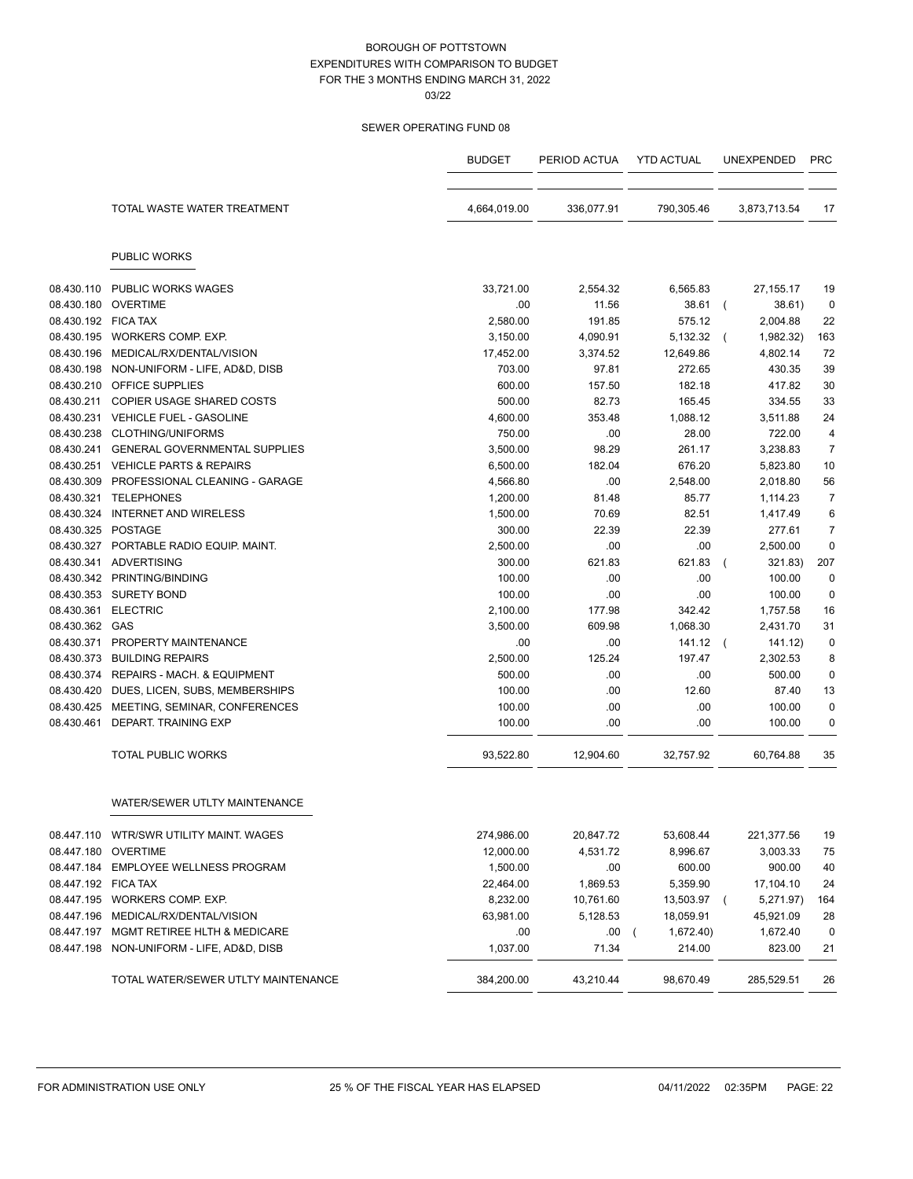# BOROUGH OF POTTSTOWN
## EXPENDITURES WITH COMPARISON TO BUDGET
## FOR THE 3 MONTHS ENDING MARCH 31, 2022
03/22

### SEWER OPERATING FUND 08

| | | BUDGET | PERIOD ACTUA | YTD ACTUAL | UNEXPENDED | PRC |
|---|---|---|---|---|---|---|
| | TOTAL WASTE WATER TREATMENT | 4,664,019.00 | 336,077.91 | 790,305.46 | 3,873,713.54 | 17 |
| | **PUBLIC WORKS** | | | | | |
| 08.430.110 | PUBLIC WORKS WAGES | 33,721.00 | 2,554.32 | 6,565.83 | 27,155.17 | 19 |
| 08.430.180 | OVERTIME | .00 | 11.56 | 38.61 | ( 38.61) | 0 |
| 08.430.192 | FICA TAX | 2,580.00 | 191.85 | 575.12 | 2,004.88 | 22 |
| 08.430.195 | WORKERS COMP. EXP. | 3,150.00 | 4,090.91 | 5,132.32 | ( 1,982.32) | 163 |
| 08.430.196 | MEDICAL/RX/DENTAL/VISION | 17,452.00 | 3,374.52 | 12,649.86 | 4,802.14 | 72 |
| 08.430.198 | NON-UNIFORM - LIFE, AD&D, DISB | 703.00 | 97.81 | 272.65 | 430.35 | 39 |
| 08.430.210 | OFFICE SUPPLIES | 600.00 | 157.50 | 182.18 | 417.82 | 30 |
| 08.430.211 | COPIER USAGE SHARED COSTS | 500.00 | 82.73 | 165.45 | 334.55 | 33 |
| 08.430.231 | VEHICLE FUEL - GASOLINE | 4,600.00 | 353.48 | 1,088.12 | 3,511.88 | 24 |
| 08.430.238 | CLOTHING/UNIFORMS | 750.00 | .00 | 28.00 | 722.00 | 4 |
| 08.430.241 | GENERAL GOVERNMENTAL SUPPLIES | 3,500.00 | 98.29 | 261.17 | 3,238.83 | 7 |
| 08.430.251 | VEHICLE PARTS & REPAIRS | 6,500.00 | 182.04 | 676.20 | 5,823.80 | 10 |
| 08.430.309 | PROFESSIONAL CLEANING - GARAGE | 4,566.80 | .00 | 2,548.00 | 2,018.80 | 56 |
| 08.430.321 | TELEPHONES | 1,200.00 | 81.48 | 85.77 | 1,114.23 | 7 |
| 08.430.324 | INTERNET AND WIRELESS | 1,500.00 | 70.69 | 82.51 | 1,417.49 | 6 |
| 08.430.325 | POSTAGE | 300.00 | 22.39 | 22.39 | 277.61 | 7 |
| 08.430.327 | PORTABLE RADIO EQUIP. MAINT. | 2,500.00 | .00 | .00 | 2,500.00 | 0 |
| 08.430.341 | ADVERTISING | 300.00 | 621.83 | 621.83 | ( 321.83) | 207 |
| 08.430.342 | PRINTING/BINDING | 100.00 | .00 | .00 | 100.00 | 0 |
| 08.430.353 | SURETY BOND | 100.00 | .00 | .00 | 100.00 | 0 |
| 08.430.361 | ELECTRIC | 2,100.00 | 177.98 | 342.42 | 1,757.58 | 16 |
| 08.430.362 | GAS | 3,500.00 | 609.98 | 1,068.30 | 2,431.70 | 31 |
| 08.430.371 | PROPERTY MAINTENANCE | .00 | .00 | 141.12 | ( 141.12) | 0 |
| 08.430.373 | BUILDING REPAIRS | 2,500.00 | 125.24 | 197.47 | 2,302.53 | 8 |
| 08.430.374 | REPAIRS - MACH. & EQUIPMENT | 500.00 | .00 | .00 | 500.00 | 0 |
| 08.430.420 | DUES, LICEN, SUBS, MEMBERSHIPS | 100.00 | .00 | 12.60 | 87.40 | 13 |
| 08.430.425 | MEETING, SEMINAR, CONFERENCES | 100.00 | .00 | .00 | 100.00 | 0 |
| 08.430.461 | DEPART. TRAINING EXP | 100.00 | .00 | .00 | 100.00 | 0 |
| | TOTAL PUBLIC WORKS | 93,522.80 | 12,904.60 | 32,757.92 | 60,764.88 | 35 |
| | **WATER/SEWER UTLTY MAINTENANCE** | | | | | |
| 08.447.110 | WTR/SWR UTILITY MAINT. WAGES | 274,986.00 | 20,847.72 | 53,608.44 | 221,377.56 | 19 |
| 08.447.180 | OVERTIME | 12,000.00 | 4,531.72 | 8,996.67 | 3,003.33 | 75 |
| 08.447.184 | EMPLOYEE WELLNESS PROGRAM | 1,500.00 | .00 | 600.00 | 900.00 | 40 |
| 08.447.192 | FICA TAX | 22,464.00 | 1,869.53 | 5,359.90 | 17,104.10 | 24 |
| 08.447.195 | WORKERS COMP. EXP. | 8,232.00 | 10,761.60 | 13,503.97 | ( 5,271.97) | 164 |
| 08.447.196 | MEDICAL/RX/DENTAL/VISION | 63,981.00 | 5,128.53 | 18,059.91 | 45,921.09 | 28 |
| 08.447.197 | MGMT RETIREE HLTH & MEDICARE | .00 | .00 | ( 1,672.40) | 1,672.40 | 0 |
| 08.447.198 | NON-UNIFORM - LIFE, AD&D, DISB | 1,037.00 | 71.34 | 214.00 | 823.00 | 21 |
| | TOTAL WATER/SEWER UTLTY MAINTENANCE | 384,200.00 | 43,210.44 | 98,670.49 | 285,529.51 | 26 |

FOR ADMINISTRATION USE ONLY — 25 % OF THE FISCAL YEAR HAS ELAPSED — 04/11/2022 02:35PM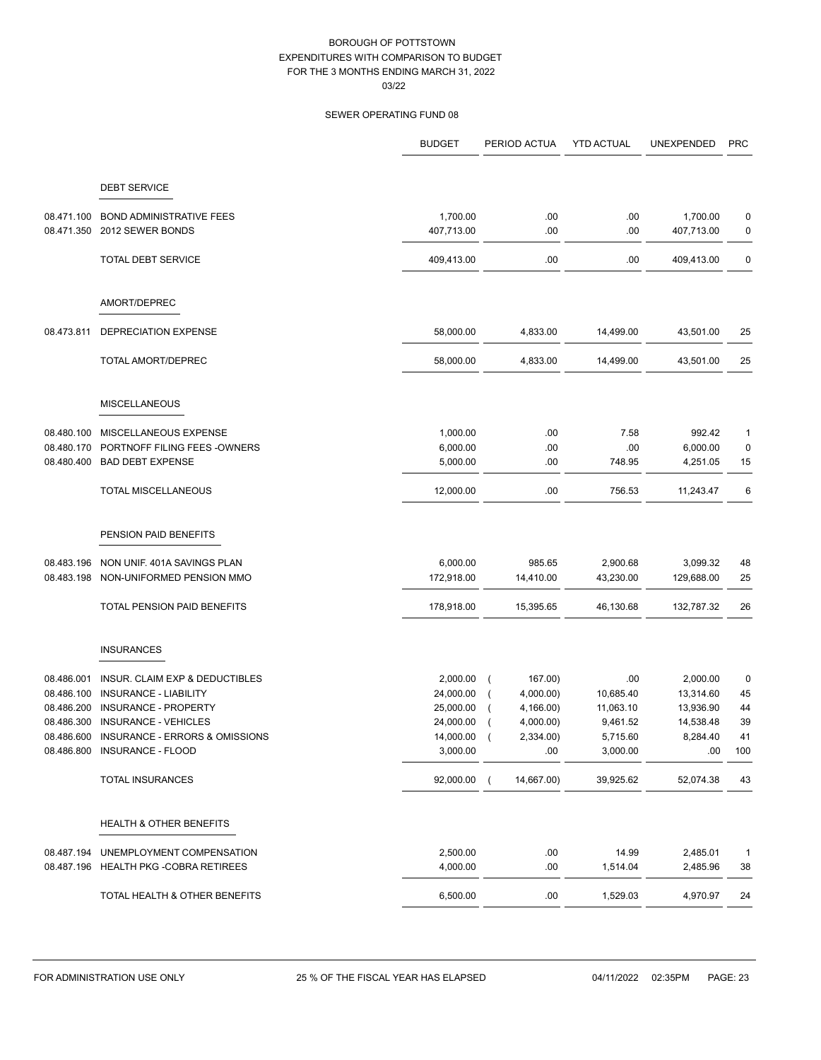BOROUGH OF POTTSTOWN
EXPENDITURES WITH COMPARISON TO BUDGET
FOR THE 3 MONTHS ENDING MARCH 31, 2022
03/22

SEWER OPERATING FUND 08

| | | BUDGET | PERIOD ACTUA | YTD ACTUAL | UNEXPENDED | PRC |
|---|---|---|---|---|---|---|
| | DEBT SERVICE | | | | | |
| 08.471.100 | BOND ADMINISTRATIVE FEES | 1,700.00 | .00 | .00 | 1,700.00 | 0 |
| 08.471.350 | 2012 SEWER BONDS | 407,713.00 | .00 | .00 | 407,713.00 | 0 |
| | TOTAL DEBT SERVICE | 409,413.00 | .00 | .00 | 409,413.00 | 0 |
| | AMORT/DEPREC | | | | | |
| 08.473.811 | DEPRECIATION EXPENSE | 58,000.00 | 4,833.00 | 14,499.00 | 43,501.00 | 25 |
| | TOTAL AMORT/DEPREC | 58,000.00 | 4,833.00 | 14,499.00 | 43,501.00 | 25 |
| | MISCELLANEOUS | | | | | |
| 08.480.100 | MISCELLANEOUS EXPENSE | 1,000.00 | .00 | 7.58 | 992.42 | 1 |
| 08.480.170 | PORTNOFF FILING FEES -OWNERS | 6,000.00 | .00 | .00 | 6,000.00 | 0 |
| 08.480.400 | BAD DEBT EXPENSE | 5,000.00 | .00 | 748.95 | 4,251.05 | 15 |
| | TOTAL MISCELLANEOUS | 12,000.00 | .00 | 756.53 | 11,243.47 | 6 |
| | PENSION PAID BENEFITS | | | | | |
| 08.483.196 | NON UNIF. 401A SAVINGS PLAN | 6,000.00 | 985.65 | 2,900.68 | 3,099.32 | 48 |
| 08.483.198 | NON-UNIFORMED PENSION MMO | 172,918.00 | 14,410.00 | 43,230.00 | 129,688.00 | 25 |
| | TOTAL PENSION PAID BENEFITS | 178,918.00 | 15,395.65 | 46,130.68 | 132,787.32 | 26 |
| | INSURANCES | | | | | |
| 08.486.001 | INSUR. CLAIM EXP & DEDUCTIBLES | 2,000.00 | ( 167.00) | .00 | 2,000.00 | 0 |
| 08.486.100 | INSURANCE - LIABILITY | 24,000.00 | ( 4,000.00) | 10,685.40 | 13,314.60 | 45 |
| 08.486.200 | INSURANCE - PROPERTY | 25,000.00 | ( 4,166.00) | 11,063.10 | 13,936.90 | 44 |
| 08.486.300 | INSURANCE - VEHICLES | 24,000.00 | ( 4,000.00) | 9,461.52 | 14,538.48 | 39 |
| 08.486.600 | INSURANCE - ERRORS & OMISSIONS | 14,000.00 | ( 2,334.00) | 5,715.60 | 8,284.40 | 41 |
| 08.486.800 | INSURANCE - FLOOD | 3,000.00 | .00 | 3,000.00 | .00 | 100 |
| | TOTAL INSURANCES | 92,000.00 | ( 14,667.00) | 39,925.62 | 52,074.38 | 43 |
| | HEALTH & OTHER BENEFITS | | | | | |
| 08.487.194 | UNEMPLOYMENT COMPENSATION | 2,500.00 | .00 | 14.99 | 2,485.01 | 1 |
| 08.487.196 | HEALTH PKG -COBRA RETIREES | 4,000.00 | .00 | 1,514.04 | 2,485.96 | 38 |
| | TOTAL HEALTH & OTHER BENEFITS | 6,500.00 | .00 | 1,529.03 | 4,970.97 | 24 |

FOR ADMINISTRATION USE ONLY    25 % OF THE FISCAL YEAR HAS ELAPSED    04/11/2022 02:35PM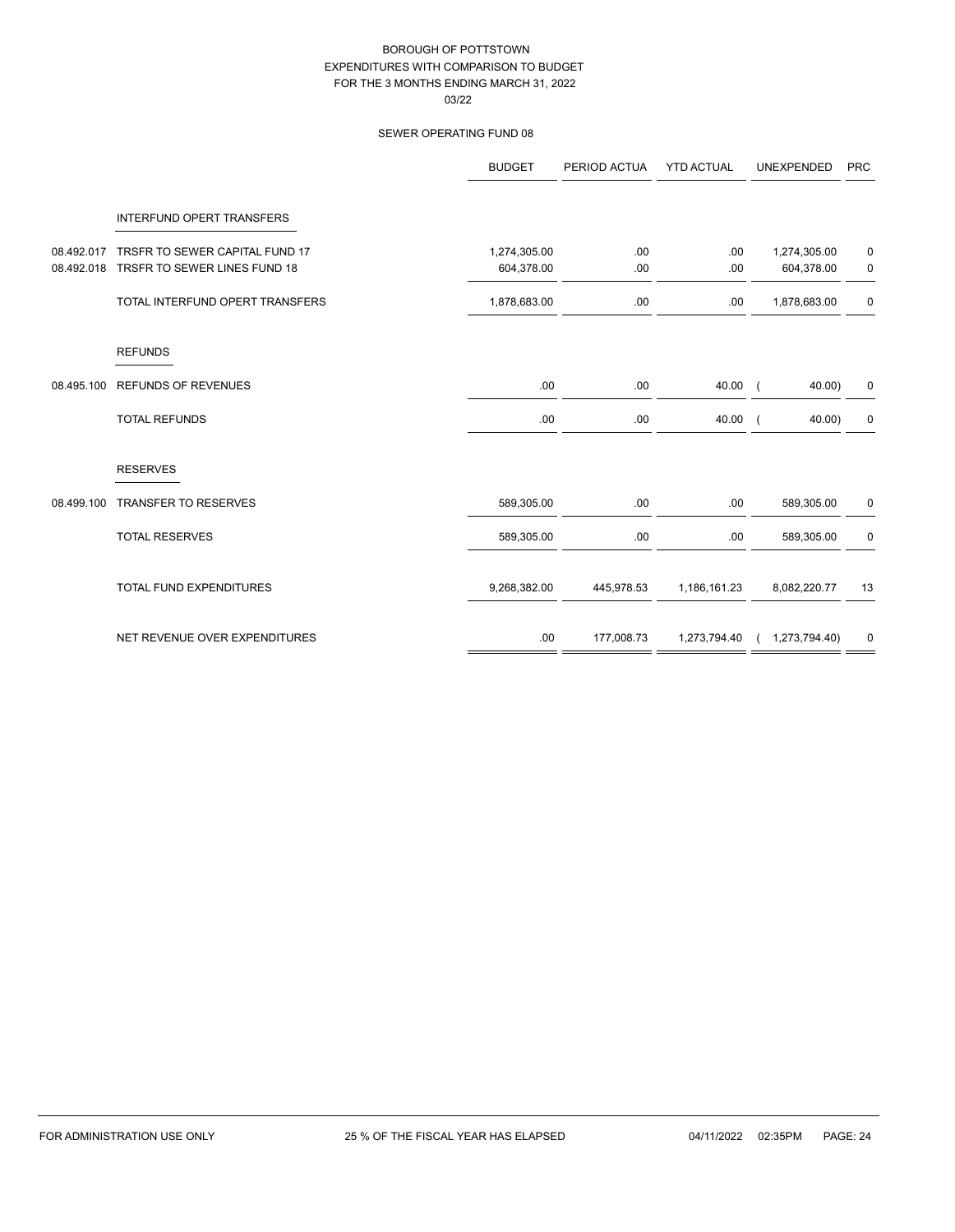BOROUGH OF POTTSTOWN
EXPENDITURES WITH COMPARISON TO BUDGET
FOR THE 3 MONTHS ENDING MARCH 31, 2022
03/22

SEWER OPERATING FUND 08

| | | BUDGET | PERIOD ACTUA | YTD ACTUAL | UNEXPENDED | PRC |
|---|---|---|---|---|---|---|
| | INTERFUND OPERT TRANSFERS | | | | | |
| 08.492.017 | TRSFR TO SEWER CAPITAL FUND 17 | 1,274,305.00 | .00 | .00 | 1,274,305.00 | 0 |
| 08.492.018 | TRSFR TO SEWER LINES FUND 18 | 604,378.00 | .00 | .00 | 604,378.00 | 0 |
| | TOTAL INTERFUND OPERT TRANSFERS | 1,878,683.00 | .00 | .00 | 1,878,683.00 | 0 |
| | REFUNDS | | | | | |
| 08.495.100 | REFUNDS OF REVENUES | .00 | .00 | 40.00 | ( 40.00) | 0 |
| | TOTAL REFUNDS | .00 | .00 | 40.00 | ( 40.00) | 0 |
| | RESERVES | | | | | |
| 08.499.100 | TRANSFER TO RESERVES | 589,305.00 | .00 | .00 | 589,305.00 | 0 |
| | TOTAL RESERVES | 589,305.00 | .00 | .00 | 589,305.00 | 0 |
| | TOTAL FUND EXPENDITURES | 9,268,382.00 | 445,978.53 | 1,186,161.23 | 8,082,220.77 | 13 |
| | NET REVENUE OVER EXPENDITURES | .00 | 177,008.73 | 1,273,794.40 | ( 1,273,794.40) | 0 |

FOR ADMINISTRATION USE ONLY | 25 % OF THE FISCAL YEAR HAS ELAPSED | 04/11/2022 02:35PM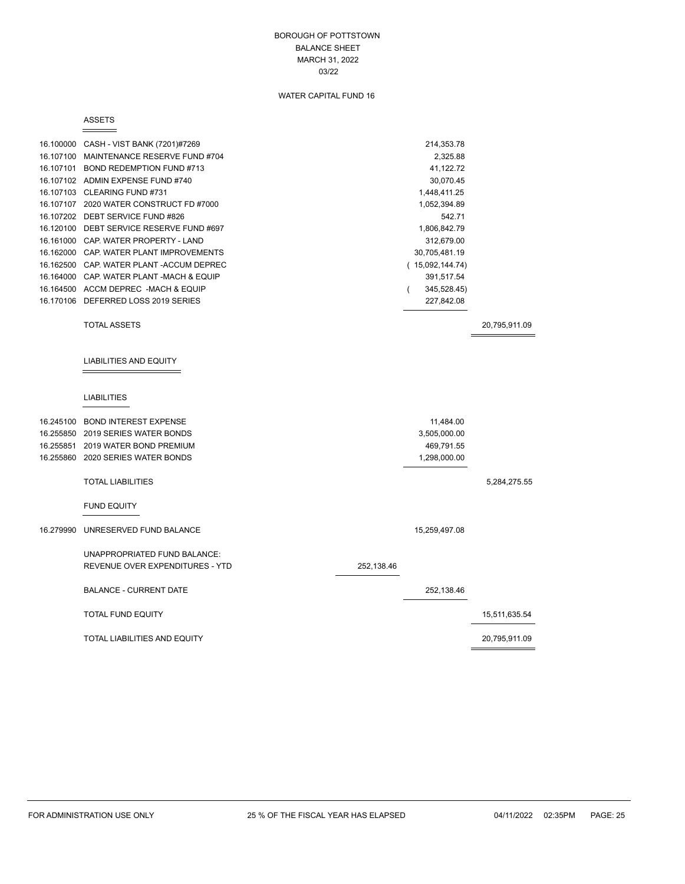BOROUGH OF POTTSTOWN
BALANCE SHEET
MARCH 31, 2022
03/22

WATER CAPITAL FUND 16

ASSETS

| | | | | |
|---|---|---|---|---|
| 16.100000 | CASH - VIST BANK (7201)#7269 | | 214,353.78 | |
| 16.107100 | MAINTENANCE RESERVE FUND #704 | | 2,325.88 | |
| 16.107101 | BOND REDEMPTION FUND #713 | | 41,122.72 | |
| 16.107102 | ADMIN EXPENSE FUND #740 | | 30,070.45 | |
| 16.107103 | CLEARING FUND #731 | | 1,448,411.25 | |
| 16.107107 | 2020 WATER CONSTRUCT FD #7000 | | 1,052,394.89 | |
| 16.107202 | DEBT SERVICE FUND #826 | | 542.71 | |
| 16.120100 | DEBT SERVICE RESERVE FUND #697 | | 1,806,842.79 | |
| 16.161000 | CAP. WATER PROPERTY - LAND | | 312,679.00 | |
| 16.162000 | CAP. WATER PLANT IMPROVEMENTS | | 30,705,481.19 | |
| 16.162500 | CAP. WATER PLANT -ACCUM DEPREC | | ( 15,092,144.74) | |
| 16.164000 | CAP. WATER PLANT -MACH & EQUIP | | 391,517.54 | |
| 16.164500 | ACCM DEPREC -MACH & EQUIP | | ( 345,528.45) | |
| 16.170106 | DEFERRED LOSS 2019 SERIES | | 227,842.08 | |
| | TOTAL ASSETS | | | 20,795,911.09 |

LIABILITIES AND EQUITY

LIABILITIES

| | | | | |
|---|---|---|---|---|
| 16.245100 | BOND INTEREST EXPENSE | | 11,484.00 | |
| 16.255850 | 2019 SERIES WATER BONDS | | 3,505,000.00 | |
| 16.255851 | 2019 WATER BOND PREMIUM | | 469,791.55 | |
| 16.255860 | 2020 SERIES WATER BONDS | | 1,298,000.00 | |
| | TOTAL LIABILITIES | | | 5,284,275.55 |

FUND EQUITY

| | | | | |
|---|---|---|---|---|
| 16.279990 | UNRESERVED FUND BALANCE | | 15,259,497.08 | |
| | UNAPPROPRIATED FUND BALANCE: | | | |
| | REVENUE OVER EXPENDITURES - YTD | 252,138.46 | | |
| | BALANCE - CURRENT DATE | | 252,138.46 | |
| | TOTAL FUND EQUITY | | | 15,511,635.54 |
| | TOTAL LIABILITIES AND EQUITY | | | 20,795,911.09 |

FOR ADMINISTRATION USE ONLY 25 % OF THE FISCAL YEAR HAS ELAPSED 04/11/2022 02:35PM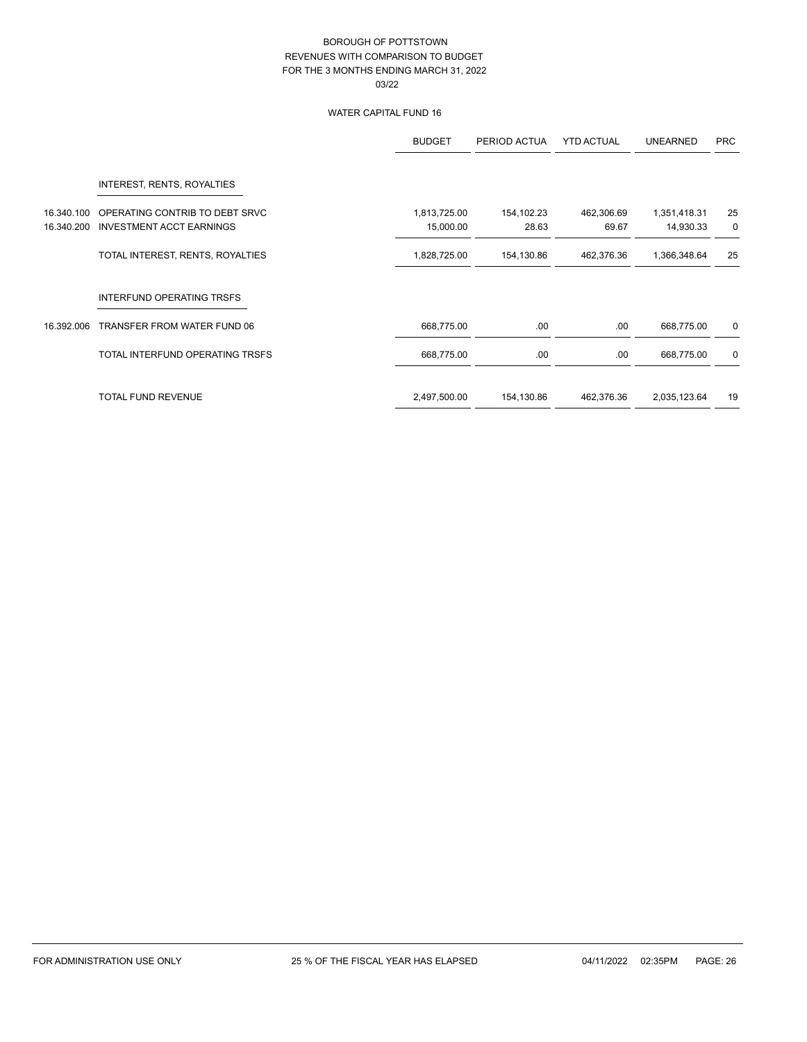# BOROUGH OF POTTSTOWN
## REVENUES WITH COMPARISON TO BUDGET
## FOR THE 3 MONTHS ENDING MARCH 31, 2022
### 03/22

### WATER CAPITAL FUND 16

| | | BUDGET | PERIOD ACTUA | YTD ACTUAL | UNEARNED | PRC |
|---|---|---|---|---|---|---|
| | INTEREST, RENTS, ROYALTIES | | | | | |
| 16.340.100 | OPERATING CONTRIB TO DEBT SRVC | 1,813,725.00 | 154,102.23 | 462,306.69 | 1,351,418.31 | 25 |
| 16.340.200 | INVESTMENT ACCT EARNINGS | 15,000.00 | 28.63 | 69.67 | 14,930.33 | 0 |
| | TOTAL INTEREST, RENTS, ROYALTIES | 1,828,725.00 | 154,130.86 | 462,376.36 | 1,366,348.64 | 25 |
| | INTERFUND OPERATING TRSFS | | | | | |
| 16.392.006 | TRANSFER FROM WATER FUND 06 | 668,775.00 | .00 | .00 | 668,775.00 | 0 |
| | TOTAL INTERFUND OPERATING TRSFS | 668,775.00 | .00 | .00 | 668,775.00 | 0 |
| | TOTAL FUND REVENUE | 2,497,500.00 | 154,130.86 | 462,376.36 | 2,035,123.64 | 19 |

FOR ADMINISTRATION USE ONLY    25 % OF THE FISCAL YEAR HAS ELAPSED    04/11/2022 02:35PM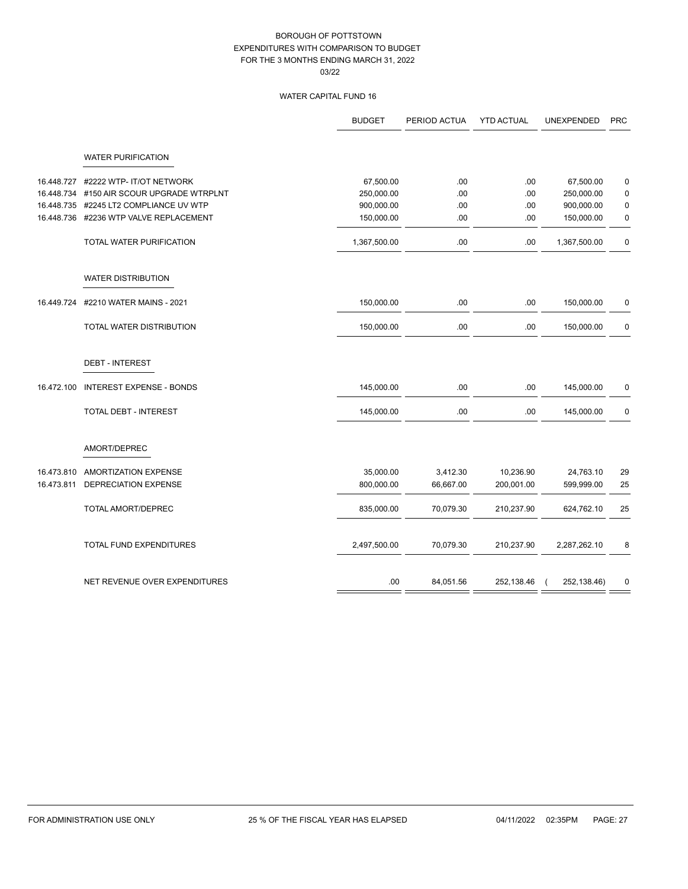BOROUGH OF POTTSTOWN
EXPENDITURES WITH COMPARISON TO BUDGET
FOR THE 3 MONTHS ENDING MARCH 31, 2022
03/22

WATER CAPITAL FUND 16

| | | BUDGET | PERIOD ACTUA | YTD ACTUAL | UNEXPENDED | PRC |
|---|---|---|---|---|---|---|
| | WATER PURIFICATION | | | | | |
| 16.448.727 | #2222 WTP- IT/OT NETWORK | 67,500.00 | .00 | .00 | 67,500.00 | 0 |
| 16.448.734 | #150 AIR SCOUR UPGRADE WTRPLNT | 250,000.00 | .00 | .00 | 250,000.00 | 0 |
| 16.448.735 | #2245 LT2 COMPLIANCE UV WTP | 900,000.00 | .00 | .00 | 900,000.00 | 0 |
| 16.448.736 | #2236 WTP VALVE REPLACEMENT | 150,000.00 | .00 | .00 | 150,000.00 | 0 |
| | TOTAL WATER PURIFICATION | 1,367,500.00 | .00 | .00 | 1,367,500.00 | 0 |
| | WATER DISTRIBUTION | | | | | |
| 16.449.724 | #2210 WATER MAINS - 2021 | 150,000.00 | .00 | .00 | 150,000.00 | 0 |
| | TOTAL WATER DISTRIBUTION | 150,000.00 | .00 | .00 | 150,000.00 | 0 |
| | DEBT - INTEREST | | | | | |
| 16.472.100 | INTEREST EXPENSE - BONDS | 145,000.00 | .00 | .00 | 145,000.00 | 0 |
| | TOTAL DEBT - INTEREST | 145,000.00 | .00 | .00 | 145,000.00 | 0 |
| | AMORT/DEPREC | | | | | |
| 16.473.810 | AMORTIZATION EXPENSE | 35,000.00 | 3,412.30 | 10,236.90 | 24,763.10 | 29 |
| 16.473.811 | DEPRECIATION EXPENSE | 800,000.00 | 66,667.00 | 200,001.00 | 599,999.00 | 25 |
| | TOTAL AMORT/DEPREC | 835,000.00 | 70,079.30 | 210,237.90 | 624,762.10 | 25 |
| | TOTAL FUND EXPENDITURES | 2,497,500.00 | 70,079.30 | 210,237.90 | 2,287,262.10 | 8 |
| | NET REVENUE OVER EXPENDITURES | .00 | 84,051.56 | 252,138.46 | ( 252,138.46) | 0 |

FOR ADMINISTRATION USE ONLY 25 % OF THE FISCAL YEAR HAS ELAPSED 04/11/2022 02:35PM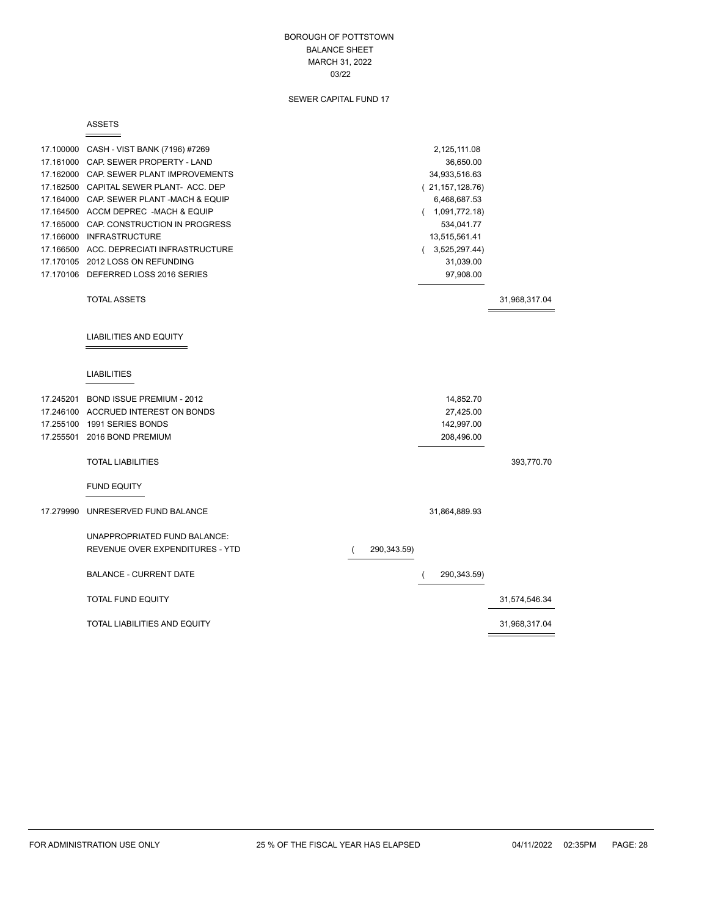BOROUGH OF POTTSTOWN
BALANCE SHEET
MARCH 31, 2022
03/22

SEWER CAPITAL FUND 17

## ASSETS

| | | | | |
|---|---|---|---|---|
| 17.100000 | CASH - VIST BANK (7196) #7269 | | 2,125,111.08 | |
| 17.161000 | CAP. SEWER PROPERTY - LAND | | 36,650.00 | |
| 17.162000 | CAP. SEWER PLANT IMPROVEMENTS | | 34,933,516.63 | |
| 17.162500 | CAPITAL SEWER PLANT- ACC. DEP | | ( 21,157,128.76) | |
| 17.164000 | CAP. SEWER PLANT -MACH & EQUIP | | 6,468,687.53 | |
| 17.164500 | ACCM DEPREC -MACH & EQUIP | | ( 1,091,772.18) | |
| 17.165000 | CAP. CONSTRUCTION IN PROGRESS | | 534,041.77 | |
| 17.166000 | INFRASTRUCTURE | | 13,515,561.41 | |
| 17.166500 | ACC. DEPRECIATI INFRASTRUCTURE | | ( 3,525,297.44) | |
| 17.170105 | 2012 LOSS ON REFUNDING | | 31,039.00 | |
| 17.170106 | DEFERRED LOSS 2016 SERIES | | 97,908.00 | |
| | TOTAL ASSETS | | | 31,968,317.04 |

## LIABILITIES AND EQUITY

### LIABILITIES

| | | | | |
|---|---|---|---|---|
| 17.245201 | BOND ISSUE PREMIUM - 2012 | | 14,852.70 | |
| 17.246100 | ACCRUED INTEREST ON BONDS | | 27,425.00 | |
| 17.255100 | 1991 SERIES BONDS | | 142,997.00 | |
| 17.255501 | 2016 BOND PREMIUM | | 208,496.00 | |
| | TOTAL LIABILITIES | | | 393,770.70 |

### FUND EQUITY

| | | | | |
|---|---|---|---|---|
| 17.279990 | UNRESERVED FUND BALANCE | | 31,864,889.93 | |
| | UNAPPROPRIATED FUND BALANCE: | | | |
| | REVENUE OVER EXPENDITURES - YTD | ( 290,343.59) | | |
| | BALANCE - CURRENT DATE | | ( 290,343.59) | |
| | TOTAL FUND EQUITY | | | 31,574,546.34 |
| | TOTAL LIABILITIES AND EQUITY | | | 31,968,317.04 |

FOR ADMINISTRATION USE ONLY — 25 % OF THE FISCAL YEAR HAS ELAPSED — 04/11/2022 02:35PM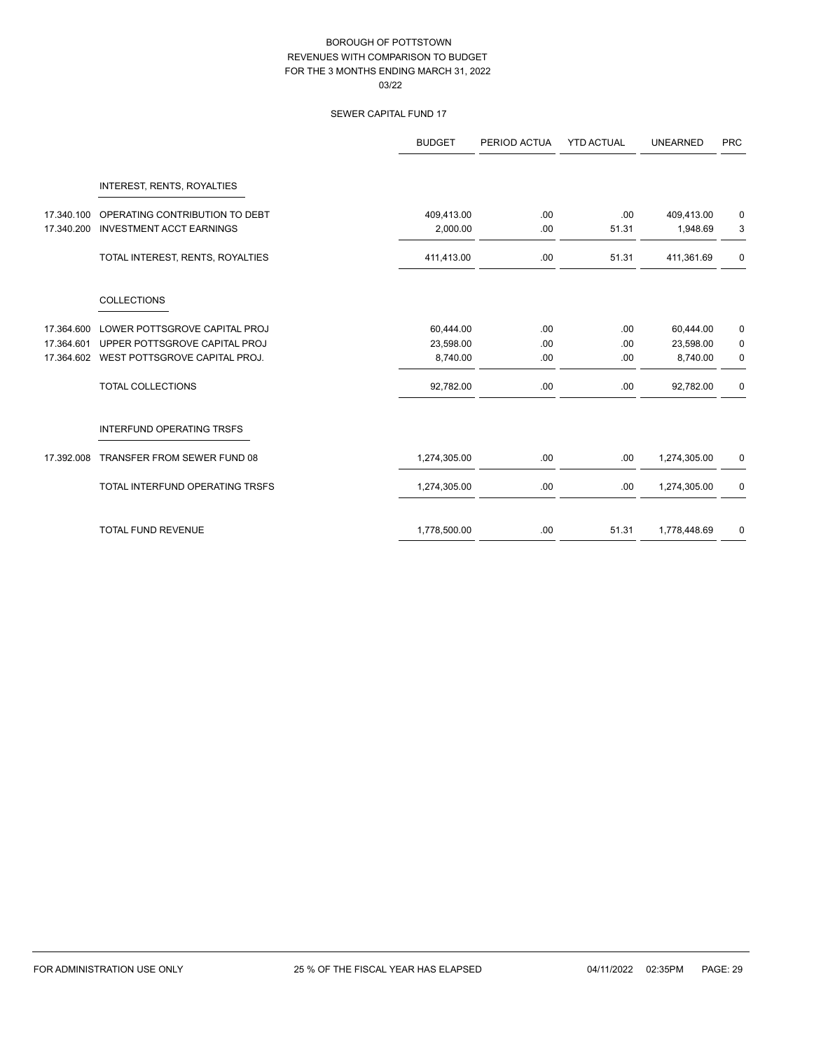# BOROUGH OF POTTSTOWN
## REVENUES WITH COMPARISON TO BUDGET
## FOR THE 3 MONTHS ENDING MARCH 31, 2022
## 03/22

### SEWER CAPITAL FUND 17

| | | BUDGET | PERIOD ACTUA | YTD ACTUAL | UNEARNED | PRC |
|---|---|---|---|---|---|---|
| | **INTEREST, RENTS, ROYALTIES** | | | | | |
| 17.340.100 | OPERATING CONTRIBUTION TO DEBT | 409,413.00 | .00 | .00 | 409,413.00 | 0 |
| 17.340.200 | INVESTMENT ACCT EARNINGS | 2,000.00 | .00 | 51.31 | 1,948.69 | 3 |
| | TOTAL INTEREST, RENTS, ROYALTIES | 411,413.00 | .00 | 51.31 | 411,361.69 | 0 |
| | **COLLECTIONS** | | | | | |
| 17.364.600 | LOWER POTTSGROVE CAPITAL PROJ | 60,444.00 | .00 | .00 | 60,444.00 | 0 |
| 17.364.601 | UPPER POTTSGROVE CAPITAL PROJ | 23,598.00 | .00 | .00 | 23,598.00 | 0 |
| 17.364.602 | WEST POTTSGROVE CAPITAL PROJ. | 8,740.00 | .00 | .00 | 8,740.00 | 0 |
| | TOTAL COLLECTIONS | 92,782.00 | .00 | .00 | 92,782.00 | 0 |
| | **INTERFUND OPERATING TRSFS** | | | | | |
| 17.392.008 | TRANSFER FROM SEWER FUND 08 | 1,274,305.00 | .00 | .00 | 1,274,305.00 | 0 |
| | TOTAL INTERFUND OPERATING TRSFS | 1,274,305.00 | .00 | .00 | 1,274,305.00 | 0 |
| | TOTAL FUND REVENUE | 1,778,500.00 | .00 | 51.31 | 1,778,448.69 | 0 |

FOR ADMINISTRATION USE ONLY 25 % OF THE FISCAL YEAR HAS ELAPSED 04/11/2022 02:35PM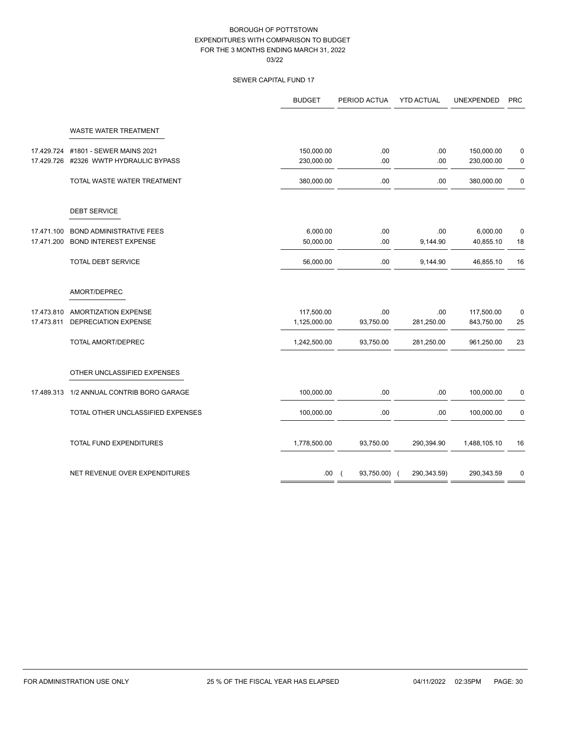BOROUGH OF POTTSTOWN
EXPENDITURES WITH COMPARISON TO BUDGET
FOR THE 3 MONTHS ENDING MARCH 31, 2022
03/22

SEWER CAPITAL FUND 17

| | | BUDGET | PERIOD ACTUA | YTD ACTUAL | UNEXPENDED | PRC |
|---|---|---|---|---|---|---|
| | WASTE WATER TREATMENT | | | | | |
| 17.429.724 | #1801 - SEWER MAINS 2021 | 150,000.00 | .00 | .00 | 150,000.00 | 0 |
| 17.429.726 | #2326 WWTP HYDRAULIC BYPASS | 230,000.00 | .00 | .00 | 230,000.00 | 0 |
| | TOTAL WASTE WATER TREATMENT | 380,000.00 | .00 | .00 | 380,000.00 | 0 |
| | DEBT SERVICE | | | | | |
| 17.471.100 | BOND ADMINISTRATIVE FEES | 6,000.00 | .00 | .00 | 6,000.00 | 0 |
| 17.471.200 | BOND INTEREST EXPENSE | 50,000.00 | .00 | 9,144.90 | 40,855.10 | 18 |
| | TOTAL DEBT SERVICE | 56,000.00 | .00 | 9,144.90 | 46,855.10 | 16 |
| | AMORT/DEPREC | | | | | |
| 17.473.810 | AMORTIZATION EXPENSE | 117,500.00 | .00 | .00 | 117,500.00 | 0 |
| 17.473.811 | DEPRECIATION EXPENSE | 1,125,000.00 | 93,750.00 | 281,250.00 | 843,750.00 | 25 |
| | TOTAL AMORT/DEPREC | 1,242,500.00 | 93,750.00 | 281,250.00 | 961,250.00 | 23 |
| | OTHER UNCLASSIFIED EXPENSES | | | | | |
| 17.489.313 | 1/2 ANNUAL CONTRIB BORO GARAGE | 100,000.00 | .00 | .00 | 100,000.00 | 0 |
| | TOTAL OTHER UNCLASSIFIED EXPENSES | 100,000.00 | .00 | .00 | 100,000.00 | 0 |
| | TOTAL FUND EXPENDITURES | 1,778,500.00 | 93,750.00 | 290,394.90 | 1,488,105.10 | 16 |
| | NET REVENUE OVER EXPENDITURES | .00 | ( 93,750.00) | ( 290,343.59) | 290,343.59 | 0 |

FOR ADMINISTRATION USE ONLY 25 % OF THE FISCAL YEAR HAS ELAPSED 04/11/2022 02:35PM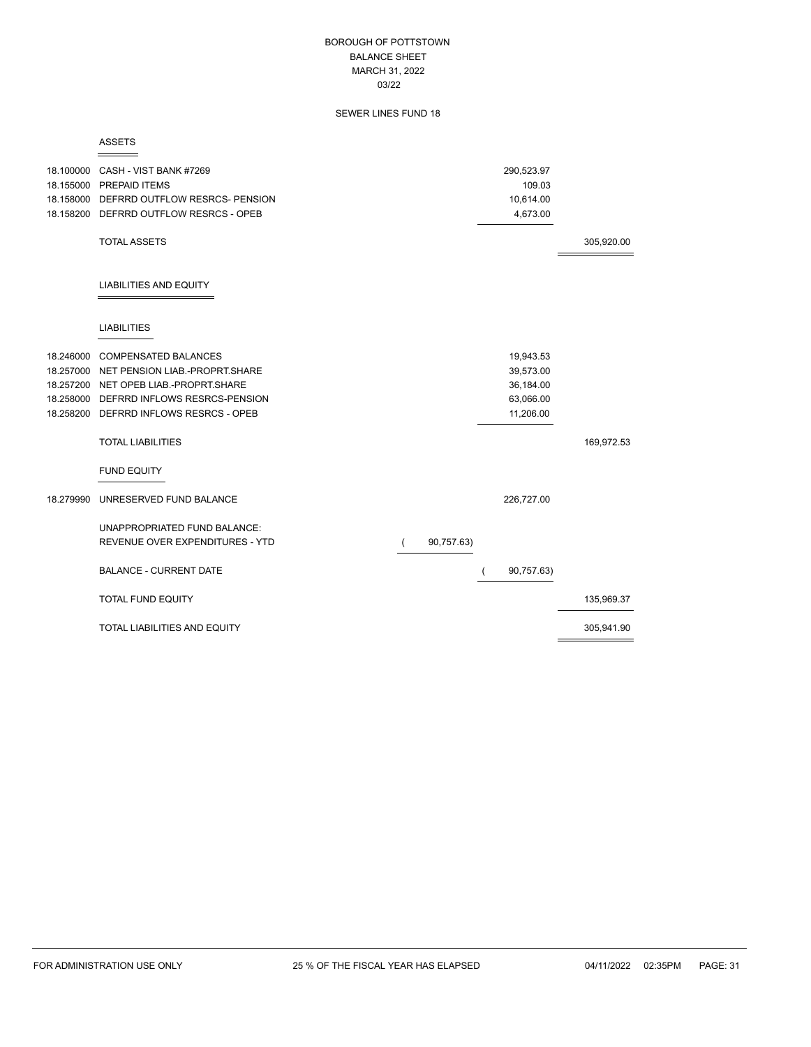# BOROUGH OF POTTSTOWN
## BALANCE SHEET
## MARCH 31, 2022
## 03/22

### SEWER LINES FUND 18

#### ASSETS

| | | | | |
|---|---|---|---|---|
| 18.100000 | CASH - VIST BANK #7269 | | 290,523.97 | |
| 18.155000 | PREPAID ITEMS | | 109.03 | |
| 18.158000 | DEFRRD OUTFLOW RESRCS- PENSION | | 10,614.00 | |
| 18.158200 | DEFRRD OUTFLOW RESRCS - OPEB | | 4,673.00 | |
| | TOTAL ASSETS | | | 305,920.00 |

#### LIABILITIES AND EQUITY

#### LIABILITIES

| | | | | |
|---|---|---|---|---|
| 18.246000 | COMPENSATED BALANCES | | 19,943.53 | |
| 18.257000 | NET PENSION LIAB.-PROPRT.SHARE | | 39,573.00 | |
| 18.257200 | NET OPEB LIAB.-PROPRT.SHARE | | 36,184.00 | |
| 18.258000 | DEFRRD INFLOWS RESRCS-PENSION | | 63,066.00 | |
| 18.258200 | DEFRRD INFLOWS RESRCS - OPEB | | 11,206.00 | |
| | TOTAL LIABILITIES | | | 169,972.53 |

#### FUND EQUITY

| | | | | |
|---|---|---|---|---|
| 18.279990 | UNRESERVED FUND BALANCE | | 226,727.00 | |
| | UNAPPROPRIATED FUND BALANCE: | | | |
| | REVENUE OVER EXPENDITURES - YTD | ( 90,757.63) | | |
| | BALANCE - CURRENT DATE | | ( 90,757.63) | |
| | TOTAL FUND EQUITY | | | 135,969.37 |
| | TOTAL LIABILITIES AND EQUITY | | | 305,941.90 |

FOR ADMINISTRATION USE ONLY 25 % OF THE FISCAL YEAR HAS ELAPSED 04/11/2022 02:35PM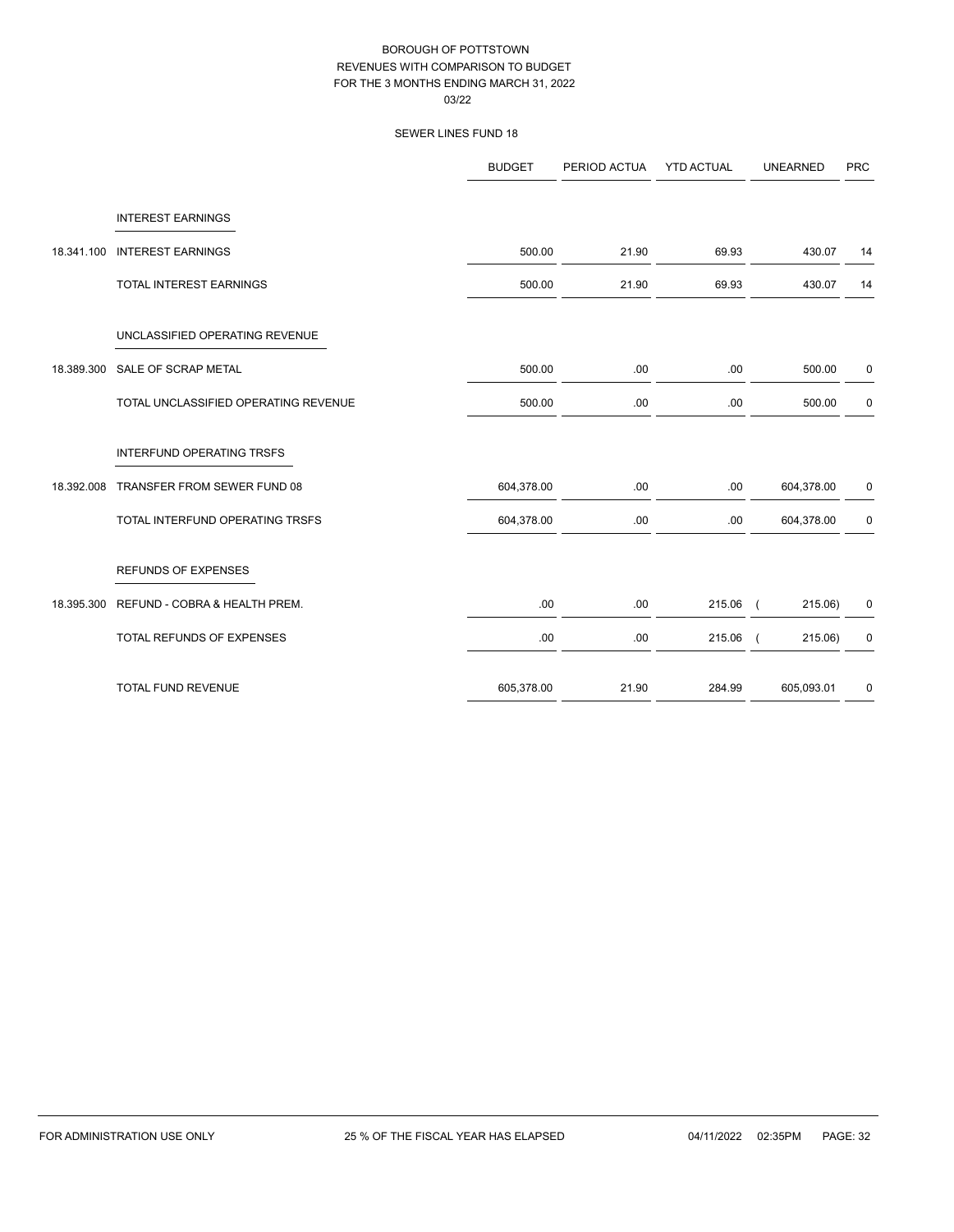BOROUGH OF POTTSTOWN
REVENUES WITH COMPARISON TO BUDGET
FOR THE 3 MONTHS ENDING MARCH 31, 2022
03/22

SEWER LINES FUND 18

| | | BUDGET | PERIOD ACTUA | YTD ACTUAL | UNEARNED | PRC |
|---|---|---|---|---|---|---|
| | INTEREST EARNINGS | | | | | |
| 18.341.100 | INTEREST EARNINGS | 500.00 | 21.90 | 69.93 | 430.07 | 14 |
| | TOTAL INTEREST EARNINGS | 500.00 | 21.90 | 69.93 | 430.07 | 14 |
| | UNCLASSIFIED OPERATING REVENUE | | | | | |
| 18.389.300 | SALE OF SCRAP METAL | 500.00 | .00 | .00 | 500.00 | 0 |
| | TOTAL UNCLASSIFIED OPERATING REVENUE | 500.00 | .00 | .00 | 500.00 | 0 |
| | INTERFUND OPERATING TRSFS | | | | | |
| 18.392.008 | TRANSFER FROM SEWER FUND 08 | 604,378.00 | .00 | .00 | 604,378.00 | 0 |
| | TOTAL INTERFUND OPERATING TRSFS | 604,378.00 | .00 | .00 | 604,378.00 | 0 |
| | REFUNDS OF EXPENSES | | | | | |
| 18.395.300 | REFUND - COBRA & HEALTH PREM. | .00 | .00 | 215.06 | ( 215.06) | 0 |
| | TOTAL REFUNDS OF EXPENSES | .00 | .00 | 215.06 | ( 215.06) | 0 |
| | TOTAL FUND REVENUE | 605,378.00 | 21.90 | 284.99 | 605,093.01 | 0 |

FOR ADMINISTRATION USE ONLY 25 % OF THE FISCAL YEAR HAS ELAPSED 04/11/2022 02:35PM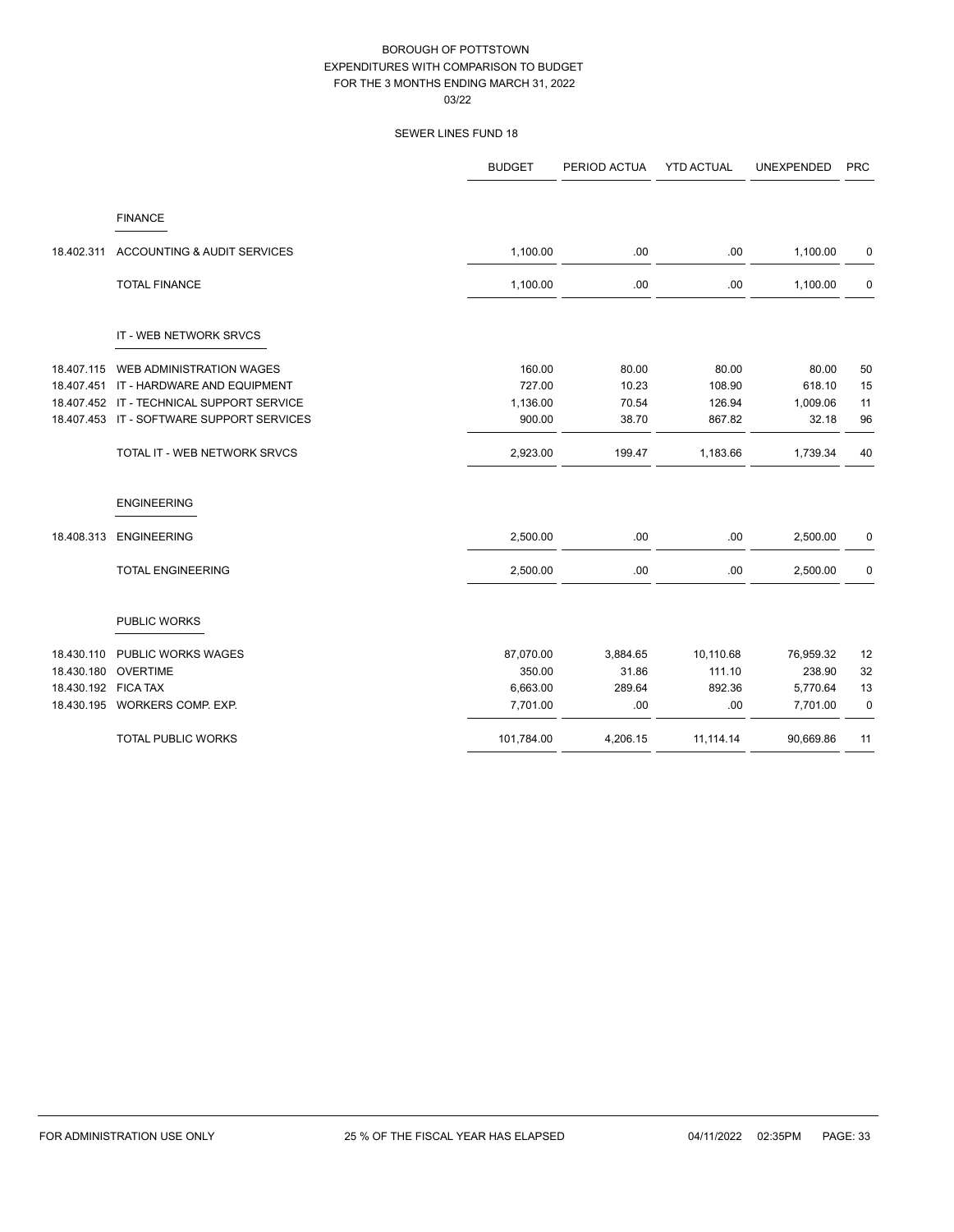# BOROUGH OF POTTSTOWN
## EXPENDITURES WITH COMPARISON TO BUDGET
## FOR THE 3 MONTHS ENDING MARCH 31, 2022
03/22

### SEWER LINES FUND 18

| | | BUDGET | PERIOD ACTUA | YTD ACTUAL | UNEXPENDED | PRC |
|---|---|---|---|---|---|---|
| | FINANCE | | | | | |
| 18.402.311 | ACCOUNTING & AUDIT SERVICES | 1,100.00 | .00 | .00 | 1,100.00 | 0 |
| | TOTAL FINANCE | 1,100.00 | .00 | .00 | 1,100.00 | 0 |
| | IT - WEB NETWORK SRVCS | | | | | |
| 18.407.115 | WEB ADMINISTRATION WAGES | 160.00 | 80.00 | 80.00 | 80.00 | 50 |
| 18.407.451 | IT - HARDWARE AND EQUIPMENT | 727.00 | 10.23 | 108.90 | 618.10 | 15 |
| 18.407.452 | IT - TECHNICAL SUPPORT SERVICE | 1,136.00 | 70.54 | 126.94 | 1,009.06 | 11 |
| 18.407.453 | IT - SOFTWARE SUPPORT SERVICES | 900.00 | 38.70 | 867.82 | 32.18 | 96 |
| | TOTAL IT - WEB NETWORK SRVCS | 2,923.00 | 199.47 | 1,183.66 | 1,739.34 | 40 |
| | ENGINEERING | | | | | |
| 18.408.313 | ENGINEERING | 2,500.00 | .00 | .00 | 2,500.00 | 0 |
| | TOTAL ENGINEERING | 2,500.00 | .00 | .00 | 2,500.00 | 0 |
| | PUBLIC WORKS | | | | | |
| 18.430.110 | PUBLIC WORKS WAGES | 87,070.00 | 3,884.65 | 10,110.68 | 76,959.32 | 12 |
| 18.430.180 | OVERTIME | 350.00 | 31.86 | 111.10 | 238.90 | 32 |
| 18.430.192 | FICA TAX | 6,663.00 | 289.64 | 892.36 | 5,770.64 | 13 |
| 18.430.195 | WORKERS COMP. EXP. | 7,701.00 | .00 | .00 | 7,701.00 | 0 |
| | TOTAL PUBLIC WORKS | 101,784.00 | 4,206.15 | 11,114.14 | 90,669.86 | 11 |

FOR ADMINISTRATION USE ONLY    25 % OF THE FISCAL YEAR HAS ELAPSED    04/11/2022 02:35PM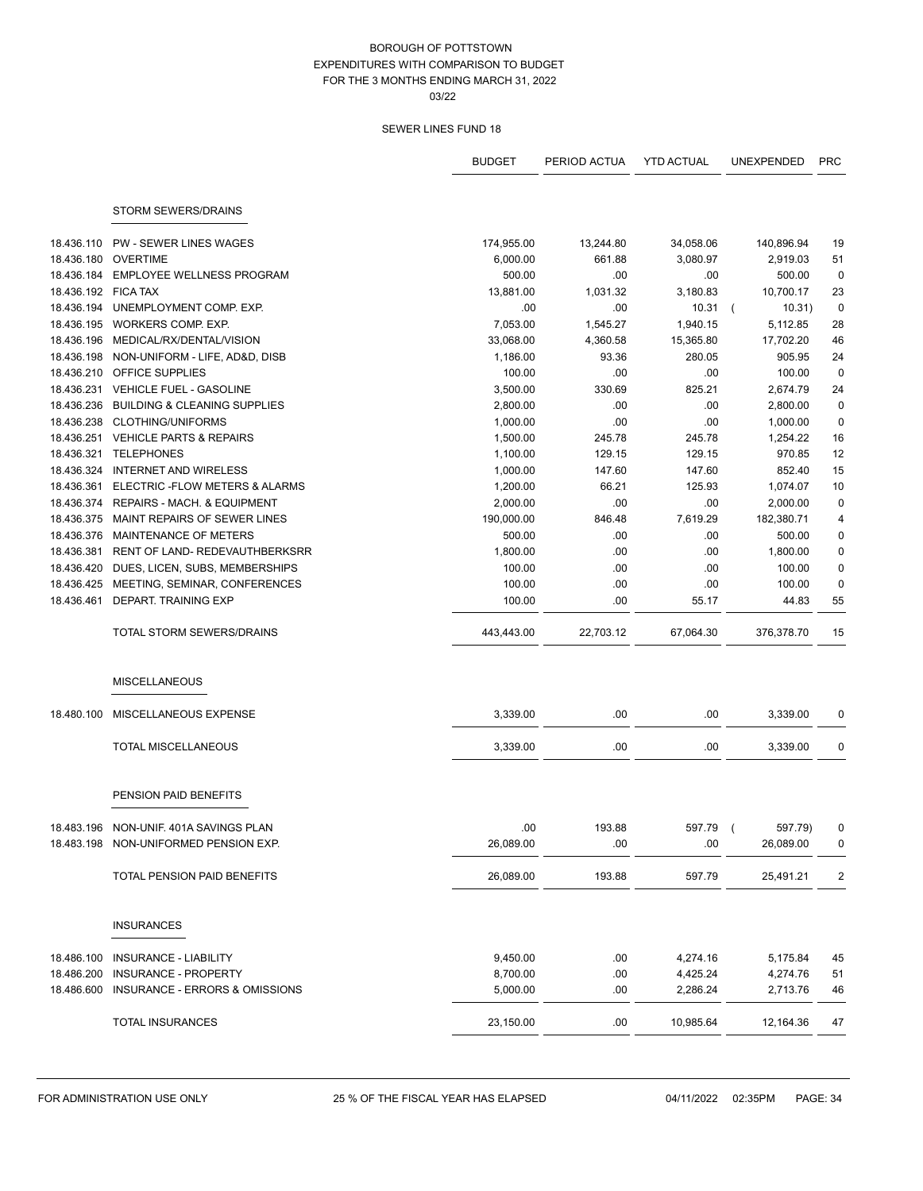# BOROUGH OF POTTSTOWN
## EXPENDITURES WITH COMPARISON TO BUDGET
## FOR THE 3 MONTHS ENDING MARCH 31, 2022
03/22

### SEWER LINES FUND 18

| | | BUDGET | PERIOD ACTUA | YTD ACTUAL | UNEXPENDED | PRC |
|---|---|---|---|---|---|---|
| | **STORM SEWERS/DRAINS** | | | | | |
| 18.436.110 | PW - SEWER LINES WAGES | 174,955.00 | 13,244.80 | 34,058.06 | 140,896.94 | 19 |
| 18.436.180 | OVERTIME | 6,000.00 | 661.88 | 3,080.97 | 2,919.03 | 51 |
| 18.436.184 | EMPLOYEE WELLNESS PROGRAM | 500.00 | .00 | .00 | 500.00 | 0 |
| 18.436.192 | FICA TAX | 13,881.00 | 1,031.32 | 3,180.83 | 10,700.17 | 23 |
| 18.436.194 | UNEMPLOYMENT COMP. EXP. | .00 | .00 | 10.31 | ( 10.31) | 0 |
| 18.436.195 | WORKERS COMP. EXP. | 7,053.00 | 1,545.27 | 1,940.15 | 5,112.85 | 28 |
| 18.436.196 | MEDICAL/RX/DENTAL/VISION | 33,068.00 | 4,360.58 | 15,365.80 | 17,702.20 | 46 |
| 18.436.198 | NON-UNIFORM - LIFE, AD&D, DISB | 1,186.00 | 93.36 | 280.05 | 905.95 | 24 |
| 18.436.210 | OFFICE SUPPLIES | 100.00 | .00 | .00 | 100.00 | 0 |
| 18.436.231 | VEHICLE FUEL - GASOLINE | 3,500.00 | 330.69 | 825.21 | 2,674.79 | 24 |
| 18.436.236 | BUILDING & CLEANING SUPPLIES | 2,800.00 | .00 | .00 | 2,800.00 | 0 |
| 18.436.238 | CLOTHING/UNIFORMS | 1,000.00 | .00 | .00 | 1,000.00 | 0 |
| 18.436.251 | VEHICLE PARTS & REPAIRS | 1,500.00 | 245.78 | 245.78 | 1,254.22 | 16 |
| 18.436.321 | TELEPHONES | 1,100.00 | 129.15 | 129.15 | 970.85 | 12 |
| 18.436.324 | INTERNET AND WIRELESS | 1,000.00 | 147.60 | 147.60 | 852.40 | 15 |
| 18.436.361 | ELECTRIC -FLOW METERS & ALARMS | 1,200.00 | 66.21 | 125.93 | 1,074.07 | 10 |
| 18.436.374 | REPAIRS - MACH. & EQUIPMENT | 2,000.00 | .00 | .00 | 2,000.00 | 0 |
| 18.436.375 | MAINT REPAIRS OF SEWER LINES | 190,000.00 | 846.48 | 7,619.29 | 182,380.71 | 4 |
| 18.436.376 | MAINTENANCE OF METERS | 500.00 | .00 | .00 | 500.00 | 0 |
| 18.436.381 | RENT OF LAND- REDEVAUTHBERKSRR | 1,800.00 | .00 | .00 | 1,800.00 | 0 |
| 18.436.420 | DUES, LICEN, SUBS, MEMBERSHIPS | 100.00 | .00 | .00 | 100.00 | 0 |
| 18.436.425 | MEETING, SEMINAR, CONFERENCES | 100.00 | .00 | .00 | 100.00 | 0 |
| 18.436.461 | DEPART. TRAINING EXP | 100.00 | .00 | 55.17 | 44.83 | 55 |
| | TOTAL STORM SEWERS/DRAINS | 443,443.00 | 22,703.12 | 67,064.30 | 376,378.70 | 15 |
| | **MISCELLANEOUS** | | | | | |
| 18.480.100 | MISCELLANEOUS EXPENSE | 3,339.00 | .00 | .00 | 3,339.00 | 0 |
| | TOTAL MISCELLANEOUS | 3,339.00 | .00 | .00 | 3,339.00 | 0 |
| | **PENSION PAID BENEFITS** | | | | | |
| 18.483.196 | NON-UNIF. 401A SAVINGS PLAN | .00 | 193.88 | 597.79 | ( 597.79) | 0 |
| 18.483.198 | NON-UNIFORMED PENSION EXP. | 26,089.00 | .00 | .00 | 26,089.00 | 0 |
| | TOTAL PENSION PAID BENEFITS | 26,089.00 | 193.88 | 597.79 | 25,491.21 | 2 |
| | **INSURANCES** | | | | | |
| 18.486.100 | INSURANCE - LIABILITY | 9,450.00 | .00 | 4,274.16 | 5,175.84 | 45 |
| 18.486.200 | INSURANCE - PROPERTY | 8,700.00 | .00 | 4,425.24 | 4,274.76 | 51 |
| 18.486.600 | INSURANCE - ERRORS & OMISSIONS | 5,000.00 | .00 | 2,286.24 | 2,713.76 | 46 |
| | TOTAL INSURANCES | 23,150.00 | .00 | 10,985.64 | 12,164.36 | 47 |

FOR ADMINISTRATION USE ONLY    25 % OF THE FISCAL YEAR HAS ELAPSED    04/11/2022 02:35PM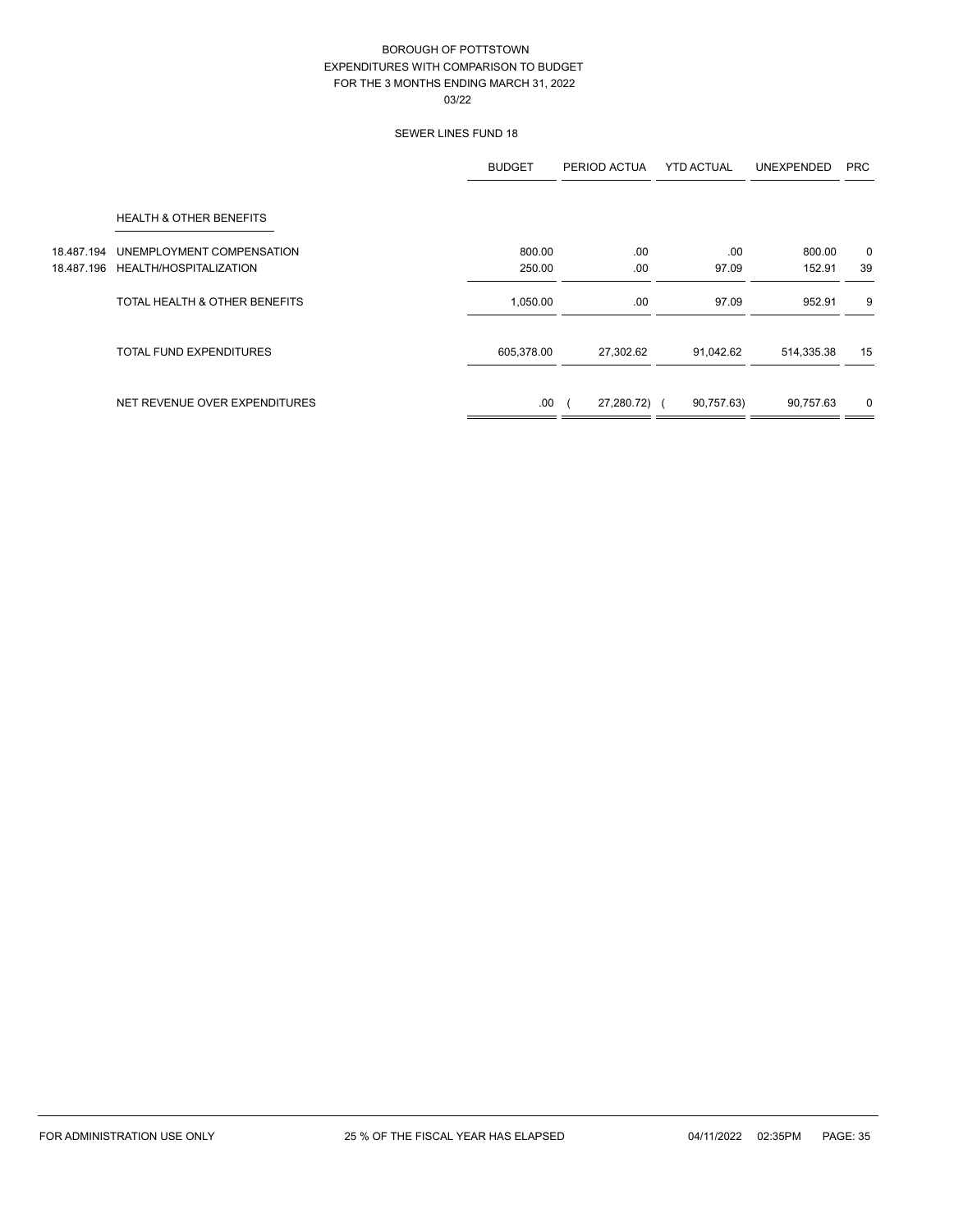BOROUGH OF POTTSTOWN
EXPENDITURES WITH COMPARISON TO BUDGET
FOR THE 3 MONTHS ENDING MARCH 31, 2022
03/22

SEWER LINES FUND 18

| | | BUDGET | PERIOD ACTUA | YTD ACTUAL | UNEXPENDED | PRC |
|---|---|---|---|---|---|---|
| | HEALTH & OTHER BENEFITS | | | | | |
| 18.487.194 | UNEMPLOYMENT COMPENSATION | 800.00 | .00 | .00 | 800.00 | 0 |
| 18.487.196 | HEALTH/HOSPITALIZATION | 250.00 | .00 | 97.09 | 152.91 | 39 |
| | TOTAL HEALTH & OTHER BENEFITS | 1,050.00 | .00 | 97.09 | 952.91 | 9 |
| | TOTAL FUND EXPENDITURES | 605,378.00 | 27,302.62 | 91,042.62 | 514,335.38 | 15 |
| | NET REVENUE OVER EXPENDITURES | .00 | ( 27,280.72) | ( 90,757.63) | 90,757.63 | 0 |

FOR ADMINISTRATION USE ONLY 25 % OF THE FISCAL YEAR HAS ELAPSED 04/11/2022 02:35PM